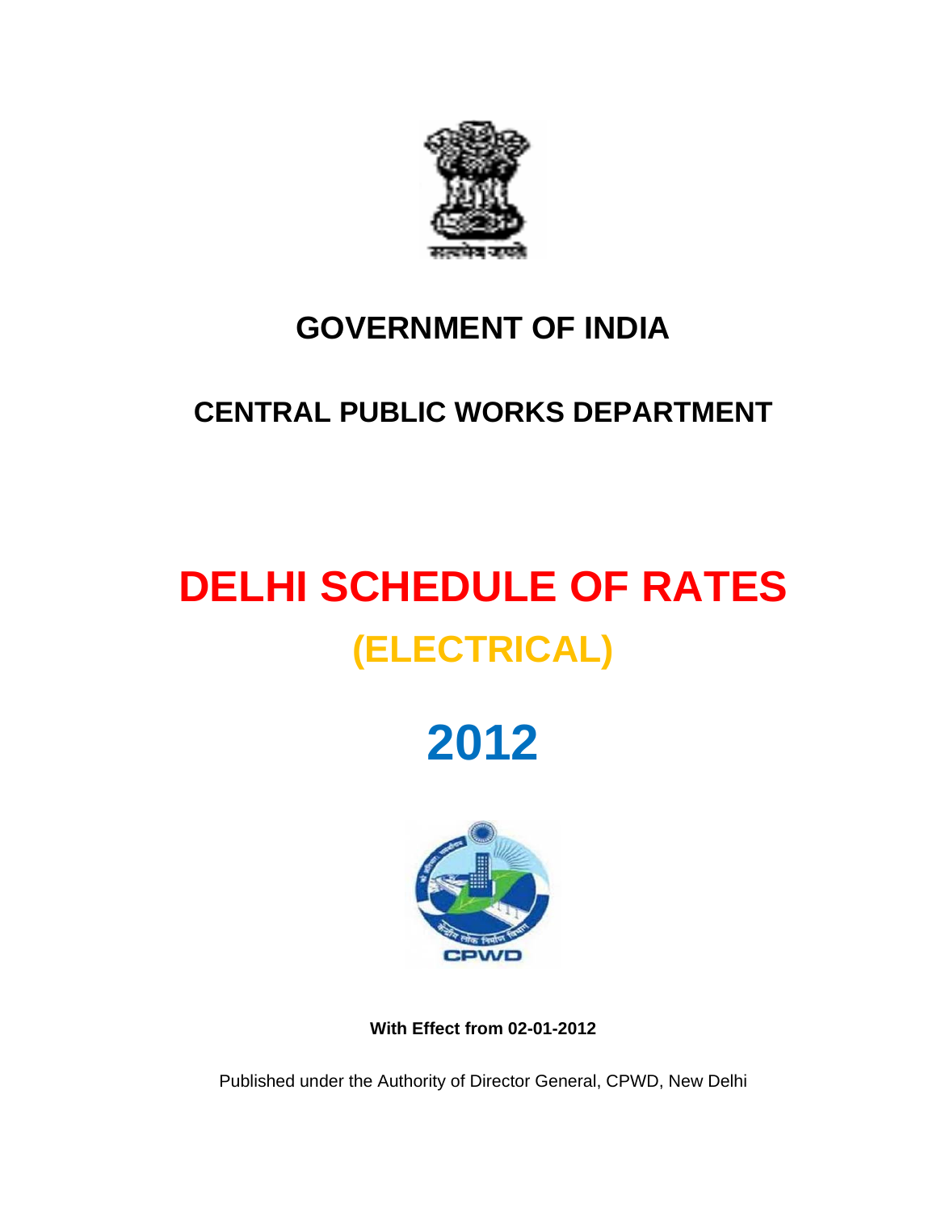# GOVERNMENT OF INDIA

## CENTRAL PUBLIC WORKS DEPARTMENT

# DELHI SCHEDULE OF RATES

## (ELECTRICAL)

# 2012

**With Effect from 02-01-2012**

Published under the Authority of Director General, CPWD, New Delhi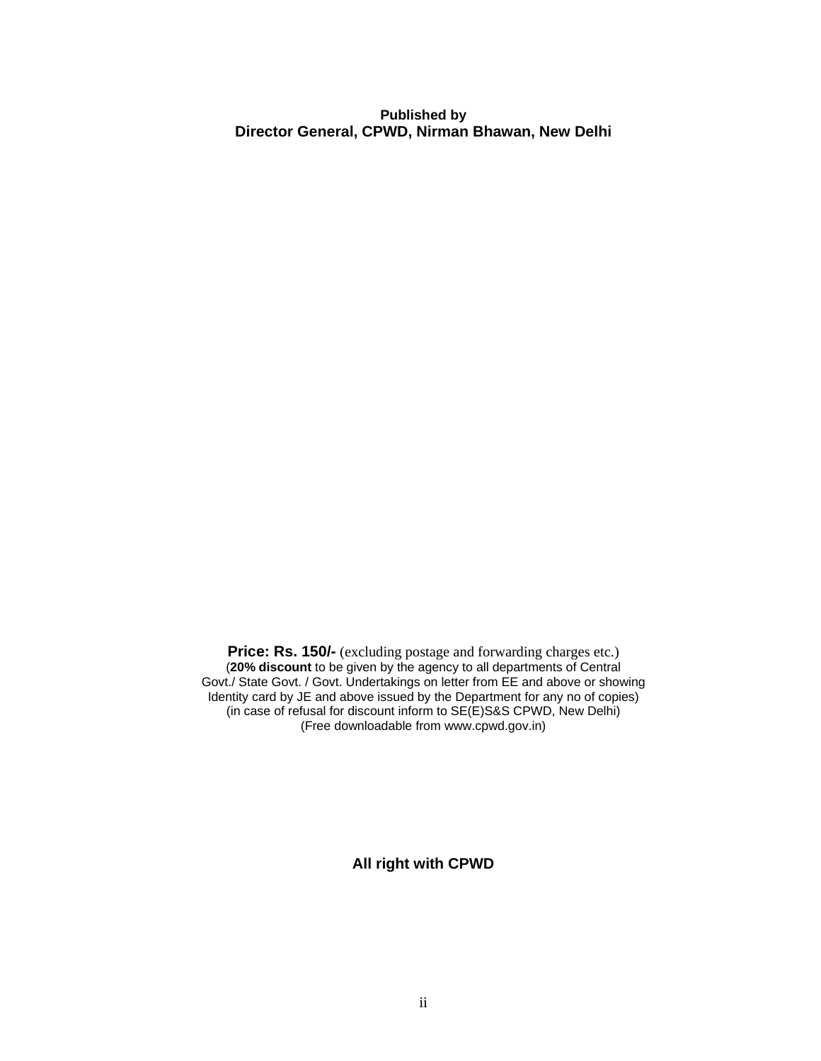**Published by**
**Director General, CPWD, Nirman Bhawan, New Delhi**

**Price: Rs. 150/-** (excluding postage and forwarding charges etc.)
(**20% discount** to be given by the agency to all departments of Central Govt./ State Govt. / Govt. Undertakings on letter from EE and above or showing Identity card by JE and above issued by the Department for any no of copies)
(in case of refusal for discount inform to SE(E)S&S CPWD, New Delhi)
(Free downloadable from www.cpwd.gov.in)

**All right with CPWD**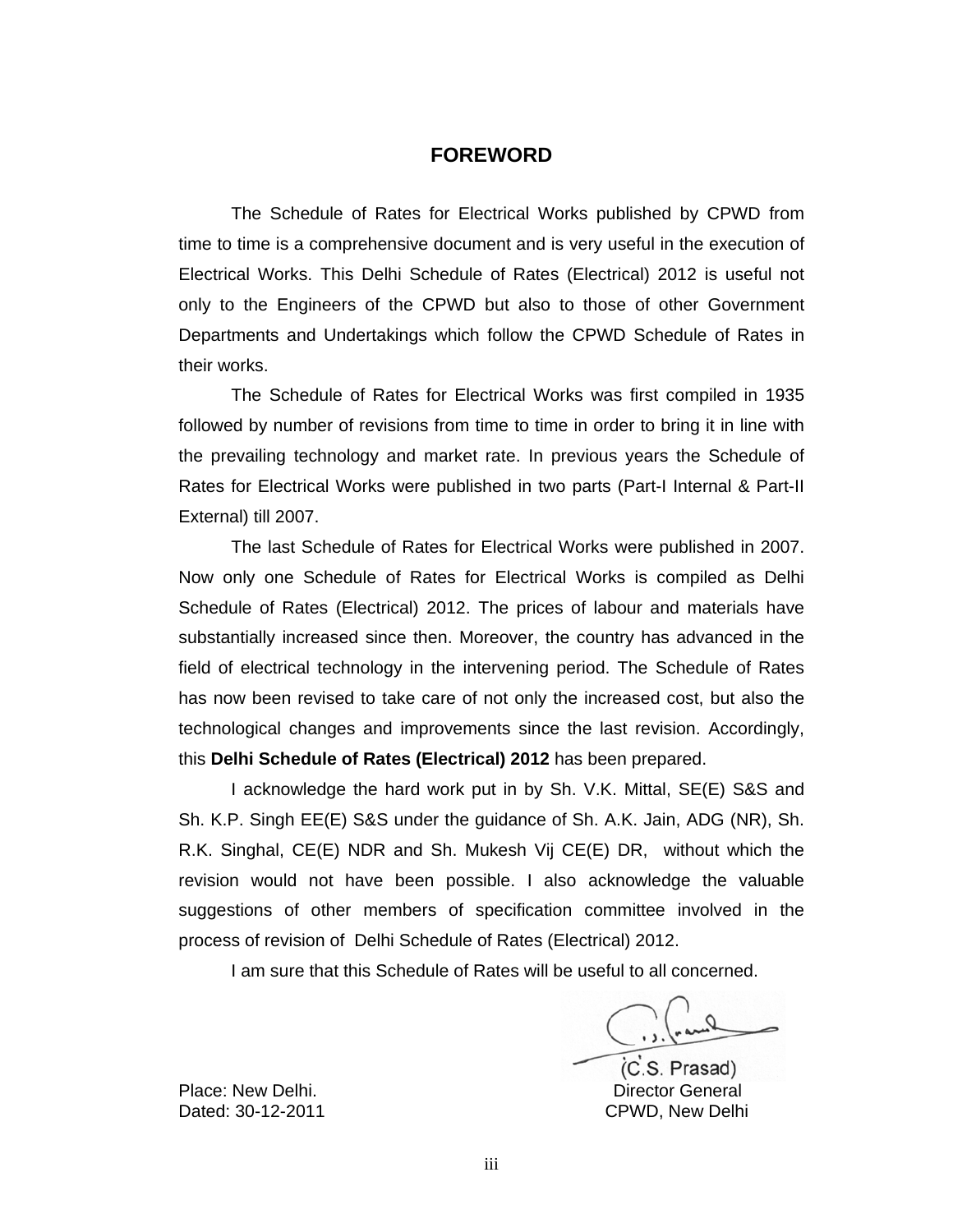# FOREWORD

The Schedule of Rates for Electrical Works published by CPWD from time to time is a comprehensive document and is very useful in the execution of Electrical Works. This Delhi Schedule of Rates (Electrical) 2012 is useful not only to the Engineers of the CPWD but also to those of other Government Departments and Undertakings which follow the CPWD Schedule of Rates in their works.

The Schedule of Rates for Electrical Works was first compiled in 1935 followed by number of revisions from time to time in order to bring it in line with the prevailing technology and market rate. In previous years the Schedule of Rates for Electrical Works were published in two parts (Part-I Internal & Part-II External) till 2007.

The last Schedule of Rates for Electrical Works were published in 2007. Now only one Schedule of Rates for Electrical Works is compiled as Delhi Schedule of Rates (Electrical) 2012. The prices of labour and materials have substantially increased since then. Moreover, the country has advanced in the field of electrical technology in the intervening period. The Schedule of Rates has now been revised to take care of not only the increased cost, but also the technological changes and improvements since the last revision. Accordingly, this **Delhi Schedule of Rates (Electrical) 2012** has been prepared.

I acknowledge the hard work put in by Sh. V.K. Mittal, SE(E) S&S and Sh. K.P. Singh EE(E) S&S under the guidance of Sh. A.K. Jain, ADG (NR), Sh. R.K. Singhal, CE(E) NDR and Sh. Mukesh Vij CE(E) DR, without which the revision would not have been possible. I also acknowledge the valuable suggestions of other members of specification committee involved in the process of revision of Delhi Schedule of Rates (Electrical) 2012.

I am sure that this Schedule of Rates will be useful to all concerned.

(C.S. Prasad)
Director General
CPWD, New Delhi

Place: New Delhi.
Dated: 30-12-2011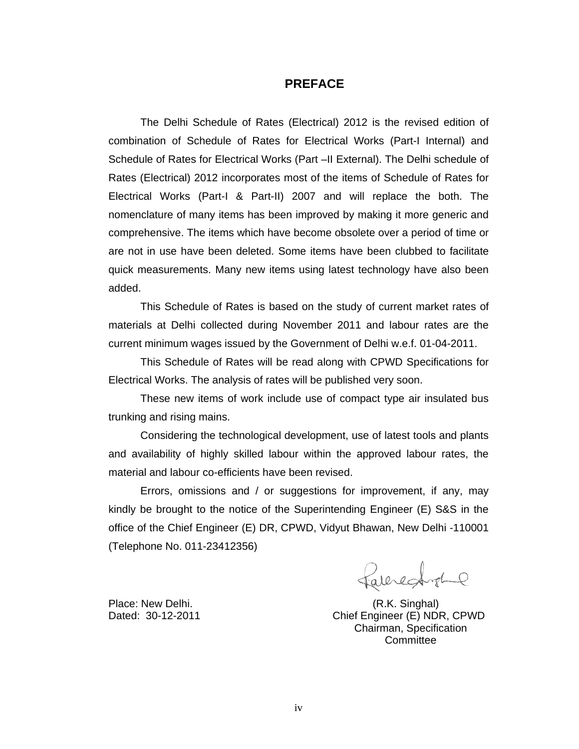# PREFACE

The Delhi Schedule of Rates (Electrical) 2012 is the revised edition of combination of Schedule of Rates for Electrical Works (Part-I Internal) and Schedule of Rates for Electrical Works (Part –II External). The Delhi schedule of Rates (Electrical) 2012 incorporates most of the items of Schedule of Rates for Electrical Works (Part-I & Part-II) 2007 and will replace the both. The nomenclature of many items has been improved by making it more generic and comprehensive. The items which have become obsolete over a period of time or are not in use have been deleted. Some items have been clubbed to facilitate quick measurements. Many new items using latest technology have also been added.

This Schedule of Rates is based on the study of current market rates of materials at Delhi collected during November 2011 and labour rates are the current minimum wages issued by the Government of Delhi w.e.f. 01-04-2011.

This Schedule of Rates will be read along with CPWD Specifications for Electrical Works. The analysis of rates will be published very soon.

These new items of work include use of compact type air insulated bus trunking and rising mains.

Considering the technological development, use of latest tools and plants and availability of highly skilled labour within the approved labour rates, the material and labour co-efficients have been revised.

Errors, omissions and / or suggestions for improvement, if any, may kindly be brought to the notice of the Superintending Engineer (E) S&S in the office of the Chief Engineer (E) DR, CPWD, Vidyut Bhawan, New Delhi -110001 (Telephone No. 011-23412356)

Place: New Delhi.
Dated: 30-12-2011

(R.K. Singhal)
Chief Engineer (E) NDR, CPWD
Chairman, Specification Committee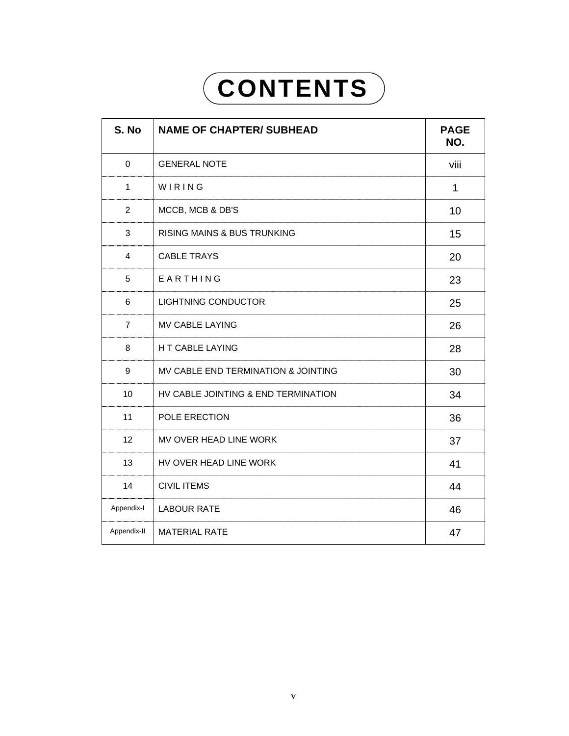# CONTENTS

| S. No | NAME OF CHAPTER/ SUBHEAD | PAGE NO. |
|---|---|---|
| 0 | GENERAL NOTE | viii |
| 1 | W I R I N G | 1 |
| 2 | MCCB, MCB & DB'S | 10 |
| 3 | RISING MAINS & BUS TRUNKING | 15 |
| 4 | CABLE TRAYS | 20 |
| 5 | E A R T H I N G | 23 |
| 6 | LIGHTNING CONDUCTOR | 25 |
| 7 | MV CABLE LAYING | 26 |
| 8 | H T CABLE LAYING | 28 |
| 9 | MV CABLE END TERMINATION & JOINTING | 30 |
| 10 | HV CABLE JOINTING & END TERMINATION | 34 |
| 11 | POLE ERECTION | 36 |
| 12 | MV OVER HEAD LINE WORK | 37 |
| 13 | HV OVER HEAD LINE WORK | 41 |
| 14 | CIVIL ITEMS | 44 |
| Appendix-I | LABOUR RATE | 46 |
| Appendix-II | MATERIAL RATE | 47 |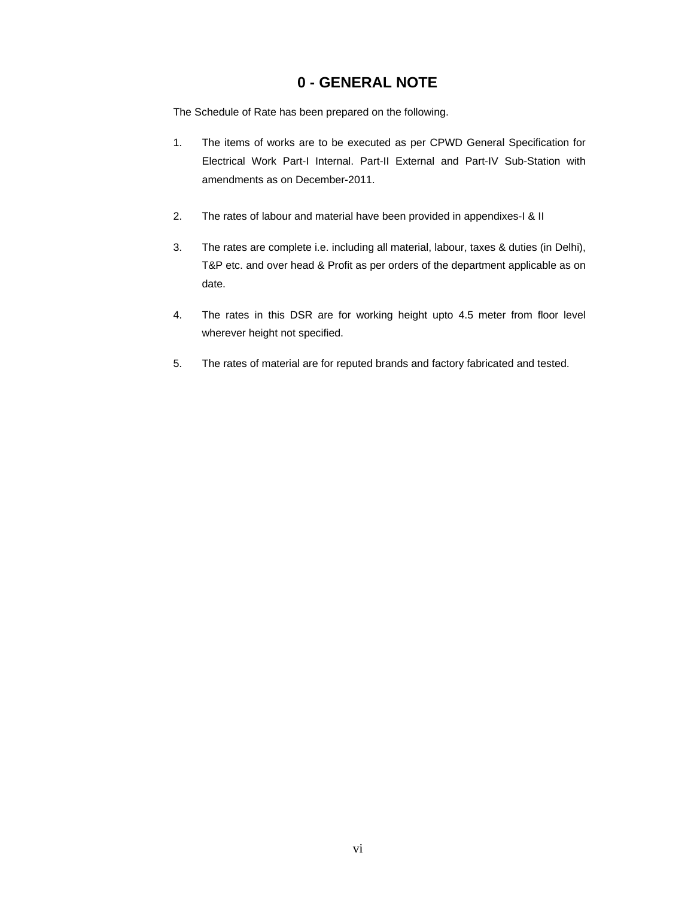# 0 - GENERAL NOTE

The Schedule of Rate has been prepared on the following.

1. The items of works are to be executed as per CPWD General Specification for Electrical Work Part-I Internal. Part-II External and Part-IV Sub-Station with amendments as on December-2011.

2. The rates of labour and material have been provided in appendixes-I & II

3. The rates are complete i.e. including all material, labour, taxes & duties (in Delhi), T&P etc. and over head & Profit as per orders of the department applicable as on date.

4. The rates in this DSR are for working height upto 4.5 meter from floor level wherever height not specified.

5. The rates of material are for reputed brands and factory fabricated and tested.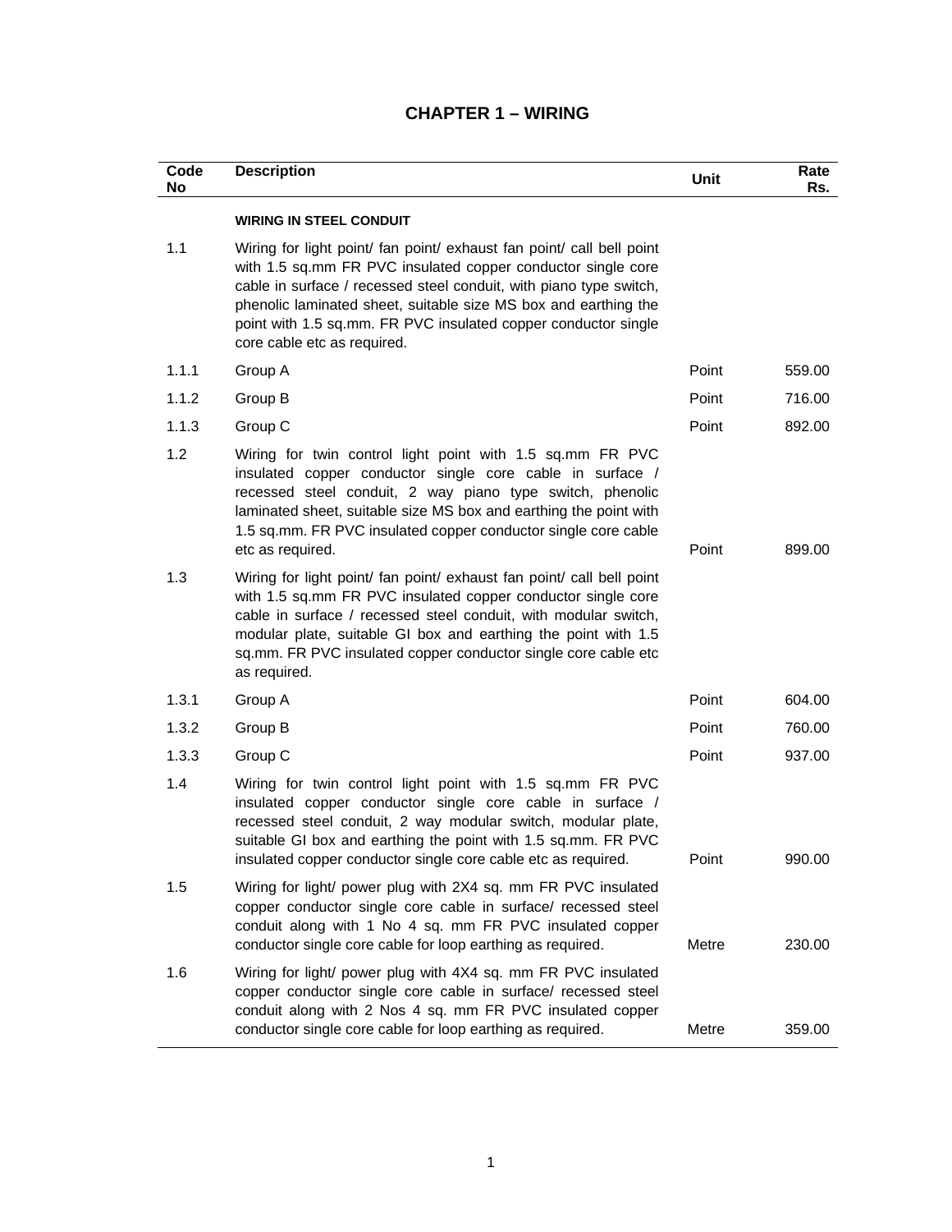# CHAPTER 1 – WIRING

| Code No | Description | Unit | Rate Rs. |
|---|---|---|---|
| | **WIRING IN STEEL CONDUIT** | | |
| 1.1 | Wiring for light point/ fan point/ exhaust fan point/ call bell point with 1.5 sq.mm FR PVC insulated copper conductor single core cable in surface / recessed steel conduit, with piano type switch, phenolic laminated sheet, suitable size MS box and earthing the point with 1.5 sq.mm. FR PVC insulated copper conductor single core cable etc as required. | | |
| 1.1.1 | Group A | Point | 559.00 |
| 1.1.2 | Group B | Point | 716.00 |
| 1.1.3 | Group C | Point | 892.00 |
| 1.2 | Wiring for twin control light point with 1.5 sq.mm FR PVC insulated copper conductor single core cable in surface / recessed steel conduit, 2 way piano type switch, phenolic laminated sheet, suitable size MS box and earthing the point with 1.5 sq.mm. FR PVC insulated copper conductor single core cable etc as required. | Point | 899.00 |
| 1.3 | Wiring for light point/ fan point/ exhaust fan point/ call bell point with 1.5 sq.mm FR PVC insulated copper conductor single core cable in surface / recessed steel conduit, with modular switch, modular plate, suitable GI box and earthing the point with 1.5 sq.mm. FR PVC insulated copper conductor single core cable etc as required. | | |
| 1.3.1 | Group A | Point | 604.00 |
| 1.3.2 | Group B | Point | 760.00 |
| 1.3.3 | Group C | Point | 937.00 |
| 1.4 | Wiring for twin control light point with 1.5 sq.mm FR PVC insulated copper conductor single core cable in surface / recessed steel conduit, 2 way modular switch, modular plate, suitable GI box and earthing the point with 1.5 sq.mm. FR PVC insulated copper conductor single core cable etc as required. | Point | 990.00 |
| 1.5 | Wiring for light/ power plug with 2X4 sq. mm FR PVC insulated copper conductor single core cable in surface/ recessed steel conduit along with 1 No 4 sq. mm FR PVC insulated copper conductor single core cable for loop earthing as required. | Metre | 230.00 |
| 1.6 | Wiring for light/ power plug with 4X4 sq. mm FR PVC insulated copper conductor single core cable in surface/ recessed steel conduit along with 2 Nos 4 sq. mm FR PVC insulated copper conductor single core cable for loop earthing as required. | Metre | 359.00 |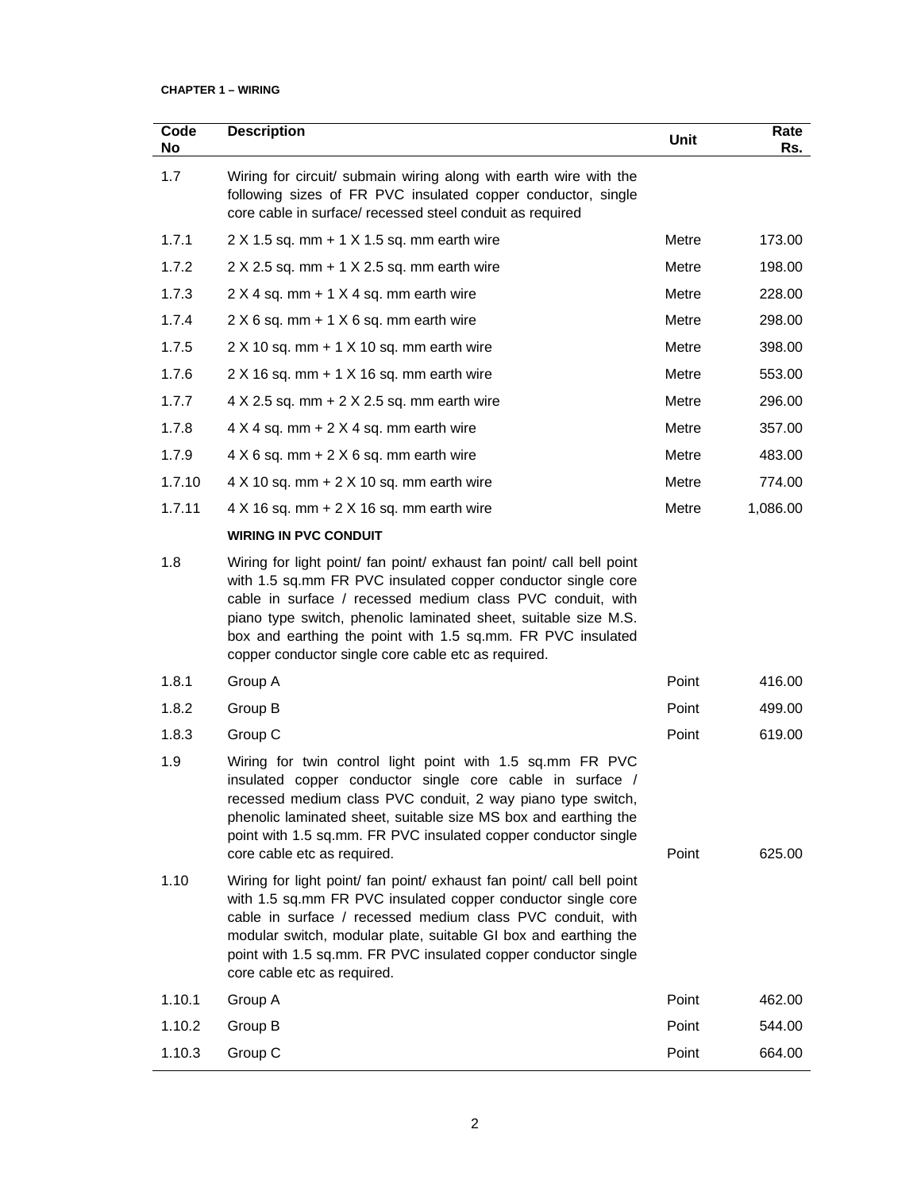**CHAPTER 1 – WIRING**

| Code No | Description | Unit | Rate Rs. |
|---|---|---|---|
| 1.7 | Wiring for circuit/ submain wiring along with earth wire with the following sizes of FR PVC insulated copper conductor, single core cable in surface/ recessed steel conduit as required | | |
| 1.7.1 | 2 X 1.5 sq. mm + 1 X 1.5 sq. mm earth wire | Metre | 173.00 |
| 1.7.2 | 2 X 2.5 sq. mm + 1 X 2.5 sq. mm earth wire | Metre | 198.00 |
| 1.7.3 | 2 X 4 sq. mm + 1 X 4 sq. mm earth wire | Metre | 228.00 |
| 1.7.4 | 2 X 6 sq. mm + 1 X 6 sq. mm earth wire | Metre | 298.00 |
| 1.7.5 | 2 X 10 sq. mm + 1 X 10 sq. mm earth wire | Metre | 398.00 |
| 1.7.6 | 2 X 16 sq. mm + 1 X 16 sq. mm earth wire | Metre | 553.00 |
| 1.7.7 | 4 X 2.5 sq. mm + 2 X 2.5 sq. mm earth wire | Metre | 296.00 |
| 1.7.8 | 4 X 4 sq. mm + 2 X 4 sq. mm earth wire | Metre | 357.00 |
| 1.7.9 | 4 X 6 sq. mm + 2 X 6 sq. mm earth wire | Metre | 483.00 |
| 1.7.10 | 4 X 10 sq. mm + 2 X 10 sq. mm earth wire | Metre | 774.00 |
| 1.7.11 | 4 X 16 sq. mm + 2 X 16 sq. mm earth wire | Metre | 1,086.00 |
| | **WIRING IN PVC CONDUIT** | | |
| 1.8 | Wiring for light point/ fan point/ exhaust fan point/ call bell point with 1.5 sq.mm FR PVC insulated copper conductor single core cable in surface / recessed medium class PVC conduit, with piano type switch, phenolic laminated sheet, suitable size M.S. box and earthing the point with 1.5 sq.mm. FR PVC insulated copper conductor single core cable etc as required. | | |
| 1.8.1 | Group A | Point | 416.00 |
| 1.8.2 | Group B | Point | 499.00 |
| 1.8.3 | Group C | Point | 619.00 |
| 1.9 | Wiring for twin control light point with 1.5 sq.mm FR PVC insulated copper conductor single core cable in surface / recessed medium class PVC conduit, 2 way piano type switch, phenolic laminated sheet, suitable size MS box and earthing the point with 1.5 sq.mm. FR PVC insulated copper conductor single core cable etc as required. | Point | 625.00 |
| 1.10 | Wiring for light point/ fan point/ exhaust fan point/ call bell point with 1.5 sq.mm FR PVC insulated copper conductor single core cable in surface / recessed medium class PVC conduit, with modular switch, modular plate, suitable GI box and earthing the point with 1.5 sq.mm. FR PVC insulated copper conductor single core cable etc as required. | | |
| 1.10.1 | Group A | Point | 462.00 |
| 1.10.2 | Group B | Point | 544.00 |
| 1.10.3 | Group C | Point | 664.00 |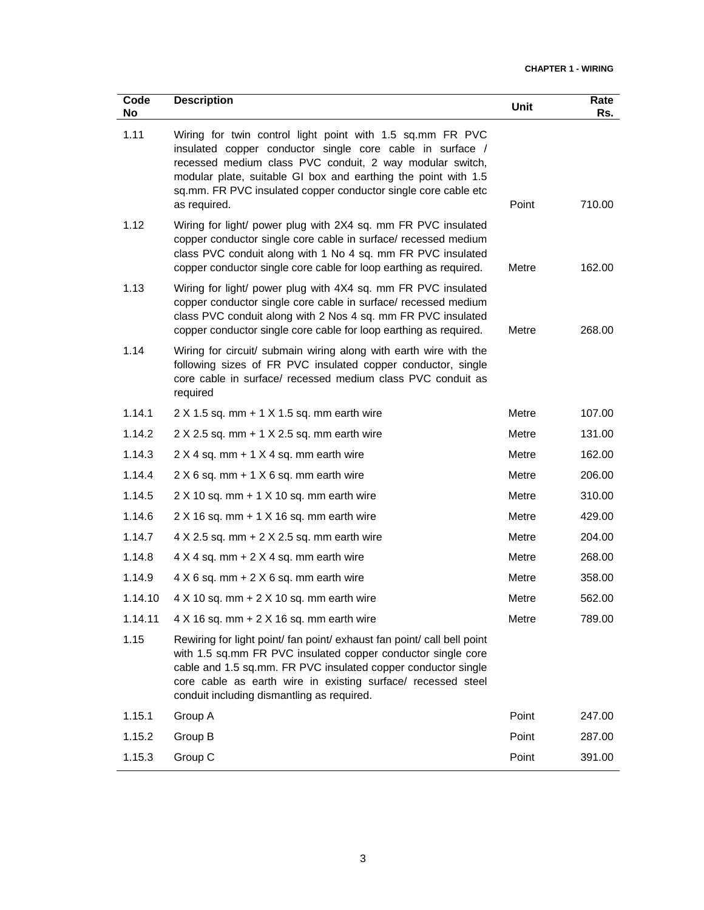| Code No | Description | Unit | Rate Rs. |
|---|---|---|---|
| 1.11 | Wiring for twin control light point with 1.5 sq.mm FR PVC insulated copper conductor single core cable in surface / recessed medium class PVC conduit, 2 way modular switch, modular plate, suitable GI box and earthing the point with 1.5 sq.mm. FR PVC insulated copper conductor single core cable etc as required. | Point | 710.00 |
| 1.12 | Wiring for light/ power plug with 2X4 sq. mm FR PVC insulated copper conductor single core cable in surface/ recessed medium class PVC conduit along with 1 No 4 sq. mm FR PVC insulated copper conductor single core cable for loop earthing as required. | Metre | 162.00 |
| 1.13 | Wiring for light/ power plug with 4X4 sq. mm FR PVC insulated copper conductor single core cable in surface/ recessed medium class PVC conduit along with 2 Nos 4 sq. mm FR PVC insulated copper conductor single core cable for loop earthing as required. | Metre | 268.00 |
| 1.14 | Wiring for circuit/ submain wiring along with earth wire with the following sizes of FR PVC insulated copper conductor, single core cable in surface/ recessed medium class PVC conduit as required | | |
| 1.14.1 | 2 X 1.5 sq. mm + 1 X 1.5 sq. mm earth wire | Metre | 107.00 |
| 1.14.2 | 2 X 2.5 sq. mm + 1 X 2.5 sq. mm earth wire | Metre | 131.00 |
| 1.14.3 | 2 X 4 sq. mm + 1 X 4 sq. mm earth wire | Metre | 162.00 |
| 1.14.4 | 2 X 6 sq. mm + 1 X 6 sq. mm earth wire | Metre | 206.00 |
| 1.14.5 | 2 X 10 sq. mm + 1 X 10 sq. mm earth wire | Metre | 310.00 |
| 1.14.6 | 2 X 16 sq. mm + 1 X 16 sq. mm earth wire | Metre | 429.00 |
| 1.14.7 | 4 X 2.5 sq. mm + 2 X 2.5 sq. mm earth wire | Metre | 204.00 |
| 1.14.8 | 4 X 4 sq. mm + 2 X 4 sq. mm earth wire | Metre | 268.00 |
| 1.14.9 | 4 X 6 sq. mm + 2 X 6 sq. mm earth wire | Metre | 358.00 |
| 1.14.10 | 4 X 10 sq. mm + 2 X 10 sq. mm earth wire | Metre | 562.00 |
| 1.14.11 | 4 X 16 sq. mm + 2 X 16 sq. mm earth wire | Metre | 789.00 |
| 1.15 | Rewiring for light point/ fan point/ exhaust fan point/ call bell point with 1.5 sq.mm FR PVC insulated copper conductor single core cable and 1.5 sq.mm. FR PVC insulated copper conductor single core cable as earth wire in existing surface/ recessed steel conduit including dismantling as required. | | |
| 1.15.1 | Group A | Point | 247.00 |
| 1.15.2 | Group B | Point | 287.00 |
| 1.15.3 | Group C | Point | 391.00 |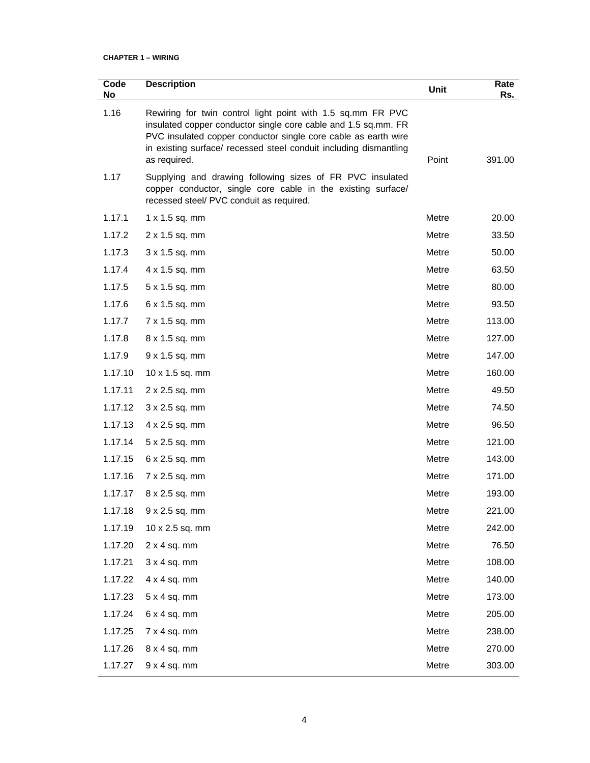**CHAPTER 1 – WIRING**

| Code No | Description | Unit | Rate Rs. |
|---|---|---|---|
| 1.16 | Rewiring for twin control light point with 1.5 sq.mm FR PVC insulated copper conductor single core cable and 1.5 sq.mm. FR PVC insulated copper conductor single core cable as earth wire in existing surface/ recessed steel conduit including dismantling as required. | Point | 391.00 |
| 1.17 | Supplying and drawing following sizes of FR PVC insulated copper conductor, single core cable in the existing surface/ recessed steel/ PVC conduit as required. | | |
| 1.17.1 | 1 x 1.5 sq. mm | Metre | 20.00 |
| 1.17.2 | 2 x 1.5 sq. mm | Metre | 33.50 |
| 1.17.3 | 3 x 1.5 sq. mm | Metre | 50.00 |
| 1.17.4 | 4 x 1.5 sq. mm | Metre | 63.50 |
| 1.17.5 | 5 x 1.5 sq. mm | Metre | 80.00 |
| 1.17.6 | 6 x 1.5 sq. mm | Metre | 93.50 |
| 1.17.7 | 7 x 1.5 sq. mm | Metre | 113.00 |
| 1.17.8 | 8 x 1.5 sq. mm | Metre | 127.00 |
| 1.17.9 | 9 x 1.5 sq. mm | Metre | 147.00 |
| 1.17.10 | 10 x 1.5 sq. mm | Metre | 160.00 |
| 1.17.11 | 2 x 2.5 sq. mm | Metre | 49.50 |
| 1.17.12 | 3 x 2.5 sq. mm | Metre | 74.50 |
| 1.17.13 | 4 x 2.5 sq. mm | Metre | 96.50 |
| 1.17.14 | 5 x 2.5 sq. mm | Metre | 121.00 |
| 1.17.15 | 6 x 2.5 sq. mm | Metre | 143.00 |
| 1.17.16 | 7 x 2.5 sq. mm | Metre | 171.00 |
| 1.17.17 | 8 x 2.5 sq. mm | Metre | 193.00 |
| 1.17.18 | 9 x 2.5 sq. mm | Metre | 221.00 |
| 1.17.19 | 10 x 2.5 sq. mm | Metre | 242.00 |
| 1.17.20 | 2 x 4 sq. mm | Metre | 76.50 |
| 1.17.21 | 3 x 4 sq. mm | Metre | 108.00 |
| 1.17.22 | 4 x 4 sq. mm | Metre | 140.00 |
| 1.17.23 | 5 x 4 sq. mm | Metre | 173.00 |
| 1.17.24 | 6 x 4 sq. mm | Metre | 205.00 |
| 1.17.25 | 7 x 4 sq. mm | Metre | 238.00 |
| 1.17.26 | 8 x 4 sq. mm | Metre | 270.00 |
| 1.17.27 | 9 x 4 sq. mm | Metre | 303.00 |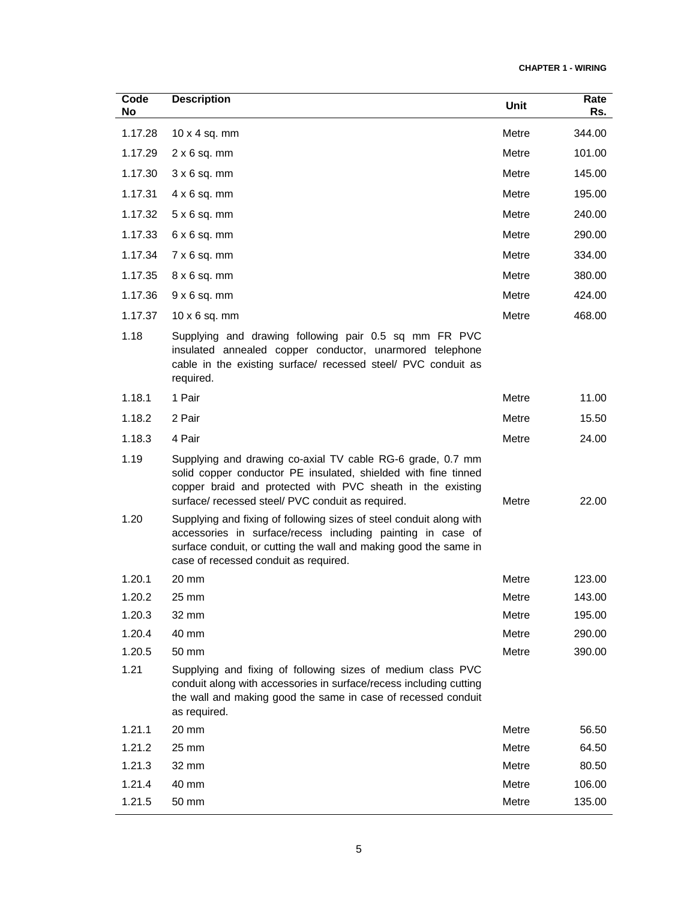| Code No | Description | Unit | Rate Rs. |
|---|---|---|---|
| 1.17.28 | 10 x 4 sq. mm | Metre | 344.00 |
| 1.17.29 | 2 x 6 sq. mm | Metre | 101.00 |
| 1.17.30 | 3 x 6 sq. mm | Metre | 145.00 |
| 1.17.31 | 4 x 6 sq. mm | Metre | 195.00 |
| 1.17.32 | 5 x 6 sq. mm | Metre | 240.00 |
| 1.17.33 | 6 x 6 sq. mm | Metre | 290.00 |
| 1.17.34 | 7 x 6 sq. mm | Metre | 334.00 |
| 1.17.35 | 8 x 6 sq. mm | Metre | 380.00 |
| 1.17.36 | 9 x 6 sq. mm | Metre | 424.00 |
| 1.17.37 | 10 x 6 sq. mm | Metre | 468.00 |
| 1.18 | Supplying and drawing following pair 0.5 sq mm FR PVC insulated annealed copper conductor, unarmored telephone cable in the existing surface/ recessed steel/ PVC conduit as required. | | |
| 1.18.1 | 1 Pair | Metre | 11.00 |
| 1.18.2 | 2 Pair | Metre | 15.50 |
| 1.18.3 | 4 Pair | Metre | 24.00 |
| 1.19 | Supplying and drawing co-axial TV cable RG-6 grade, 0.7 mm solid copper conductor PE insulated, shielded with fine tinned copper braid and protected with PVC sheath in the existing surface/ recessed steel/ PVC conduit as required. | Metre | 22.00 |
| 1.20 | Supplying and fixing of following sizes of steel conduit along with accessories in surface/recess including painting in case of surface conduit, or cutting the wall and making good the same in case of recessed conduit as required. | | |
| 1.20.1 | 20 mm | Metre | 123.00 |
| 1.20.2 | 25 mm | Metre | 143.00 |
| 1.20.3 | 32 mm | Metre | 195.00 |
| 1.20.4 | 40 mm | Metre | 290.00 |
| 1.20.5 | 50 mm | Metre | 390.00 |
| 1.21 | Supplying and fixing of following sizes of medium class PVC conduit along with accessories in surface/recess including cutting the wall and making good the same in case of recessed conduit as required. | | |
| 1.21.1 | 20 mm | Metre | 56.50 |
| 1.21.2 | 25 mm | Metre | 64.50 |
| 1.21.3 | 32 mm | Metre | 80.50 |
| 1.21.4 | 40 mm | Metre | 106.00 |
| 1.21.5 | 50 mm | Metre | 135.00 |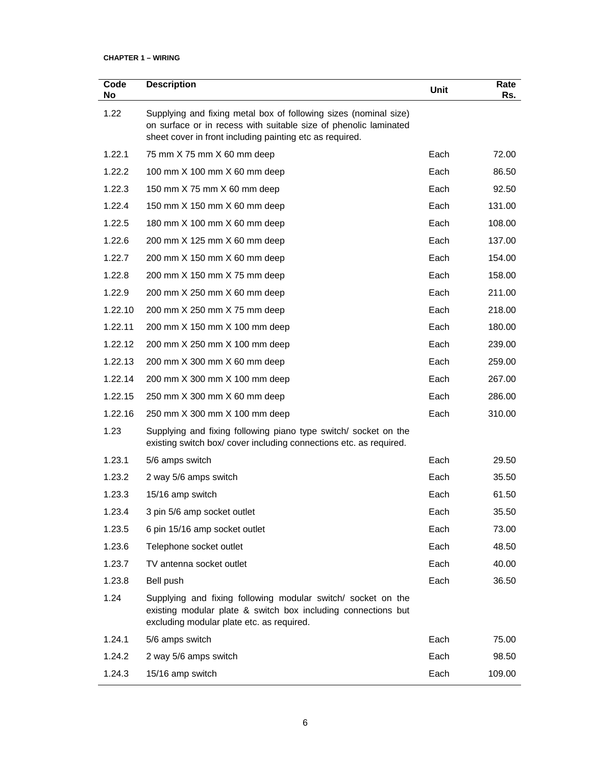**CHAPTER 1 – WIRING**

| Code No | Description | Unit | Rate Rs. |
|---|---|---|---|
| 1.22 | Supplying and fixing metal box of following sizes (nominal size) on surface or in recess with suitable size of phenolic laminated sheet cover in front including painting etc as required. | | |
| 1.22.1 | 75 mm X 75 mm X 60 mm deep | Each | 72.00 |
| 1.22.2 | 100 mm X 100 mm X 60 mm deep | Each | 86.50 |
| 1.22.3 | 150 mm X 75 mm X 60 mm deep | Each | 92.50 |
| 1.22.4 | 150 mm X 150 mm X 60 mm deep | Each | 131.00 |
| 1.22.5 | 180 mm X 100 mm X 60 mm deep | Each | 108.00 |
| 1.22.6 | 200 mm X 125 mm X 60 mm deep | Each | 137.00 |
| 1.22.7 | 200 mm X 150 mm X 60 mm deep | Each | 154.00 |
| 1.22.8 | 200 mm X 150 mm X 75 mm deep | Each | 158.00 |
| 1.22.9 | 200 mm X 250 mm X 60 mm deep | Each | 211.00 |
| 1.22.10 | 200 mm X 250 mm X 75 mm deep | Each | 218.00 |
| 1.22.11 | 200 mm X 150 mm X 100 mm deep | Each | 180.00 |
| 1.22.12 | 200 mm X 250 mm X 100 mm deep | Each | 239.00 |
| 1.22.13 | 200 mm X 300 mm X 60 mm deep | Each | 259.00 |
| 1.22.14 | 200 mm X 300 mm X 100 mm deep | Each | 267.00 |
| 1.22.15 | 250 mm X 300 mm X 60 mm deep | Each | 286.00 |
| 1.22.16 | 250 mm X 300 mm X 100 mm deep | Each | 310.00 |
| 1.23 | Supplying and fixing following piano type switch/ socket on the existing switch box/ cover including connections etc. as required. | | |
| 1.23.1 | 5/6 amps switch | Each | 29.50 |
| 1.23.2 | 2 way 5/6 amps switch | Each | 35.50 |
| 1.23.3 | 15/16 amp switch | Each | 61.50 |
| 1.23.4 | 3 pin 5/6 amp socket outlet | Each | 35.50 |
| 1.23.5 | 6 pin 15/16 amp socket outlet | Each | 73.00 |
| 1.23.6 | Telephone socket outlet | Each | 48.50 |
| 1.23.7 | TV antenna socket outlet | Each | 40.00 |
| 1.23.8 | Bell push | Each | 36.50 |
| 1.24 | Supplying and fixing following modular switch/ socket on the existing modular plate & switch box including connections but excluding modular plate etc. as required. | | |
| 1.24.1 | 5/6 amps switch | Each | 75.00 |
| 1.24.2 | 2 way 5/6 amps switch | Each | 98.50 |
| 1.24.3 | 15/16 amp switch | Each | 109.00 |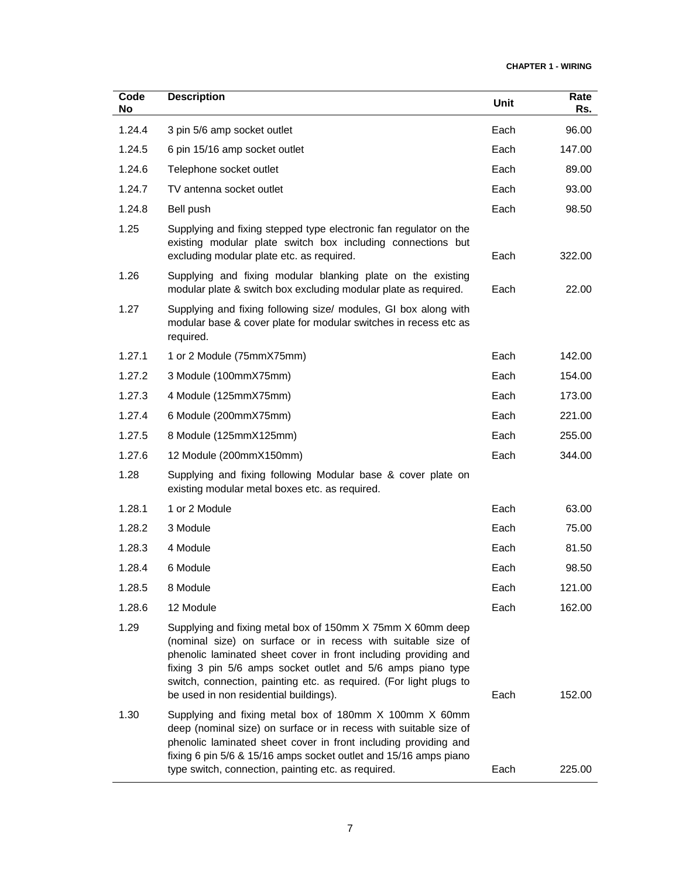| Code No | Description | Unit | Rate Rs. |
|---|---|---|---|
| 1.24.4 | 3 pin 5/6 amp socket outlet | Each | 96.00 |
| 1.24.5 | 6 pin 15/16 amp socket outlet | Each | 147.00 |
| 1.24.6 | Telephone socket outlet | Each | 89.00 |
| 1.24.7 | TV antenna socket outlet | Each | 93.00 |
| 1.24.8 | Bell push | Each | 98.50 |
| 1.25 | Supplying and fixing stepped type electronic fan regulator on the existing modular plate switch box including connections but excluding modular plate etc. as required. | Each | 322.00 |
| 1.26 | Supplying and fixing modular blanking plate on the existing modular plate & switch box excluding modular plate as required. | Each | 22.00 |
| 1.27 | Supplying and fixing following size/ modules, GI box along with modular base & cover plate for modular switches in recess etc as required. | | |
| 1.27.1 | 1 or 2 Module (75mmX75mm) | Each | 142.00 |
| 1.27.2 | 3 Module (100mmX75mm) | Each | 154.00 |
| 1.27.3 | 4 Module (125mmX75mm) | Each | 173.00 |
| 1.27.4 | 6 Module (200mmX75mm) | Each | 221.00 |
| 1.27.5 | 8 Module (125mmX125mm) | Each | 255.00 |
| 1.27.6 | 12 Module (200mmX150mm) | Each | 344.00 |
| 1.28 | Supplying and fixing following Modular base & cover plate on existing modular metal boxes etc. as required. | | |
| 1.28.1 | 1 or 2 Module | Each | 63.00 |
| 1.28.2 | 3 Module | Each | 75.00 |
| 1.28.3 | 4 Module | Each | 81.50 |
| 1.28.4 | 6 Module | Each | 98.50 |
| 1.28.5 | 8 Module | Each | 121.00 |
| 1.28.6 | 12 Module | Each | 162.00 |
| 1.29 | Supplying and fixing metal box of 150mm X 75mm X 60mm deep (nominal size) on surface or in recess with suitable size of phenolic laminated sheet cover in front including providing and fixing 3 pin 5/6 amps socket outlet and 5/6 amps piano type switch, connection, painting etc. as required. (For light plugs to be used in non residential buildings). | Each | 152.00 |
| 1.30 | Supplying and fixing metal box of 180mm X 100mm X 60mm deep (nominal size) on surface or in recess with suitable size of phenolic laminated sheet cover in front including providing and fixing 6 pin 5/6 & 15/16 amps socket outlet and 15/16 amps piano type switch, connection, painting etc. as required. | Each | 225.00 |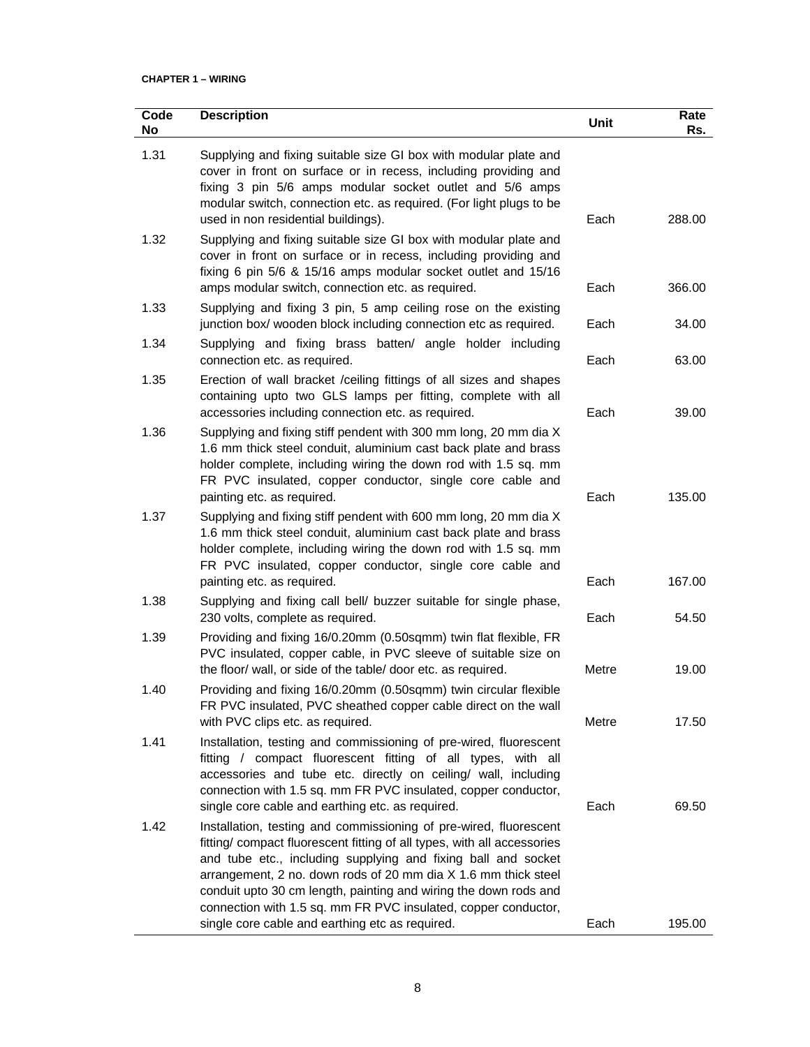**CHAPTER 1 – WIRING**

| Code No | Description | Unit | Rate Rs. |
|---|---|---|---|
| 1.31 | Supplying and fixing suitable size GI box with modular plate and cover in front on surface or in recess, including providing and fixing 3 pin 5/6 amps modular socket outlet and 5/6 amps modular switch, connection etc. as required. (For light plugs to be used in non residential buildings). | Each | 288.00 |
| 1.32 | Supplying and fixing suitable size GI box with modular plate and cover in front on surface or in recess, including providing and fixing 6 pin 5/6 & 15/16 amps modular socket outlet and 15/16 amps modular switch, connection etc. as required. | Each | 366.00 |
| 1.33 | Supplying and fixing 3 pin, 5 amp ceiling rose on the existing junction box/ wooden block including connection etc as required. | Each | 34.00 |
| 1.34 | Supplying and fixing brass batten/ angle holder including connection etc. as required. | Each | 63.00 |
| 1.35 | Erection of wall bracket /ceiling fittings of all sizes and shapes containing upto two GLS lamps per fitting, complete with all accessories including connection etc. as required. | Each | 39.00 |
| 1.36 | Supplying and fixing stiff pendent with 300 mm long, 20 mm dia X 1.6 mm thick steel conduit, aluminium cast back plate and brass holder complete, including wiring the down rod with 1.5 sq. mm FR PVC insulated, copper conductor, single core cable and painting etc. as required. | Each | 135.00 |
| 1.37 | Supplying and fixing stiff pendent with 600 mm long, 20 mm dia X 1.6 mm thick steel conduit, aluminium cast back plate and brass holder complete, including wiring the down rod with 1.5 sq. mm FR PVC insulated, copper conductor, single core cable and painting etc. as required. | Each | 167.00 |
| 1.38 | Supplying and fixing call bell/ buzzer suitable for single phase, 230 volts, complete as required. | Each | 54.50 |
| 1.39 | Providing and fixing 16/0.20mm (0.50sqmm) twin flat flexible, FR PVC insulated, copper cable, in PVC sleeve of suitable size on the floor/ wall, or side of the table/ door etc. as required. | Metre | 19.00 |
| 1.40 | Providing and fixing 16/0.20mm (0.50sqmm) twin circular flexible FR PVC insulated, PVC sheathed copper cable direct on the wall with PVC clips etc. as required. | Metre | 17.50 |
| 1.41 | Installation, testing and commissioning of pre-wired, fluorescent fitting / compact fluorescent fitting of all types, with all accessories and tube etc. directly on ceiling/ wall, including connection with 1.5 sq. mm FR PVC insulated, copper conductor, single core cable and earthing etc. as required. | Each | 69.50 |
| 1.42 | Installation, testing and commissioning of pre-wired, fluorescent fitting/ compact fluorescent fitting of all types, with all accessories and tube etc., including supplying and fixing ball and socket arrangement, 2 no. down rods of 20 mm dia X 1.6 mm thick steel conduit upto 30 cm length, painting and wiring the down rods and connection with 1.5 sq. mm FR PVC insulated, copper conductor, single core cable and earthing etc as required. | Each | 195.00 |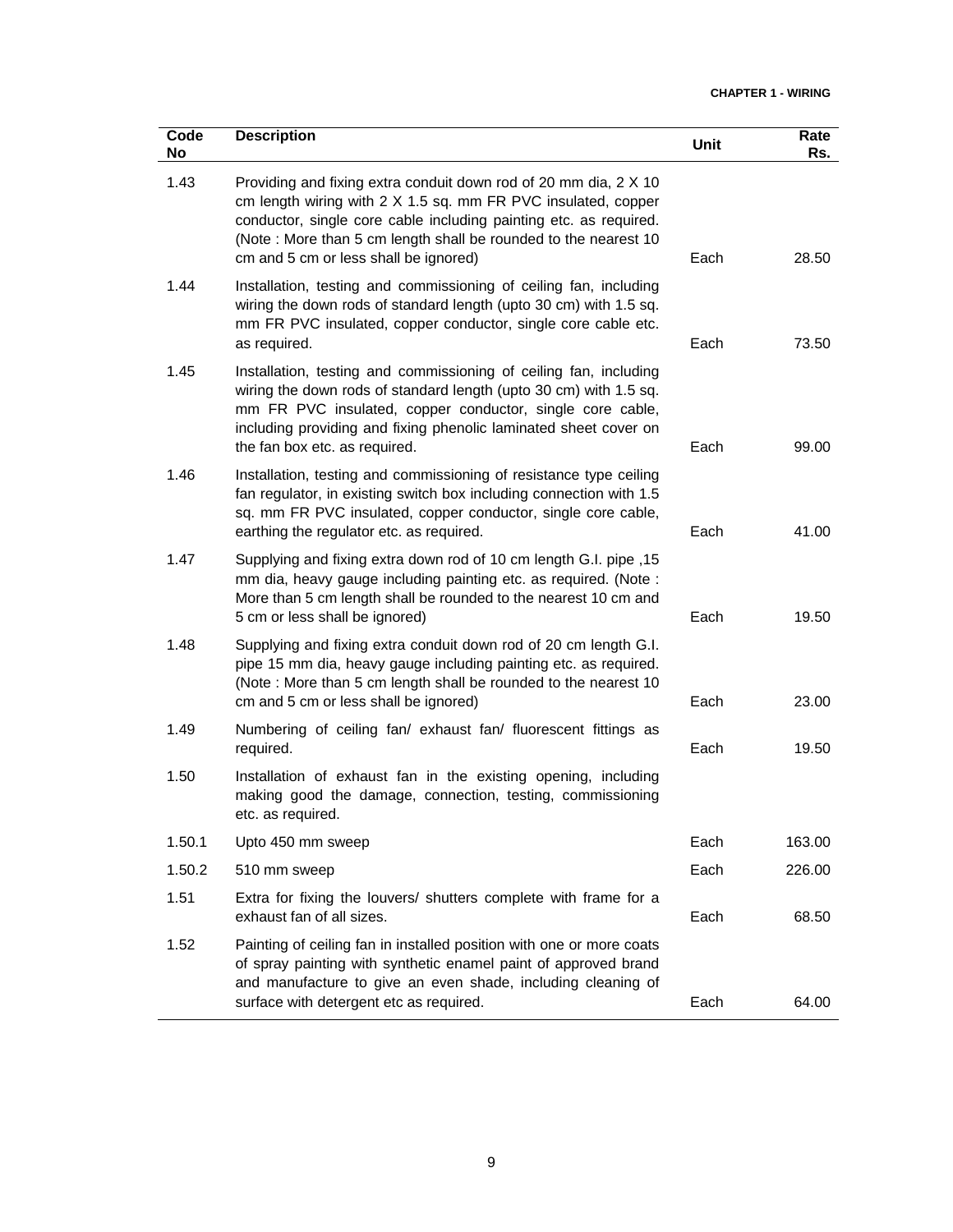| Code No | Description | Unit | Rate Rs. |
|---|---|---|---|
| 1.43 | Providing and fixing extra conduit down rod of 20 mm dia, 2 X 10 cm length wiring with 2 X 1.5 sq. mm FR PVC insulated, copper conductor, single core cable including painting etc. as required. (Note : More than 5 cm length shall be rounded to the nearest 10 cm and 5 cm or less shall be ignored) | Each | 28.50 |
| 1.44 | Installation, testing and commissioning of ceiling fan, including wiring the down rods of standard length (upto 30 cm) with 1.5 sq. mm FR PVC insulated, copper conductor, single core cable etc. as required. | Each | 73.50 |
| 1.45 | Installation, testing and commissioning of ceiling fan, including wiring the down rods of standard length (upto 30 cm) with 1.5 sq. mm FR PVC insulated, copper conductor, single core cable, including providing and fixing phenolic laminated sheet cover on the fan box etc. as required. | Each | 99.00 |
| 1.46 | Installation, testing and commissioning of resistance type ceiling fan regulator, in existing switch box including connection with 1.5 sq. mm FR PVC insulated, copper conductor, single core cable, earthing the regulator etc. as required. | Each | 41.00 |
| 1.47 | Supplying and fixing extra down rod of 10 cm length G.I. pipe ,15 mm dia, heavy gauge including painting etc. as required. (Note : More than 5 cm length shall be rounded to the nearest 10 cm and 5 cm or less shall be ignored) | Each | 19.50 |
| 1.48 | Supplying and fixing extra conduit down rod of 20 cm length G.I. pipe 15 mm dia, heavy gauge including painting etc. as required. (Note : More than 5 cm length shall be rounded to the nearest 10 cm and 5 cm or less shall be ignored) | Each | 23.00 |
| 1.49 | Numbering of ceiling fan/ exhaust fan/ fluorescent fittings as required. | Each | 19.50 |
| 1.50 | Installation of exhaust fan in the existing opening, including making good the damage, connection, testing, commissioning etc. as required. | | |
| 1.50.1 | Upto 450 mm sweep | Each | 163.00 |
| 1.50.2 | 510 mm sweep | Each | 226.00 |
| 1.51 | Extra for fixing the louvers/ shutters complete with frame for a exhaust fan of all sizes. | Each | 68.50 |
| 1.52 | Painting of ceiling fan in installed position with one or more coats of spray painting with synthetic enamel paint of approved brand and manufacture to give an even shade, including cleaning of surface with detergent etc as required. | Each | 64.00 |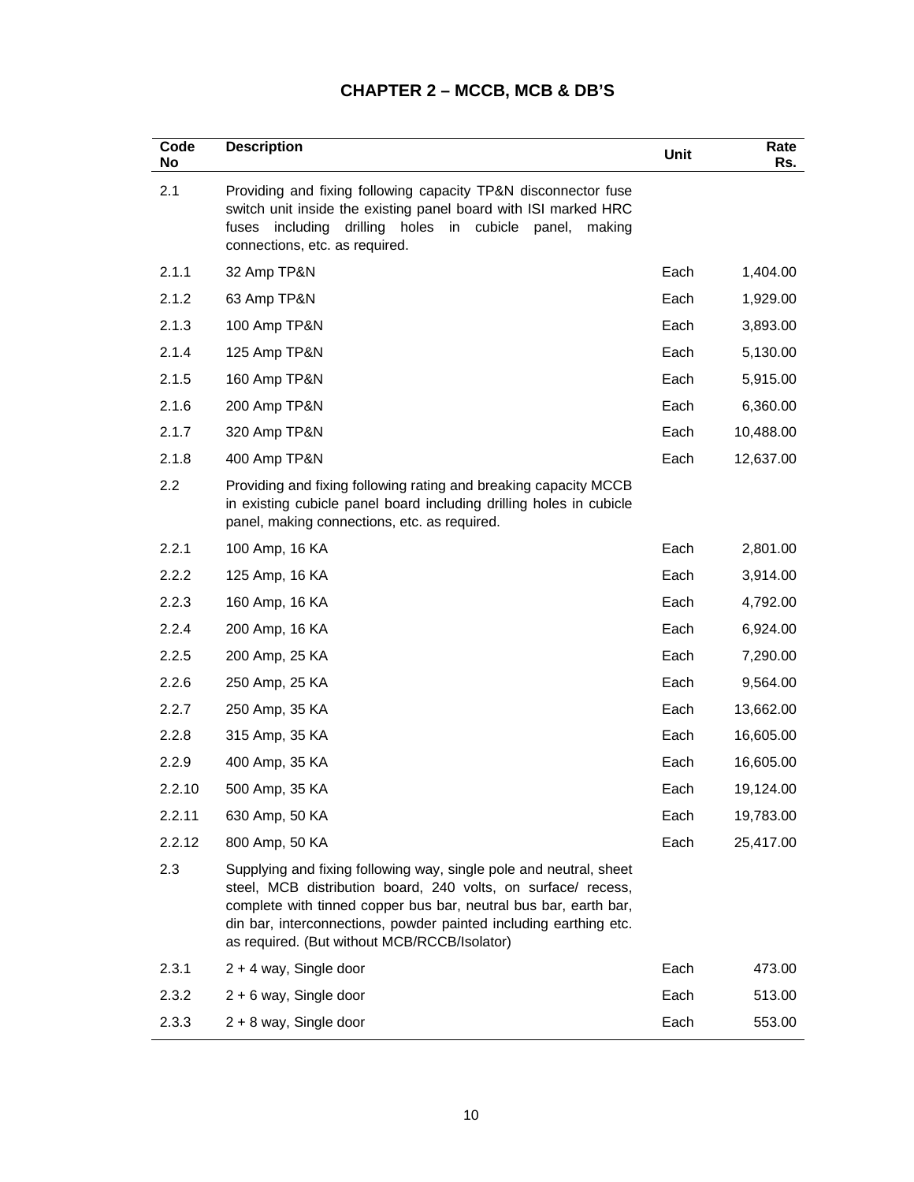# CHAPTER 2 – MCCB, MCB & DB'S

| Code No | Description | Unit | Rate Rs. |
|---|---|---|---|
| 2.1 | Providing and fixing following capacity TP&N disconnector fuse switch unit inside the existing panel board with ISI marked HRC fuses including drilling holes in cubicle panel, making connections, etc. as required. | | |
| 2.1.1 | 32 Amp TP&N | Each | 1,404.00 |
| 2.1.2 | 63 Amp TP&N | Each | 1,929.00 |
| 2.1.3 | 100 Amp TP&N | Each | 3,893.00 |
| 2.1.4 | 125 Amp TP&N | Each | 5,130.00 |
| 2.1.5 | 160 Amp TP&N | Each | 5,915.00 |
| 2.1.6 | 200 Amp TP&N | Each | 6,360.00 |
| 2.1.7 | 320 Amp TP&N | Each | 10,488.00 |
| 2.1.8 | 400 Amp TP&N | Each | 12,637.00 |
| 2.2 | Providing and fixing following rating and breaking capacity MCCB in existing cubicle panel board including drilling holes in cubicle panel, making connections, etc. as required. | | |
| 2.2.1 | 100 Amp, 16 KA | Each | 2,801.00 |
| 2.2.2 | 125 Amp, 16 KA | Each | 3,914.00 |
| 2.2.3 | 160 Amp, 16 KA | Each | 4,792.00 |
| 2.2.4 | 200 Amp, 16 KA | Each | 6,924.00 |
| 2.2.5 | 200 Amp, 25 KA | Each | 7,290.00 |
| 2.2.6 | 250 Amp, 25 KA | Each | 9,564.00 |
| 2.2.7 | 250 Amp, 35 KA | Each | 13,662.00 |
| 2.2.8 | 315 Amp, 35 KA | Each | 16,605.00 |
| 2.2.9 | 400 Amp, 35 KA | Each | 16,605.00 |
| 2.2.10 | 500 Amp, 35 KA | Each | 19,124.00 |
| 2.2.11 | 630 Amp, 50 KA | Each | 19,783.00 |
| 2.2.12 | 800 Amp, 50 KA | Each | 25,417.00 |
| 2.3 | Supplying and fixing following way, single pole and neutral, sheet steel, MCB distribution board, 240 volts, on surface/ recess, complete with tinned copper bus bar, neutral bus bar, earth bar, din bar, interconnections, powder painted including earthing etc. as required. (But without MCB/RCCB/Isolator) | | |
| 2.3.1 | 2 + 4 way, Single door | Each | 473.00 |
| 2.3.2 | 2 + 6 way, Single door | Each | 513.00 |
| 2.3.3 | 2 + 8 way, Single door | Each | 553.00 |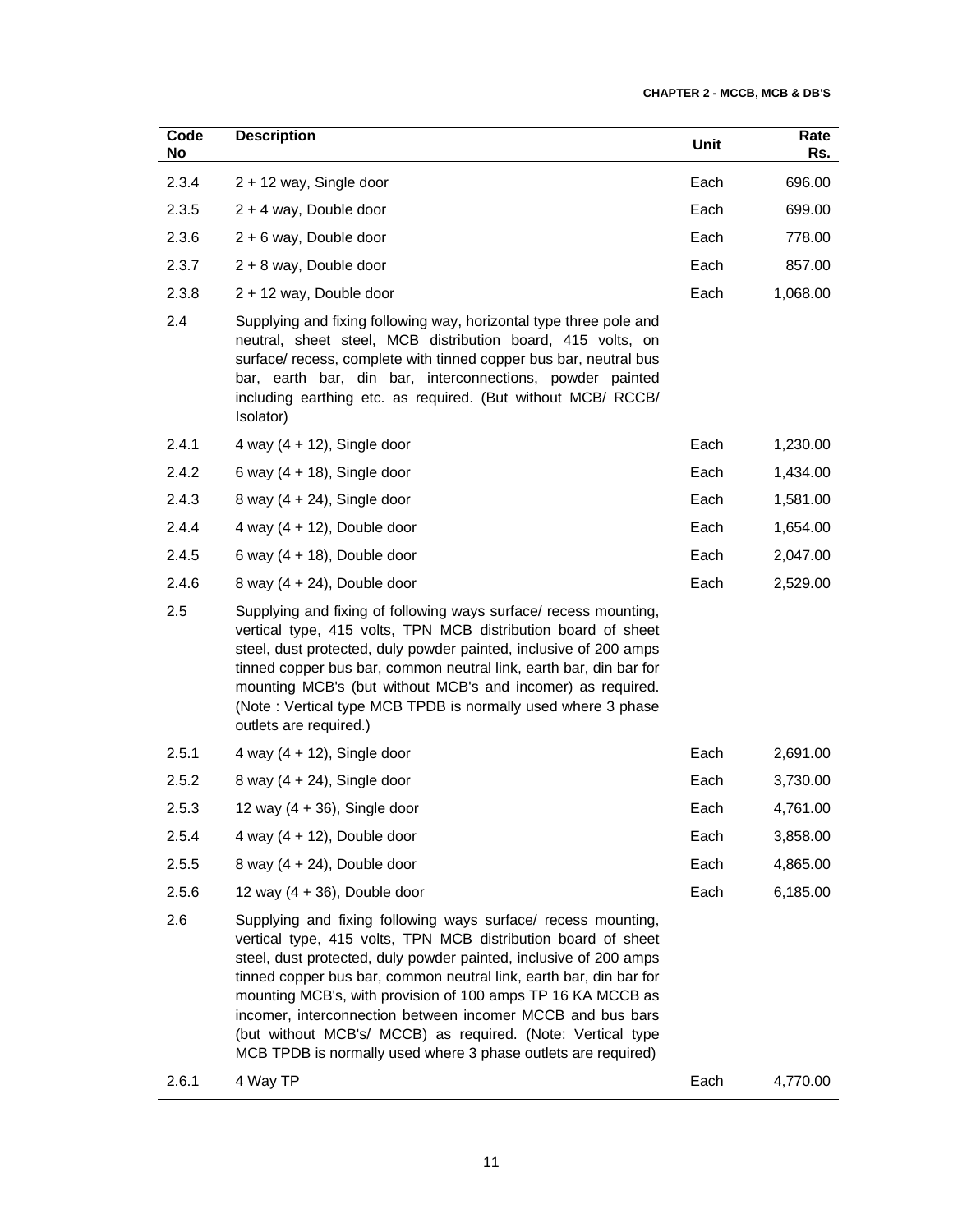| Code No | Description | Unit | Rate Rs. |
|---|---|---|---|
| 2.3.4 | 2 + 12 way, Single door | Each | 696.00 |
| 2.3.5 | 2 + 4 way, Double door | Each | 699.00 |
| 2.3.6 | 2 + 6 way, Double door | Each | 778.00 |
| 2.3.7 | 2 + 8 way, Double door | Each | 857.00 |
| 2.3.8 | 2 + 12 way, Double door | Each | 1,068.00 |
| 2.4 | Supplying and fixing following way, horizontal type three pole and neutral, sheet steel, MCB distribution board, 415 volts, on surface/ recess, complete with tinned copper bus bar, neutral bus bar, earth bar, din bar, interconnections, powder painted including earthing etc. as required. (But without MCB/ RCCB/ Isolator) | | |
| 2.4.1 | 4 way (4 + 12), Single door | Each | 1,230.00 |
| 2.4.2 | 6 way (4 + 18), Single door | Each | 1,434.00 |
| 2.4.3 | 8 way (4 + 24), Single door | Each | 1,581.00 |
| 2.4.4 | 4 way (4 + 12), Double door | Each | 1,654.00 |
| 2.4.5 | 6 way (4 + 18), Double door | Each | 2,047.00 |
| 2.4.6 | 8 way (4 + 24), Double door | Each | 2,529.00 |
| 2.5 | Supplying and fixing of following ways surface/ recess mounting, vertical type, 415 volts, TPN MCB distribution board of sheet steel, dust protected, duly powder painted, inclusive of 200 amps tinned copper bus bar, common neutral link, earth bar, din bar for mounting MCB's (but without MCB's and incomer) as required. (Note : Vertical type MCB TPDB is normally used where 3 phase outlets are required.) | | |
| 2.5.1 | 4 way (4 + 12), Single door | Each | 2,691.00 |
| 2.5.2 | 8 way (4 + 24), Single door | Each | 3,730.00 |
| 2.5.3 | 12 way (4 + 36), Single door | Each | 4,761.00 |
| 2.5.4 | 4 way (4 + 12), Double door | Each | 3,858.00 |
| 2.5.5 | 8 way (4 + 24), Double door | Each | 4,865.00 |
| 2.5.6 | 12 way (4 + 36), Double door | Each | 6,185.00 |
| 2.6 | Supplying and fixing following ways surface/ recess mounting, vertical type, 415 volts, TPN MCB distribution board of sheet steel, dust protected, duly powder painted, inclusive of 200 amps tinned copper bus bar, common neutral link, earth bar, din bar for mounting MCB's, with provision of 100 amps TP 16 KA MCCB as incomer, interconnection between incomer MCCB and bus bars (but without MCB's/ MCCB) as required. (Note: Vertical type MCB TPDB is normally used where 3 phase outlets are required) | | |
| 2.6.1 | 4 Way TP | Each | 4,770.00 |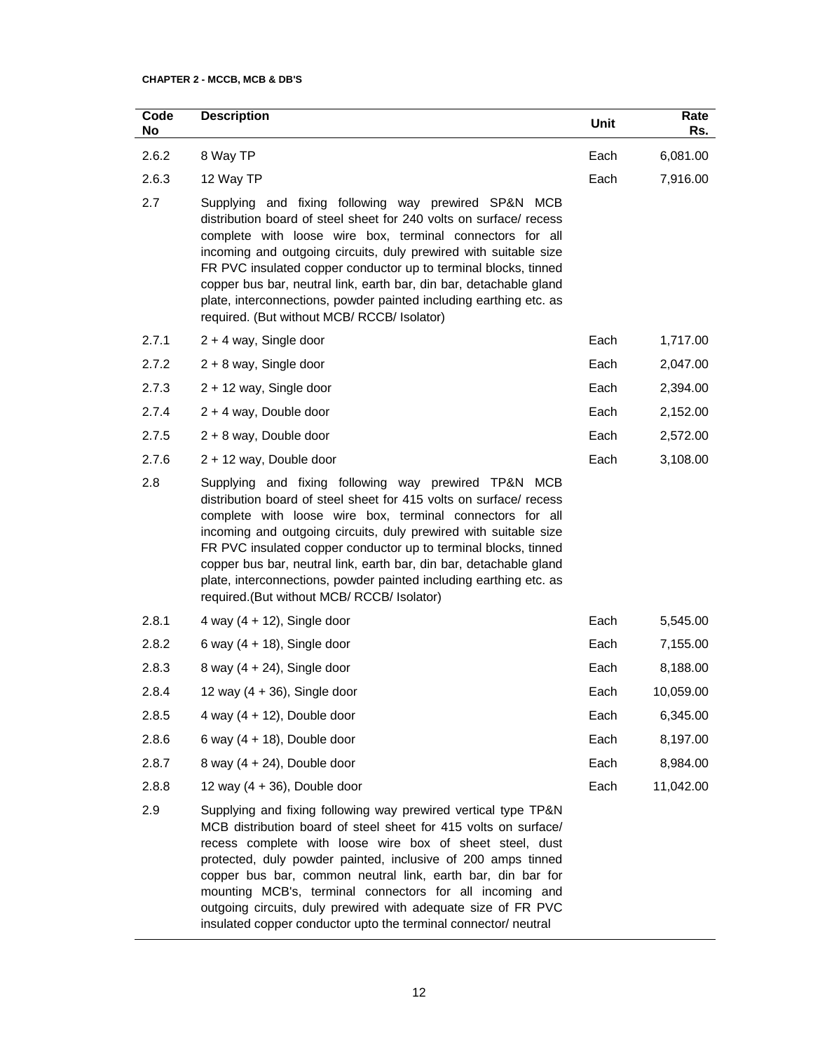**CHAPTER 2 - MCCB, MCB & DB'S**

| Code No | Description | Unit | Rate Rs. |
|---|---|---|---|
| 2.6.2 | 8 Way TP | Each | 6,081.00 |
| 2.6.3 | 12 Way TP | Each | 7,916.00 |
| 2.7 | Supplying and fixing following way prewired SP&N MCB distribution board of steel sheet for 240 volts on surface/ recess complete with loose wire box, terminal connectors for all incoming and outgoing circuits, duly prewired with suitable size FR PVC insulated copper conductor up to terminal blocks, tinned copper bus bar, neutral link, earth bar, din bar, detachable gland plate, interconnections, powder painted including earthing etc. as required. (But without MCB/ RCCB/ Isolator) | | |
| 2.7.1 | 2 + 4 way, Single door | Each | 1,717.00 |
| 2.7.2 | 2 + 8 way, Single door | Each | 2,047.00 |
| 2.7.3 | 2 + 12 way, Single door | Each | 2,394.00 |
| 2.7.4 | 2 + 4 way, Double door | Each | 2,152.00 |
| 2.7.5 | 2 + 8 way, Double door | Each | 2,572.00 |
| 2.7.6 | 2 + 12 way, Double door | Each | 3,108.00 |
| 2.8 | Supplying and fixing following way prewired TP&N MCB distribution board of steel sheet for 415 volts on surface/ recess complete with loose wire box, terminal connectors for all incoming and outgoing circuits, duly prewired with suitable size FR PVC insulated copper conductor up to terminal blocks, tinned copper bus bar, neutral link, earth bar, din bar, detachable gland plate, interconnections, powder painted including earthing etc. as required.(But without MCB/ RCCB/ Isolator) | | |
| 2.8.1 | 4 way (4 + 12), Single door | Each | 5,545.00 |
| 2.8.2 | 6 way (4 + 18), Single door | Each | 7,155.00 |
| 2.8.3 | 8 way (4 + 24), Single door | Each | 8,188.00 |
| 2.8.4 | 12 way (4 + 36), Single door | Each | 10,059.00 |
| 2.8.5 | 4 way (4 + 12), Double door | Each | 6,345.00 |
| 2.8.6 | 6 way (4 + 18), Double door | Each | 8,197.00 |
| 2.8.7 | 8 way (4 + 24), Double door | Each | 8,984.00 |
| 2.8.8 | 12 way (4 + 36), Double door | Each | 11,042.00 |
| 2.9 | Supplying and fixing following way prewired vertical type TP&N MCB distribution board of steel sheet for 415 volts on surface/ recess complete with loose wire box of sheet steel, dust protected, duly powder painted, inclusive of 200 amps tinned copper bus bar, common neutral link, earth bar, din bar for mounting MCB's, terminal connectors for all incoming and outgoing circuits, duly prewired with adequate size of FR PVC insulated copper conductor upto the terminal connector/ neutral | | |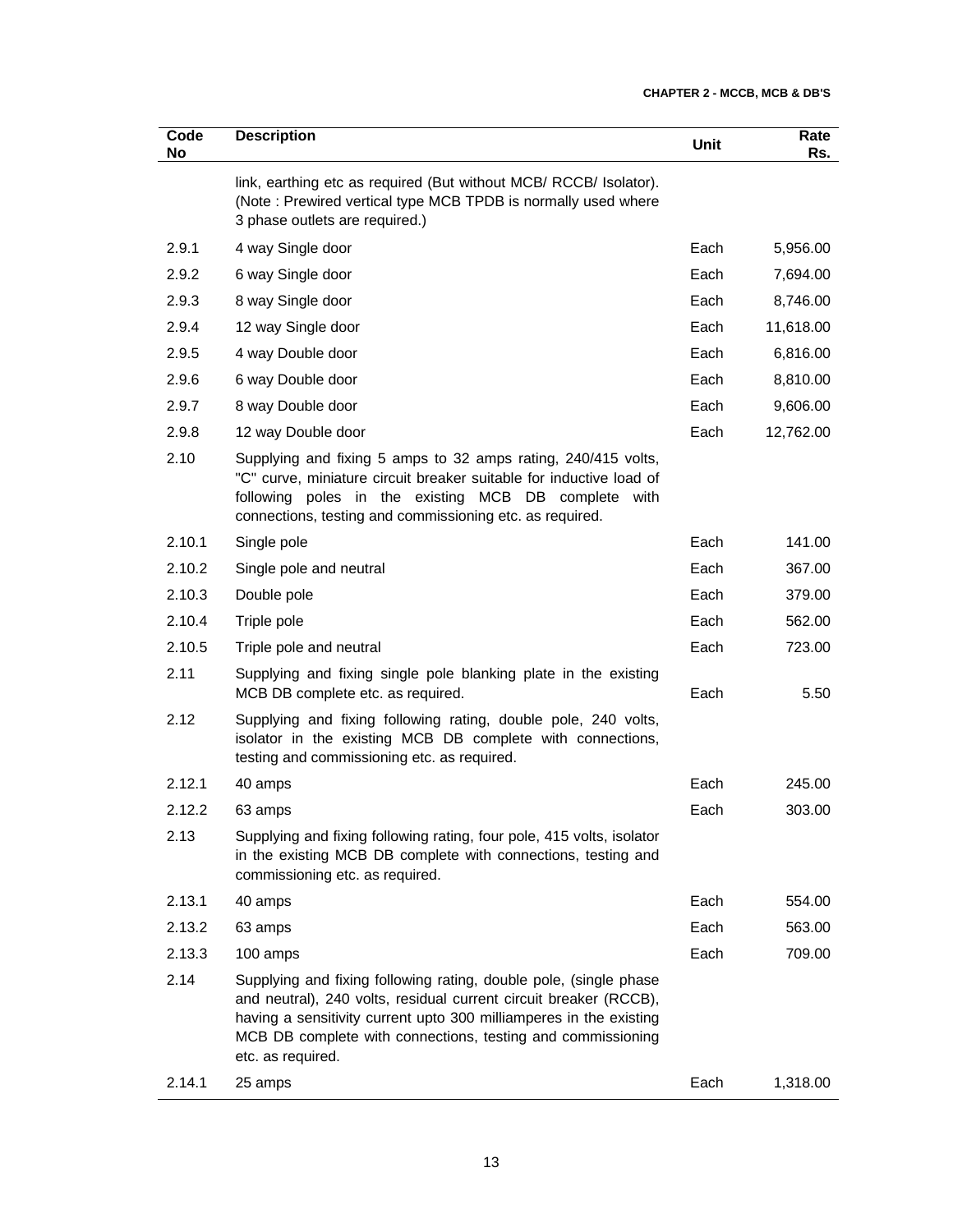| Code No | Description | Unit | Rate Rs. |
|---|---|---|---|
| | link, earthing etc as required (But without MCB/ RCCB/ Isolator). (Note : Prewired vertical type MCB TPDB is normally used where 3 phase outlets are required.) | | |
| 2.9.1 | 4 way Single door | Each | 5,956.00 |
| 2.9.2 | 6 way Single door | Each | 7,694.00 |
| 2.9.3 | 8 way Single door | Each | 8,746.00 |
| 2.9.4 | 12 way Single door | Each | 11,618.00 |
| 2.9.5 | 4 way Double door | Each | 6,816.00 |
| 2.9.6 | 6 way Double door | Each | 8,810.00 |
| 2.9.7 | 8 way Double door | Each | 9,606.00 |
| 2.9.8 | 12 way Double door | Each | 12,762.00 |
| 2.10 | Supplying and fixing 5 amps to 32 amps rating, 240/415 volts, "C" curve, miniature circuit breaker suitable for inductive load of following poles in the existing MCB DB complete with connections, testing and commissioning etc. as required. | | |
| 2.10.1 | Single pole | Each | 141.00 |
| 2.10.2 | Single pole and neutral | Each | 367.00 |
| 2.10.3 | Double pole | Each | 379.00 |
| 2.10.4 | Triple pole | Each | 562.00 |
| 2.10.5 | Triple pole and neutral | Each | 723.00 |
| 2.11 | Supplying and fixing single pole blanking plate in the existing MCB DB complete etc. as required. | Each | 5.50 |
| 2.12 | Supplying and fixing following rating, double pole, 240 volts, isolator in the existing MCB DB complete with connections, testing and commissioning etc. as required. | | |
| 2.12.1 | 40 amps | Each | 245.00 |
| 2.12.2 | 63 amps | Each | 303.00 |
| 2.13 | Supplying and fixing following rating, four pole, 415 volts, isolator in the existing MCB DB complete with connections, testing and commissioning etc. as required. | | |
| 2.13.1 | 40 amps | Each | 554.00 |
| 2.13.2 | 63 amps | Each | 563.00 |
| 2.13.3 | 100 amps | Each | 709.00 |
| 2.14 | Supplying and fixing following rating, double pole, (single phase and neutral), 240 volts, residual current circuit breaker (RCCB), having a sensitivity current upto 300 milliamperes in the existing MCB DB complete with connections, testing and commissioning etc. as required. | | |
| 2.14.1 | 25 amps | Each | 1,318.00 |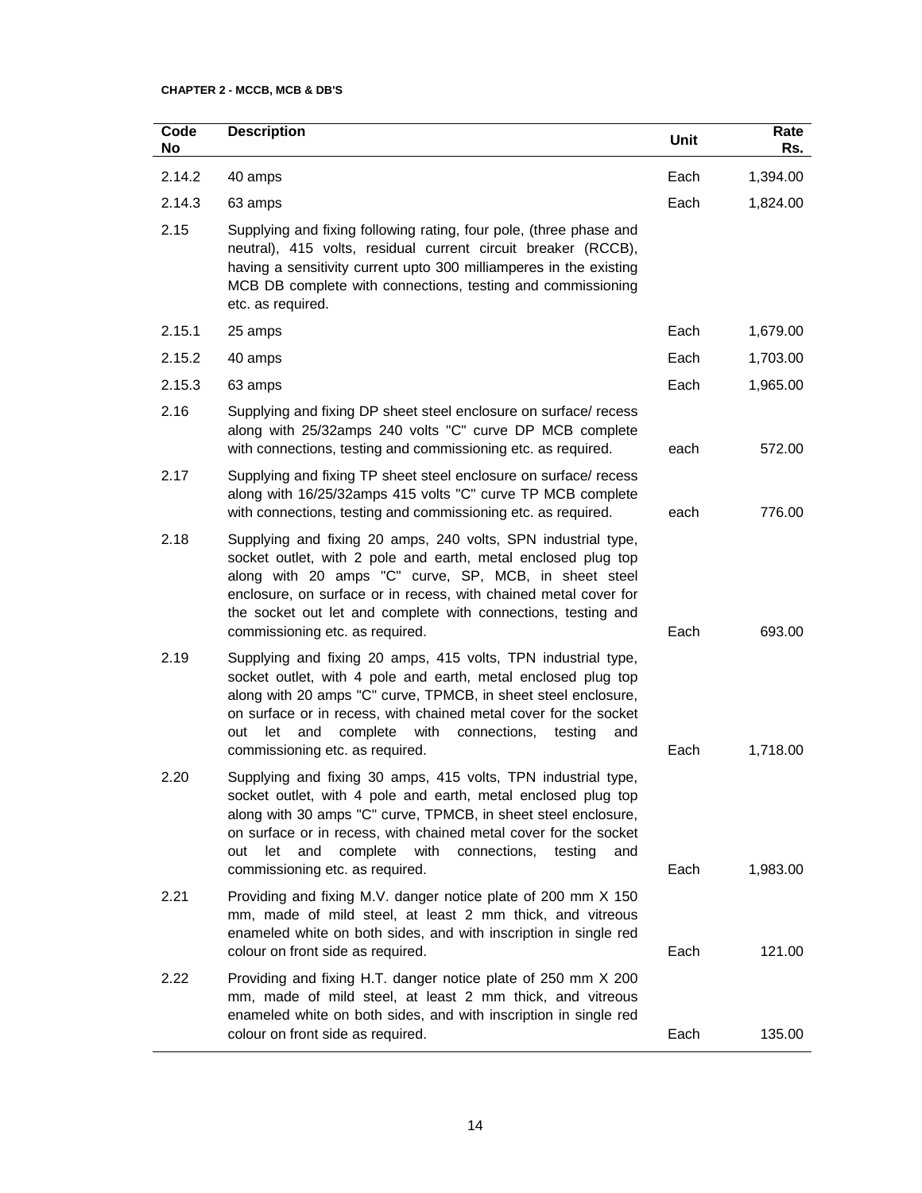**CHAPTER 2 - MCCB, MCB & DB'S**

| Code No | Description | Unit | Rate Rs. |
|---|---|---|---|
| 2.14.2 | 40 amps | Each | 1,394.00 |
| 2.14.3 | 63 amps | Each | 1,824.00 |
| 2.15 | Supplying and fixing following rating, four pole, (three phase and neutral), 415 volts, residual current circuit breaker (RCCB), having a sensitivity current upto 300 milliamperes in the existing MCB DB complete with connections, testing and commissioning etc. as required. | | |
| 2.15.1 | 25 amps | Each | 1,679.00 |
| 2.15.2 | 40 amps | Each | 1,703.00 |
| 2.15.3 | 63 amps | Each | 1,965.00 |
| 2.16 | Supplying and fixing DP sheet steel enclosure on surface/ recess along with 25/32amps 240 volts "C" curve DP MCB complete with connections, testing and commissioning etc. as required. | each | 572.00 |
| 2.17 | Supplying and fixing TP sheet steel enclosure on surface/ recess along with 16/25/32amps 415 volts "C" curve TP MCB complete with connections, testing and commissioning etc. as required. | each | 776.00 |
| 2.18 | Supplying and fixing 20 amps, 240 volts, SPN industrial type, socket outlet, with 2 pole and earth, metal enclosed plug top along with 20 amps "C" curve, SP, MCB, in sheet steel enclosure, on surface or in recess, with chained metal cover for the socket out let and complete with connections, testing and commissioning etc. as required. | Each | 693.00 |
| 2.19 | Supplying and fixing 20 amps, 415 volts, TPN industrial type, socket outlet, with 4 pole and earth, metal enclosed plug top along with 20 amps "C" curve, TPMCB, in sheet steel enclosure, on surface or in recess, with chained metal cover for the socket out let and complete with connections, testing and commissioning etc. as required. | Each | 1,718.00 |
| 2.20 | Supplying and fixing 30 amps, 415 volts, TPN industrial type, socket outlet, with 4 pole and earth, metal enclosed plug top along with 30 amps "C" curve, TPMCB, in sheet steel enclosure, on surface or in recess, with chained metal cover for the socket out let and complete with connections, testing and commissioning etc. as required. | Each | 1,983.00 |
| 2.21 | Providing and fixing M.V. danger notice plate of 200 mm X 150 mm, made of mild steel, at least 2 mm thick, and vitreous enameled white on both sides, and with inscription in single red colour on front side as required. | Each | 121.00 |
| 2.22 | Providing and fixing H.T. danger notice plate of 250 mm X 200 mm, made of mild steel, at least 2 mm thick, and vitreous enameled white on both sides, and with inscription in single red colour on front side as required. | Each | 135.00 |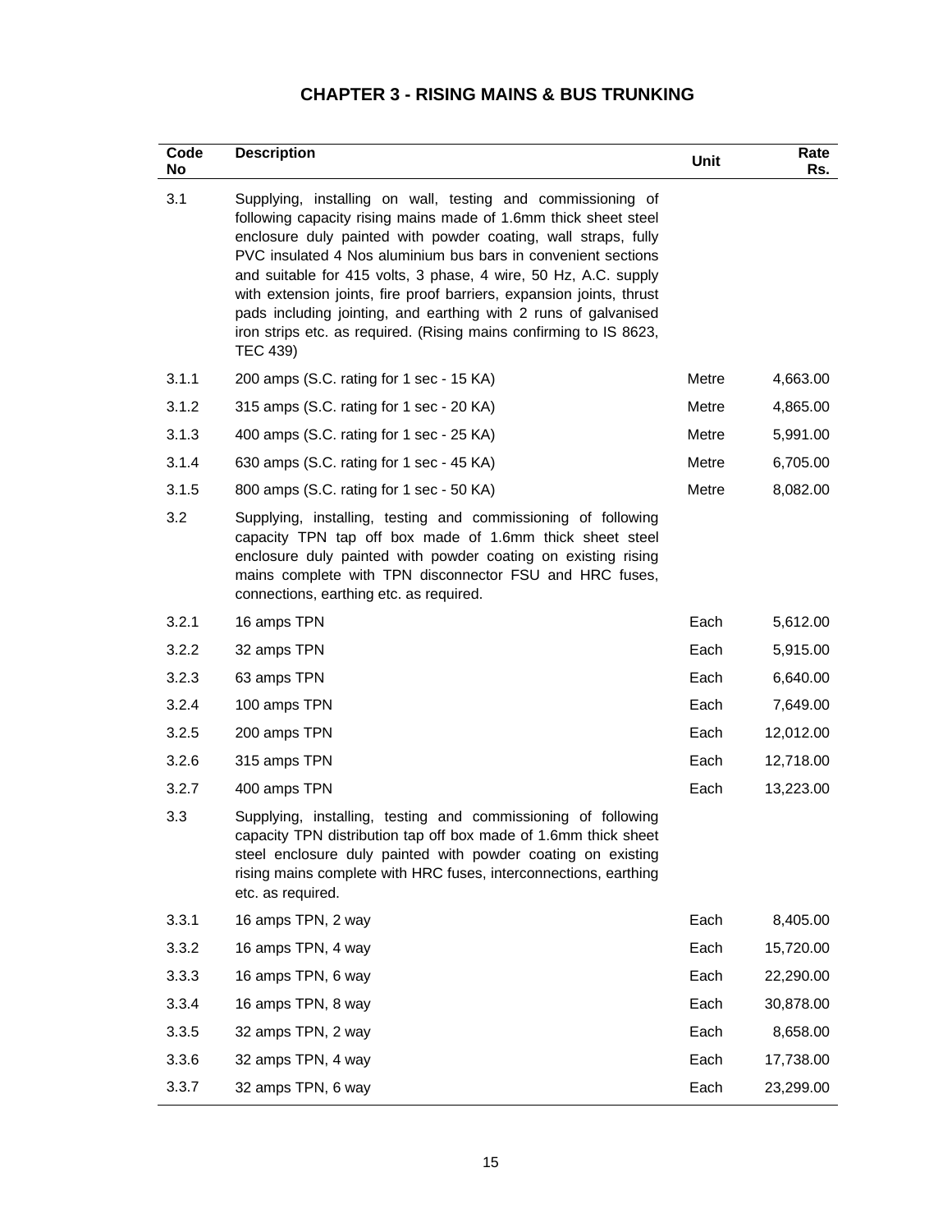# CHAPTER 3 - RISING MAINS & BUS TRUNKING

| Code No | Description | Unit | Rate Rs. |
|---|---|---|---|
| 3.1 | Supplying, installing on wall, testing and commissioning of following capacity rising mains made of 1.6mm thick sheet steel enclosure duly painted with powder coating, wall straps, fully PVC insulated 4 Nos aluminium bus bars in convenient sections and suitable for 415 volts, 3 phase, 4 wire, 50 Hz, A.C. supply with extension joints, fire proof barriers, expansion joints, thrust pads including jointing, and earthing with 2 runs of galvanised iron strips etc. as required. (Rising mains confirming to IS 8623, TEC 439) | | |
| 3.1.1 | 200 amps (S.C. rating for 1 sec - 15 KA) | Metre | 4,663.00 |
| 3.1.2 | 315 amps (S.C. rating for 1 sec - 20 KA) | Metre | 4,865.00 |
| 3.1.3 | 400 amps (S.C. rating for 1 sec - 25 KA) | Metre | 5,991.00 |
| 3.1.4 | 630 amps (S.C. rating for 1 sec - 45 KA) | Metre | 6,705.00 |
| 3.1.5 | 800 amps (S.C. rating for 1 sec - 50 KA) | Metre | 8,082.00 |
| 3.2 | Supplying, installing, testing and commissioning of following capacity TPN tap off box made of 1.6mm thick sheet steel enclosure duly painted with powder coating on existing rising mains complete with TPN disconnector FSU and HRC fuses, connections, earthing etc. as required. | | |
| 3.2.1 | 16 amps TPN | Each | 5,612.00 |
| 3.2.2 | 32 amps TPN | Each | 5,915.00 |
| 3.2.3 | 63 amps TPN | Each | 6,640.00 |
| 3.2.4 | 100 amps TPN | Each | 7,649.00 |
| 3.2.5 | 200 amps TPN | Each | 12,012.00 |
| 3.2.6 | 315 amps TPN | Each | 12,718.00 |
| 3.2.7 | 400 amps TPN | Each | 13,223.00 |
| 3.3 | Supplying, installing, testing and commissioning of following capacity TPN distribution tap off box made of 1.6mm thick sheet steel enclosure duly painted with powder coating on existing rising mains complete with HRC fuses, interconnections, earthing etc. as required. | | |
| 3.3.1 | 16 amps TPN, 2 way | Each | 8,405.00 |
| 3.3.2 | 16 amps TPN, 4 way | Each | 15,720.00 |
| 3.3.3 | 16 amps TPN, 6 way | Each | 22,290.00 |
| 3.3.4 | 16 amps TPN, 8 way | Each | 30,878.00 |
| 3.3.5 | 32 amps TPN, 2 way | Each | 8,658.00 |
| 3.3.6 | 32 amps TPN, 4 way | Each | 17,738.00 |
| 3.3.7 | 32 amps TPN, 6 way | Each | 23,299.00 |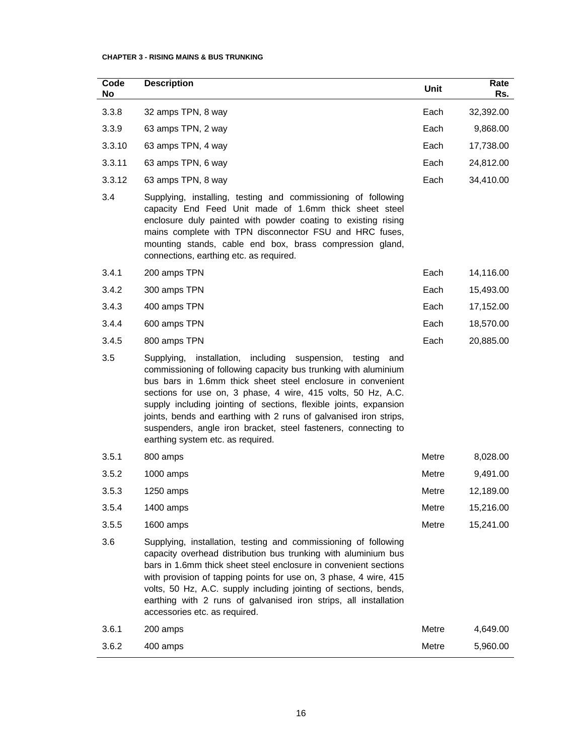**CHAPTER 3 - RISING MAINS & BUS TRUNKING**

| Code No | Description | Unit | Rate Rs. |
|---|---|---|---|
| 3.3.8 | 32 amps TPN, 8 way | Each | 32,392.00 |
| 3.3.9 | 63 amps TPN, 2 way | Each | 9,868.00 |
| 3.3.10 | 63 amps TPN, 4 way | Each | 17,738.00 |
| 3.3.11 | 63 amps TPN, 6 way | Each | 24,812.00 |
| 3.3.12 | 63 amps TPN, 8 way | Each | 34,410.00 |
| 3.4 | Supplying, installing, testing and commissioning of following capacity End Feed Unit made of 1.6mm thick sheet steel enclosure duly painted with powder coating to existing rising mains complete with TPN disconnector FSU and HRC fuses, mounting stands, cable end box, brass compression gland, connections, earthing etc. as required. | | |
| 3.4.1 | 200 amps TPN | Each | 14,116.00 |
| 3.4.2 | 300 amps TPN | Each | 15,493.00 |
| 3.4.3 | 400 amps TPN | Each | 17,152.00 |
| 3.4.4 | 600 amps TPN | Each | 18,570.00 |
| 3.4.5 | 800 amps TPN | Each | 20,885.00 |
| 3.5 | Supplying, installation, including suspension, testing and commissioning of following capacity bus trunking with aluminium bus bars in 1.6mm thick sheet steel enclosure in convenient sections for use on, 3 phase, 4 wire, 415 volts, 50 Hz, A.C. supply including jointing of sections, flexible joints, expansion joints, bends and earthing with 2 runs of galvanised iron strips, suspenders, angle iron bracket, steel fasteners, connecting to earthing system etc. as required. | | |
| 3.5.1 | 800 amps | Metre | 8,028.00 |
| 3.5.2 | 1000 amps | Metre | 9,491.00 |
| 3.5.3 | 1250 amps | Metre | 12,189.00 |
| 3.5.4 | 1400 amps | Metre | 15,216.00 |
| 3.5.5 | 1600 amps | Metre | 15,241.00 |
| 3.6 | Supplying, installation, testing and commissioning of following capacity overhead distribution bus trunking with aluminium bus bars in 1.6mm thick sheet steel enclosure in convenient sections with provision of tapping points for use on, 3 phase, 4 wire, 415 volts, 50 Hz, A.C. supply including jointing of sections, bends, earthing with 2 runs of galvanised iron strips, all installation accessories etc. as required. | | |
| 3.6.1 | 200 amps | Metre | 4,649.00 |
| 3.6.2 | 400 amps | Metre | 5,960.00 |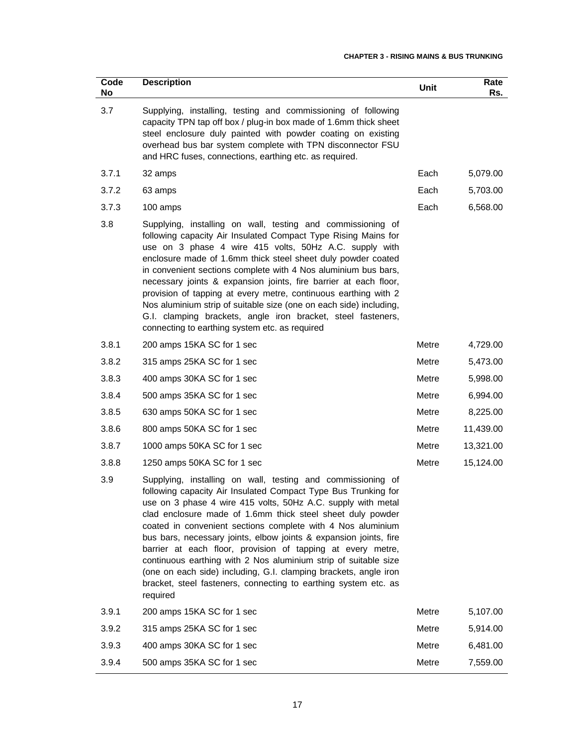| Code No | Description | Unit | Rate Rs. |
|---|---|---|---|
| 3.7 | Supplying, installing, testing and commissioning of following capacity TPN tap off box / plug-in box made of 1.6mm thick sheet steel enclosure duly painted with powder coating on existing overhead bus bar system complete with TPN disconnector FSU and HRC fuses, connections, earthing etc. as required. | | |
| 3.7.1 | 32 amps | Each | 5,079.00 |
| 3.7.2 | 63 amps | Each | 5,703.00 |
| 3.7.3 | 100 amps | Each | 6,568.00 |
| 3.8 | Supplying, installing on wall, testing and commissioning of following capacity Air Insulated Compact Type Rising Mains for use on 3 phase 4 wire 415 volts, 50Hz A.C. supply with enclosure made of 1.6mm thick steel sheet duly powder coated in convenient sections complete with 4 Nos aluminium bus bars, necessary joints & expansion joints, fire barrier at each floor, provision of tapping at every metre, continuous earthing with 2 Nos aluminium strip of suitable size (one on each side) including, G.I. clamping brackets, angle iron bracket, steel fasteners, connecting to earthing system etc. as required | | |
| 3.8.1 | 200 amps 15KA SC for 1 sec | Metre | 4,729.00 |
| 3.8.2 | 315 amps 25KA SC for 1 sec | Metre | 5,473.00 |
| 3.8.3 | 400 amps 30KA SC for 1 sec | Metre | 5,998.00 |
| 3.8.4 | 500 amps 35KA SC for 1 sec | Metre | 6,994.00 |
| 3.8.5 | 630 amps 50KA SC for 1 sec | Metre | 8,225.00 |
| 3.8.6 | 800 amps 50KA SC for 1 sec | Metre | 11,439.00 |
| 3.8.7 | 1000 amps 50KA SC for 1 sec | Metre | 13,321.00 |
| 3.8.8 | 1250 amps 50KA SC for 1 sec | Metre | 15,124.00 |
| 3.9 | Supplying, installing on wall, testing and commissioning of following capacity Air Insulated Compact Type Bus Trunking for use on 3 phase 4 wire 415 volts, 50Hz A.C. supply with metal clad enclosure made of 1.6mm thick steel sheet duly powder coated in convenient sections complete with 4 Nos aluminium bus bars, necessary joints, elbow joints & expansion joints, fire barrier at each floor, provision of tapping at every metre, continuous earthing with 2 Nos aluminium strip of suitable size (one on each side) including, G.I. clamping brackets, angle iron bracket, steel fasteners, connecting to earthing system etc. as required | | |
| 3.9.1 | 200 amps 15KA SC for 1 sec | Metre | 5,107.00 |
| 3.9.2 | 315 amps 25KA SC for 1 sec | Metre | 5,914.00 |
| 3.9.3 | 400 amps 30KA SC for 1 sec | Metre | 6,481.00 |
| 3.9.4 | 500 amps 35KA SC for 1 sec | Metre | 7,559.00 |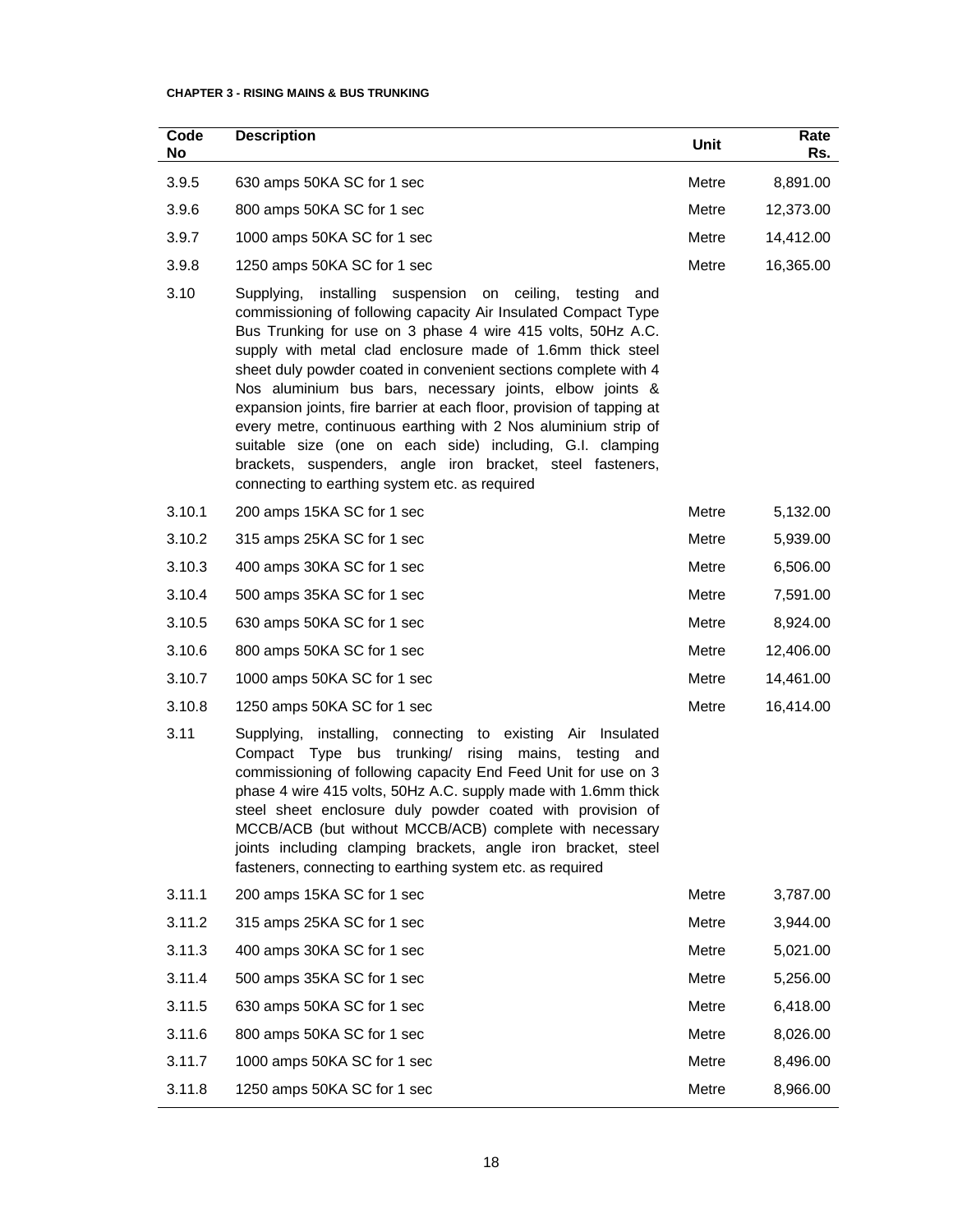**CHAPTER 3 - RISING MAINS & BUS TRUNKING**

| Code No | Description | Unit | Rate Rs. |
|---|---|---|---|
| 3.9.5 | 630 amps 50KA SC for 1 sec | Metre | 8,891.00 |
| 3.9.6 | 800 amps 50KA SC for 1 sec | Metre | 12,373.00 |
| 3.9.7 | 1000 amps 50KA SC for 1 sec | Metre | 14,412.00 |
| 3.9.8 | 1250 amps 50KA SC for 1 sec | Metre | 16,365.00 |
| 3.10 | Supplying, installing suspension on ceiling, testing and commissioning of following capacity Air Insulated Compact Type Bus Trunking for use on 3 phase 4 wire 415 volts, 50Hz A.C. supply with metal clad enclosure made of 1.6mm thick steel sheet duly powder coated in convenient sections complete with 4 Nos aluminium bus bars, necessary joints, elbow joints & expansion joints, fire barrier at each floor, provision of tapping at every metre, continuous earthing with 2 Nos aluminium strip of suitable size (one on each side) including, G.I. clamping brackets, suspenders, angle iron bracket, steel fasteners, connecting to earthing system etc. as required | | |
| 3.10.1 | 200 amps 15KA SC for 1 sec | Metre | 5,132.00 |
| 3.10.2 | 315 amps 25KA SC for 1 sec | Metre | 5,939.00 |
| 3.10.3 | 400 amps 30KA SC for 1 sec | Metre | 6,506.00 |
| 3.10.4 | 500 amps 35KA SC for 1 sec | Metre | 7,591.00 |
| 3.10.5 | 630 amps 50KA SC for 1 sec | Metre | 8,924.00 |
| 3.10.6 | 800 amps 50KA SC for 1 sec | Metre | 12,406.00 |
| 3.10.7 | 1000 amps 50KA SC for 1 sec | Metre | 14,461.00 |
| 3.10.8 | 1250 amps 50KA SC for 1 sec | Metre | 16,414.00 |
| 3.11 | Supplying, installing, connecting to existing Air Insulated Compact Type bus trunking/ rising mains, testing and commissioning of following capacity End Feed Unit for use on 3 phase 4 wire 415 volts, 50Hz A.C. supply made with 1.6mm thick steel sheet enclosure duly powder coated with provision of MCCB/ACB (but without MCCB/ACB) complete with necessary joints including clamping brackets, angle iron bracket, steel fasteners, connecting to earthing system etc. as required | | |
| 3.11.1 | 200 amps 15KA SC for 1 sec | Metre | 3,787.00 |
| 3.11.2 | 315 amps 25KA SC for 1 sec | Metre | 3,944.00 |
| 3.11.3 | 400 amps 30KA SC for 1 sec | Metre | 5,021.00 |
| 3.11.4 | 500 amps 35KA SC for 1 sec | Metre | 5,256.00 |
| 3.11.5 | 630 amps 50KA SC for 1 sec | Metre | 6,418.00 |
| 3.11.6 | 800 amps 50KA SC for 1 sec | Metre | 8,026.00 |
| 3.11.7 | 1000 amps 50KA SC for 1 sec | Metre | 8,496.00 |
| 3.11.8 | 1250 amps 50KA SC for 1 sec | Metre | 8,966.00 |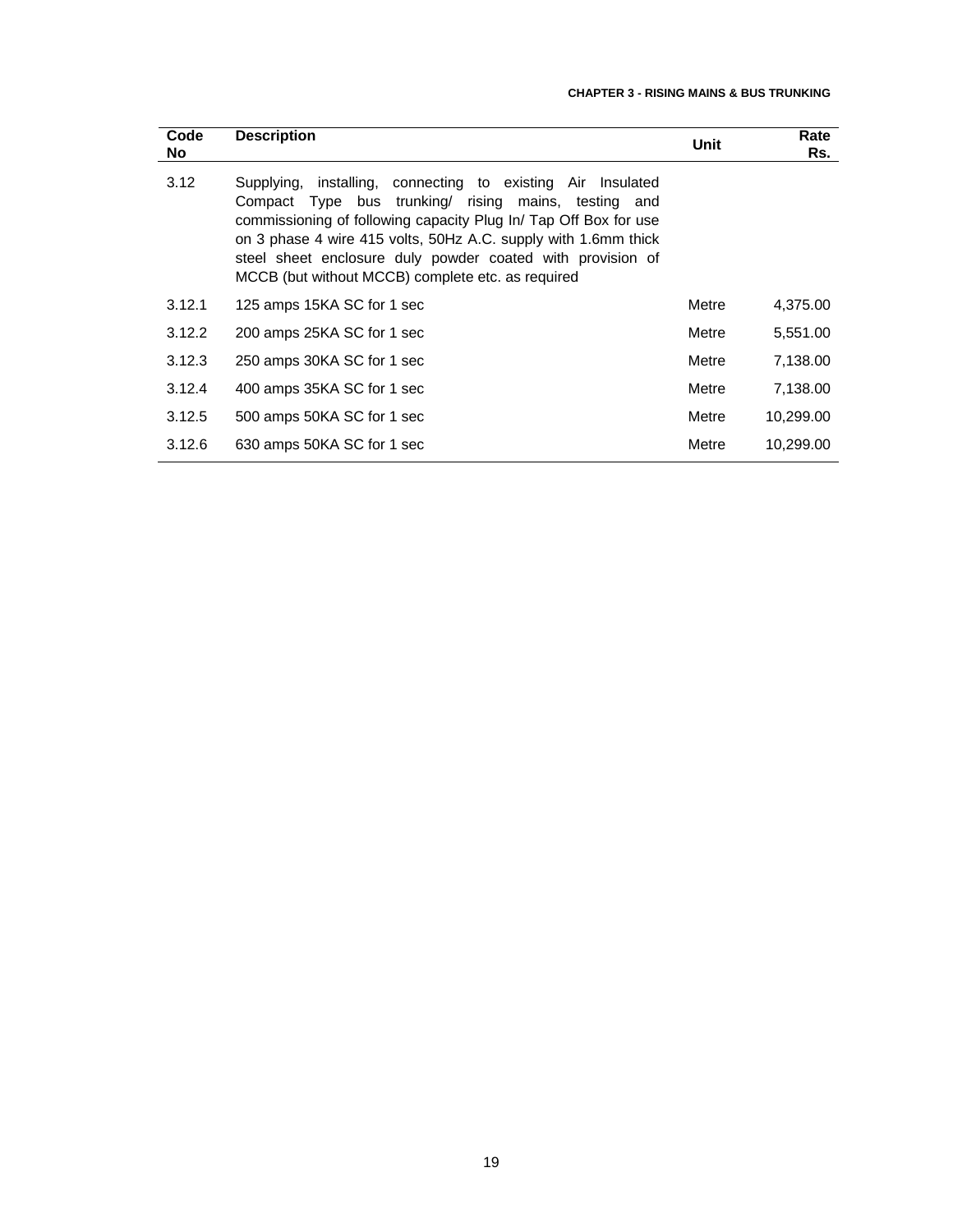| Code No | Description | Unit | Rate Rs. |
|---|---|---|---|
| 3.12 | Supplying, installing, connecting to existing Air Insulated Compact Type bus trunking/ rising mains, testing and commissioning of following capacity Plug In/ Tap Off Box for use on 3 phase 4 wire 415 volts, 50Hz A.C. supply with 1.6mm thick steel sheet enclosure duly powder coated with provision of MCCB (but without MCCB) complete etc. as required | | |
| 3.12.1 | 125 amps 15KA SC for 1 sec | Metre | 4,375.00 |
| 3.12.2 | 200 amps 25KA SC for 1 sec | Metre | 5,551.00 |
| 3.12.3 | 250 amps 30KA SC for 1 sec | Metre | 7,138.00 |
| 3.12.4 | 400 amps 35KA SC for 1 sec | Metre | 7,138.00 |
| 3.12.5 | 500 amps 50KA SC for 1 sec | Metre | 10,299.00 |
| 3.12.6 | 630 amps 50KA SC for 1 sec | Metre | 10,299.00 |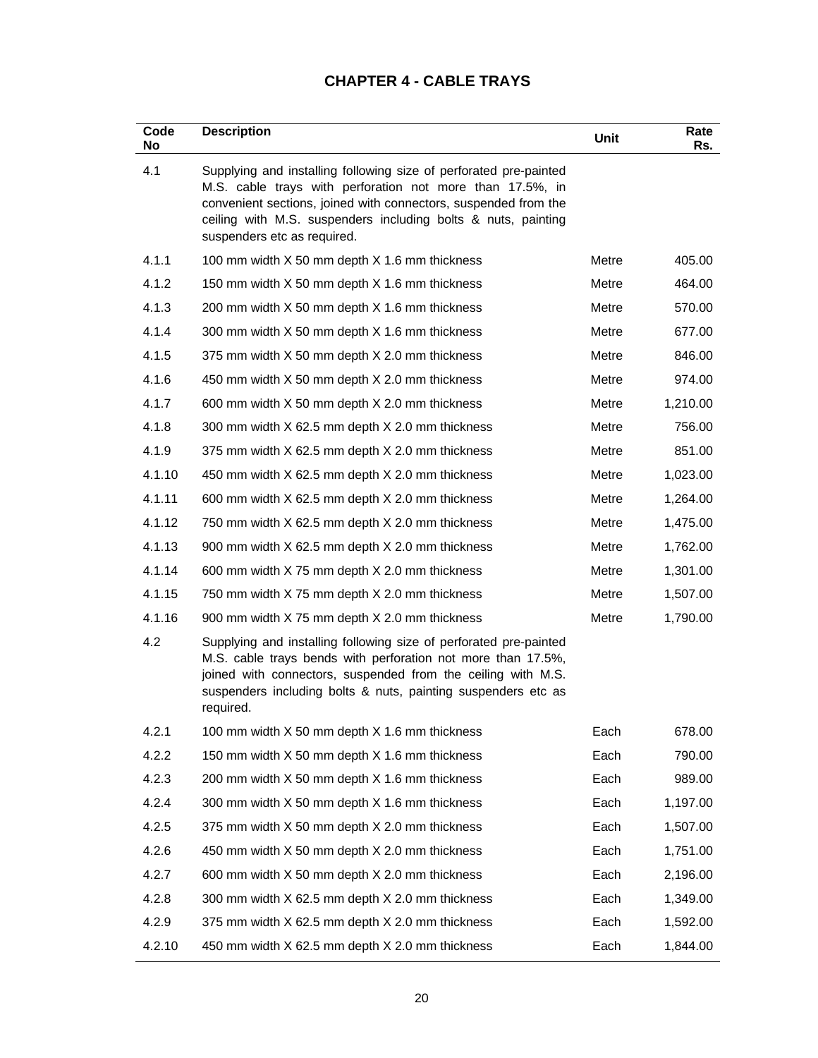# CHAPTER 4 - CABLE TRAYS

| Code No | Description | Unit | Rate Rs. |
|---|---|---|---|
| 4.1 | Supplying and installing following size of perforated pre-painted M.S. cable trays with perforation not more than 17.5%, in convenient sections, joined with connectors, suspended from the ceiling with M.S. suspenders including bolts & nuts, painting suspenders etc as required. | | |
| 4.1.1 | 100 mm width X 50 mm depth X 1.6 mm thickness | Metre | 405.00 |
| 4.1.2 | 150 mm width X 50 mm depth X 1.6 mm thickness | Metre | 464.00 |
| 4.1.3 | 200 mm width X 50 mm depth X 1.6 mm thickness | Metre | 570.00 |
| 4.1.4 | 300 mm width X 50 mm depth X 1.6 mm thickness | Metre | 677.00 |
| 4.1.5 | 375 mm width X 50 mm depth X 2.0 mm thickness | Metre | 846.00 |
| 4.1.6 | 450 mm width X 50 mm depth X 2.0 mm thickness | Metre | 974.00 |
| 4.1.7 | 600 mm width X 50 mm depth X 2.0 mm thickness | Metre | 1,210.00 |
| 4.1.8 | 300 mm width X 62.5 mm depth X 2.0 mm thickness | Metre | 756.00 |
| 4.1.9 | 375 mm width X 62.5 mm depth X 2.0 mm thickness | Metre | 851.00 |
| 4.1.10 | 450 mm width X 62.5 mm depth X 2.0 mm thickness | Metre | 1,023.00 |
| 4.1.11 | 600 mm width X 62.5 mm depth X 2.0 mm thickness | Metre | 1,264.00 |
| 4.1.12 | 750 mm width X 62.5 mm depth X 2.0 mm thickness | Metre | 1,475.00 |
| 4.1.13 | 900 mm width X 62.5 mm depth X 2.0 mm thickness | Metre | 1,762.00 |
| 4.1.14 | 600 mm width X 75 mm depth X 2.0 mm thickness | Metre | 1,301.00 |
| 4.1.15 | 750 mm width X 75 mm depth X 2.0 mm thickness | Metre | 1,507.00 |
| 4.1.16 | 900 mm width X 75 mm depth X 2.0 mm thickness | Metre | 1,790.00 |
| 4.2 | Supplying and installing following size of perforated pre-painted M.S. cable trays bends with perforation not more than 17.5%, joined with connectors, suspended from the ceiling with M.S. suspenders including bolts & nuts, painting suspenders etc as required. | | |
| 4.2.1 | 100 mm width X 50 mm depth X 1.6 mm thickness | Each | 678.00 |
| 4.2.2 | 150 mm width X 50 mm depth X 1.6 mm thickness | Each | 790.00 |
| 4.2.3 | 200 mm width X 50 mm depth X 1.6 mm thickness | Each | 989.00 |
| 4.2.4 | 300 mm width X 50 mm depth X 1.6 mm thickness | Each | 1,197.00 |
| 4.2.5 | 375 mm width X 50 mm depth X 2.0 mm thickness | Each | 1,507.00 |
| 4.2.6 | 450 mm width X 50 mm depth X 2.0 mm thickness | Each | 1,751.00 |
| 4.2.7 | 600 mm width X 50 mm depth X 2.0 mm thickness | Each | 2,196.00 |
| 4.2.8 | 300 mm width X 62.5 mm depth X 2.0 mm thickness | Each | 1,349.00 |
| 4.2.9 | 375 mm width X 62.5 mm depth X 2.0 mm thickness | Each | 1,592.00 |
| 4.2.10 | 450 mm width X 62.5 mm depth X 2.0 mm thickness | Each | 1,844.00 |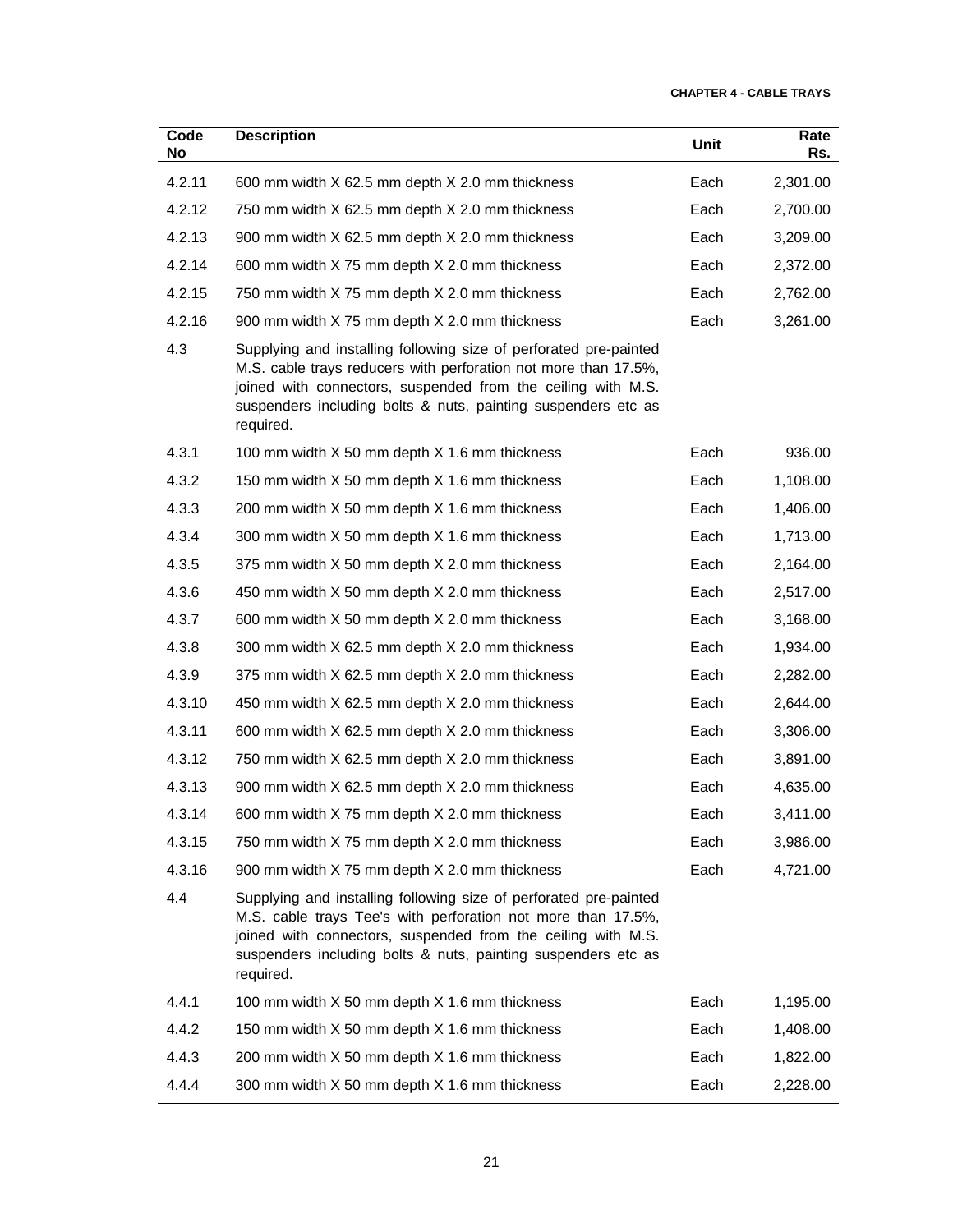| Code No | Description | Unit | Rate Rs. |
|---|---|---|---|
| 4.2.11 | 600 mm width X 62.5 mm depth X 2.0 mm thickness | Each | 2,301.00 |
| 4.2.12 | 750 mm width X 62.5 mm depth X 2.0 mm thickness | Each | 2,700.00 |
| 4.2.13 | 900 mm width X 62.5 mm depth X 2.0 mm thickness | Each | 3,209.00 |
| 4.2.14 | 600 mm width X 75 mm depth X 2.0 mm thickness | Each | 2,372.00 |
| 4.2.15 | 750 mm width X 75 mm depth X 2.0 mm thickness | Each | 2,762.00 |
| 4.2.16 | 900 mm width X 75 mm depth X 2.0 mm thickness | Each | 3,261.00 |
| 4.3 | Supplying and installing following size of perforated pre-painted M.S. cable trays reducers with perforation not more than 17.5%, joined with connectors, suspended from the ceiling with M.S. suspenders including bolts & nuts, painting suspenders etc as required. | | |
| 4.3.1 | 100 mm width X 50 mm depth X 1.6 mm thickness | Each | 936.00 |
| 4.3.2 | 150 mm width X 50 mm depth X 1.6 mm thickness | Each | 1,108.00 |
| 4.3.3 | 200 mm width X 50 mm depth X 1.6 mm thickness | Each | 1,406.00 |
| 4.3.4 | 300 mm width X 50 mm depth X 1.6 mm thickness | Each | 1,713.00 |
| 4.3.5 | 375 mm width X 50 mm depth X 2.0 mm thickness | Each | 2,164.00 |
| 4.3.6 | 450 mm width X 50 mm depth X 2.0 mm thickness | Each | 2,517.00 |
| 4.3.7 | 600 mm width X 50 mm depth X 2.0 mm thickness | Each | 3,168.00 |
| 4.3.8 | 300 mm width X 62.5 mm depth X 2.0 mm thickness | Each | 1,934.00 |
| 4.3.9 | 375 mm width X 62.5 mm depth X 2.0 mm thickness | Each | 2,282.00 |
| 4.3.10 | 450 mm width X 62.5 mm depth X 2.0 mm thickness | Each | 2,644.00 |
| 4.3.11 | 600 mm width X 62.5 mm depth X 2.0 mm thickness | Each | 3,306.00 |
| 4.3.12 | 750 mm width X 62.5 mm depth X 2.0 mm thickness | Each | 3,891.00 |
| 4.3.13 | 900 mm width X 62.5 mm depth X 2.0 mm thickness | Each | 4,635.00 |
| 4.3.14 | 600 mm width X 75 mm depth X 2.0 mm thickness | Each | 3,411.00 |
| 4.3.15 | 750 mm width X 75 mm depth X 2.0 mm thickness | Each | 3,986.00 |
| 4.3.16 | 900 mm width X 75 mm depth X 2.0 mm thickness | Each | 4,721.00 |
| 4.4 | Supplying and installing following size of perforated pre-painted M.S. cable trays Tee's with perforation not more than 17.5%, joined with connectors, suspended from the ceiling with M.S. suspenders including bolts & nuts, painting suspenders etc as required. | | |
| 4.4.1 | 100 mm width X 50 mm depth X 1.6 mm thickness | Each | 1,195.00 |
| 4.4.2 | 150 mm width X 50 mm depth X 1.6 mm thickness | Each | 1,408.00 |
| 4.4.3 | 200 mm width X 50 mm depth X 1.6 mm thickness | Each | 1,822.00 |
| 4.4.4 | 300 mm width X 50 mm depth X 1.6 mm thickness | Each | 2,228.00 |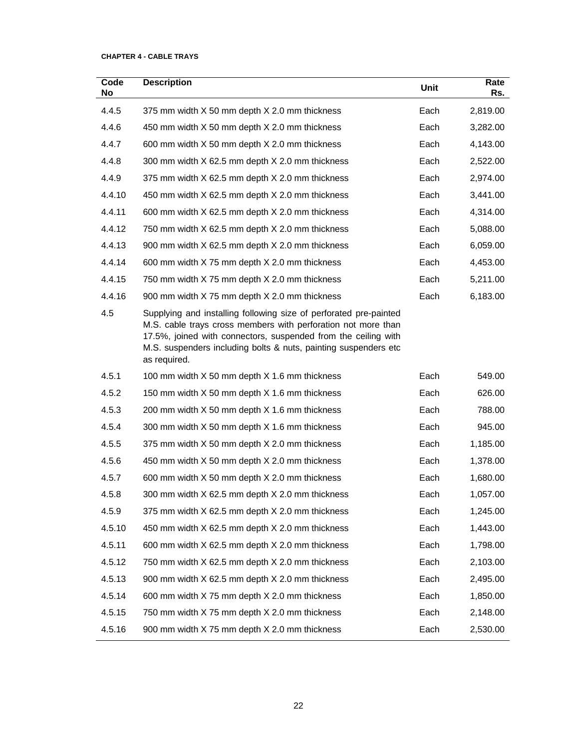**CHAPTER 4 - CABLE TRAYS**

| Code No | Description | Unit | Rate Rs. |
|---|---|---|---|
| 4.4.5 | 375 mm width X 50 mm depth X 2.0 mm thickness | Each | 2,819.00 |
| 4.4.6 | 450 mm width X 50 mm depth X 2.0 mm thickness | Each | 3,282.00 |
| 4.4.7 | 600 mm width X 50 mm depth X 2.0 mm thickness | Each | 4,143.00 |
| 4.4.8 | 300 mm width X 62.5 mm depth X 2.0 mm thickness | Each | 2,522.00 |
| 4.4.9 | 375 mm width X 62.5 mm depth X 2.0 mm thickness | Each | 2,974.00 |
| 4.4.10 | 450 mm width X 62.5 mm depth X 2.0 mm thickness | Each | 3,441.00 |
| 4.4.11 | 600 mm width X 62.5 mm depth X 2.0 mm thickness | Each | 4,314.00 |
| 4.4.12 | 750 mm width X 62.5 mm depth X 2.0 mm thickness | Each | 5,088.00 |
| 4.4.13 | 900 mm width X 62.5 mm depth X 2.0 mm thickness | Each | 6,059.00 |
| 4.4.14 | 600 mm width X 75 mm depth X 2.0 mm thickness | Each | 4,453.00 |
| 4.4.15 | 750 mm width X 75 mm depth X 2.0 mm thickness | Each | 5,211.00 |
| 4.4.16 | 900 mm width X 75 mm depth X 2.0 mm thickness | Each | 6,183.00 |
| 4.5 | Supplying and installing following size of perforated pre-painted M.S. cable trays cross members with perforation not more than 17.5%, joined with connectors, suspended from the ceiling with M.S. suspenders including bolts & nuts, painting suspenders etc as required. | | |
| 4.5.1 | 100 mm width X 50 mm depth X 1.6 mm thickness | Each | 549.00 |
| 4.5.2 | 150 mm width X 50 mm depth X 1.6 mm thickness | Each | 626.00 |
| 4.5.3 | 200 mm width X 50 mm depth X 1.6 mm thickness | Each | 788.00 |
| 4.5.4 | 300 mm width X 50 mm depth X 1.6 mm thickness | Each | 945.00 |
| 4.5.5 | 375 mm width X 50 mm depth X 2.0 mm thickness | Each | 1,185.00 |
| 4.5.6 | 450 mm width X 50 mm depth X 2.0 mm thickness | Each | 1,378.00 |
| 4.5.7 | 600 mm width X 50 mm depth X 2.0 mm thickness | Each | 1,680.00 |
| 4.5.8 | 300 mm width X 62.5 mm depth X 2.0 mm thickness | Each | 1,057.00 |
| 4.5.9 | 375 mm width X 62.5 mm depth X 2.0 mm thickness | Each | 1,245.00 |
| 4.5.10 | 450 mm width X 62.5 mm depth X 2.0 mm thickness | Each | 1,443.00 |
| 4.5.11 | 600 mm width X 62.5 mm depth X 2.0 mm thickness | Each | 1,798.00 |
| 4.5.12 | 750 mm width X 62.5 mm depth X 2.0 mm thickness | Each | 2,103.00 |
| 4.5.13 | 900 mm width X 62.5 mm depth X 2.0 mm thickness | Each | 2,495.00 |
| 4.5.14 | 600 mm width X 75 mm depth X 2.0 mm thickness | Each | 1,850.00 |
| 4.5.15 | 750 mm width X 75 mm depth X 2.0 mm thickness | Each | 2,148.00 |
| 4.5.16 | 900 mm width X 75 mm depth X 2.0 mm thickness | Each | 2,530.00 |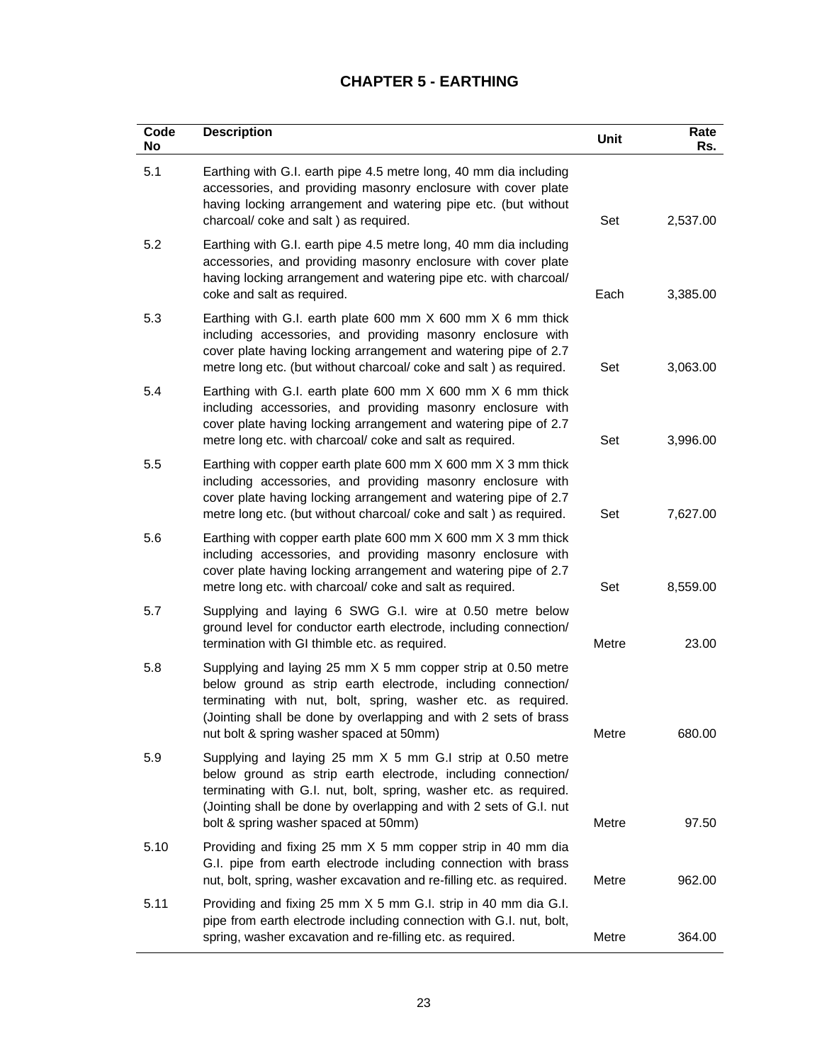# CHAPTER 5 - EARTHING

| Code No | Description | Unit | Rate Rs. |
|---|---|---|---|
| 5.1 | Earthing with G.I. earth pipe 4.5 metre long, 40 mm dia including accessories, and providing masonry enclosure with cover plate having locking arrangement and watering pipe etc. (but without charcoal/ coke and salt ) as required. | Set | 2,537.00 |
| 5.2 | Earthing with G.I. earth pipe 4.5 metre long, 40 mm dia including accessories, and providing masonry enclosure with cover plate having locking arrangement and watering pipe etc. with charcoal/ coke and salt as required. | Each | 3,385.00 |
| 5.3 | Earthing with G.I. earth plate 600 mm X 600 mm X 6 mm thick including accessories, and providing masonry enclosure with cover plate having locking arrangement and watering pipe of 2.7 metre long etc. (but without charcoal/ coke and salt ) as required. | Set | 3,063.00 |
| 5.4 | Earthing with G.I. earth plate 600 mm X 600 mm X 6 mm thick including accessories, and providing masonry enclosure with cover plate having locking arrangement and watering pipe of 2.7 metre long etc. with charcoal/ coke and salt as required. | Set | 3,996.00 |
| 5.5 | Earthing with copper earth plate 600 mm X 600 mm X 3 mm thick including accessories, and providing masonry enclosure with cover plate having locking arrangement and watering pipe of 2.7 metre long etc. (but without charcoal/ coke and salt ) as required. | Set | 7,627.00 |
| 5.6 | Earthing with copper earth plate 600 mm X 600 mm X 3 mm thick including accessories, and providing masonry enclosure with cover plate having locking arrangement and watering pipe of 2.7 metre long etc. with charcoal/ coke and salt as required. | Set | 8,559.00 |
| 5.7 | Supplying and laying 6 SWG G.I. wire at 0.50 metre below ground level for conductor earth electrode, including connection/ termination with GI thimble etc. as required. | Metre | 23.00 |
| 5.8 | Supplying and laying 25 mm X 5 mm copper strip at 0.50 metre below ground as strip earth electrode, including connection/ terminating with nut, bolt, spring, washer etc. as required. (Jointing shall be done by overlapping and with 2 sets of brass nut bolt & spring washer spaced at 50mm) | Metre | 680.00 |
| 5.9 | Supplying and laying 25 mm X 5 mm G.I strip at 0.50 metre below ground as strip earth electrode, including connection/ terminating with G.I. nut, bolt, spring, washer etc. as required. (Jointing shall be done by overlapping and with 2 sets of G.I. nut bolt & spring washer spaced at 50mm) | Metre | 97.50 |
| 5.10 | Providing and fixing 25 mm X 5 mm copper strip in 40 mm dia G.I. pipe from earth electrode including connection with brass nut, bolt, spring, washer excavation and re-filling etc. as required. | Metre | 962.00 |
| 5.11 | Providing and fixing 25 mm X 5 mm G.I. strip in 40 mm dia G.I. pipe from earth electrode including connection with G.I. nut, bolt, spring, washer excavation and re-filling etc. as required. | Metre | 364.00 |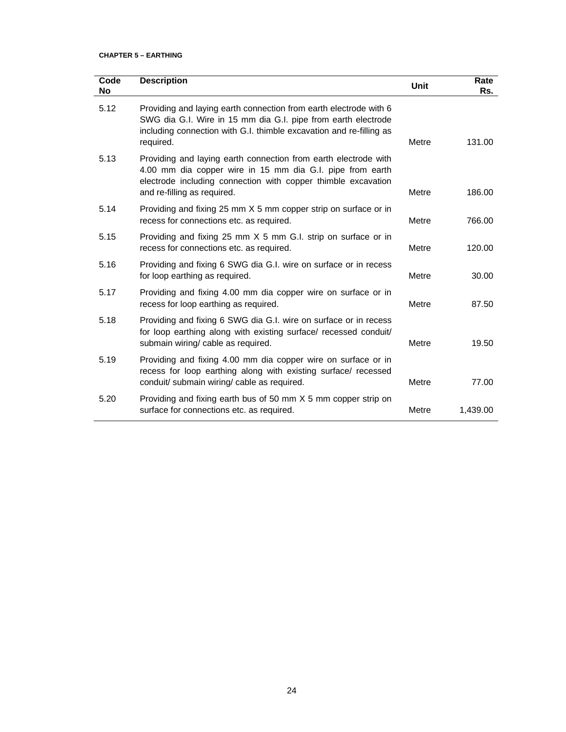**CHAPTER 5 – EARTHING**

| Code No | Description | Unit | Rate Rs. |
| --- | --- | --- | --- |
| 5.12 | Providing and laying earth connection from earth electrode with 6 SWG dia G.I. Wire in 15 mm dia G.I. pipe from earth electrode including connection with G.I. thimble excavation and re-filling as required. | Metre | 131.00 |
| 5.13 | Providing and laying earth connection from earth electrode with 4.00 mm dia copper wire in 15 mm dia G.I. pipe from earth electrode including connection with copper thimble excavation and re-filling as required. | Metre | 186.00 |
| 5.14 | Providing and fixing 25 mm X 5 mm copper strip on surface or in recess for connections etc. as required. | Metre | 766.00 |
| 5.15 | Providing and fixing 25 mm X 5 mm G.I. strip on surface or in recess for connections etc. as required. | Metre | 120.00 |
| 5.16 | Providing and fixing 6 SWG dia G.I. wire on surface or in recess for loop earthing as required. | Metre | 30.00 |
| 5.17 | Providing and fixing 4.00 mm dia copper wire on surface or in recess for loop earthing as required. | Metre | 87.50 |
| 5.18 | Providing and fixing 6 SWG dia G.I. wire on surface or in recess for loop earthing along with existing surface/ recessed conduit/ submain wiring/ cable as required. | Metre | 19.50 |
| 5.19 | Providing and fixing 4.00 mm dia copper wire on surface or in recess for loop earthing along with existing surface/ recessed conduit/ submain wiring/ cable as required. | Metre | 77.00 |
| 5.20 | Providing and fixing earth bus of 50 mm X 5 mm copper strip on surface for connections etc. as required. | Metre | 1,439.00 |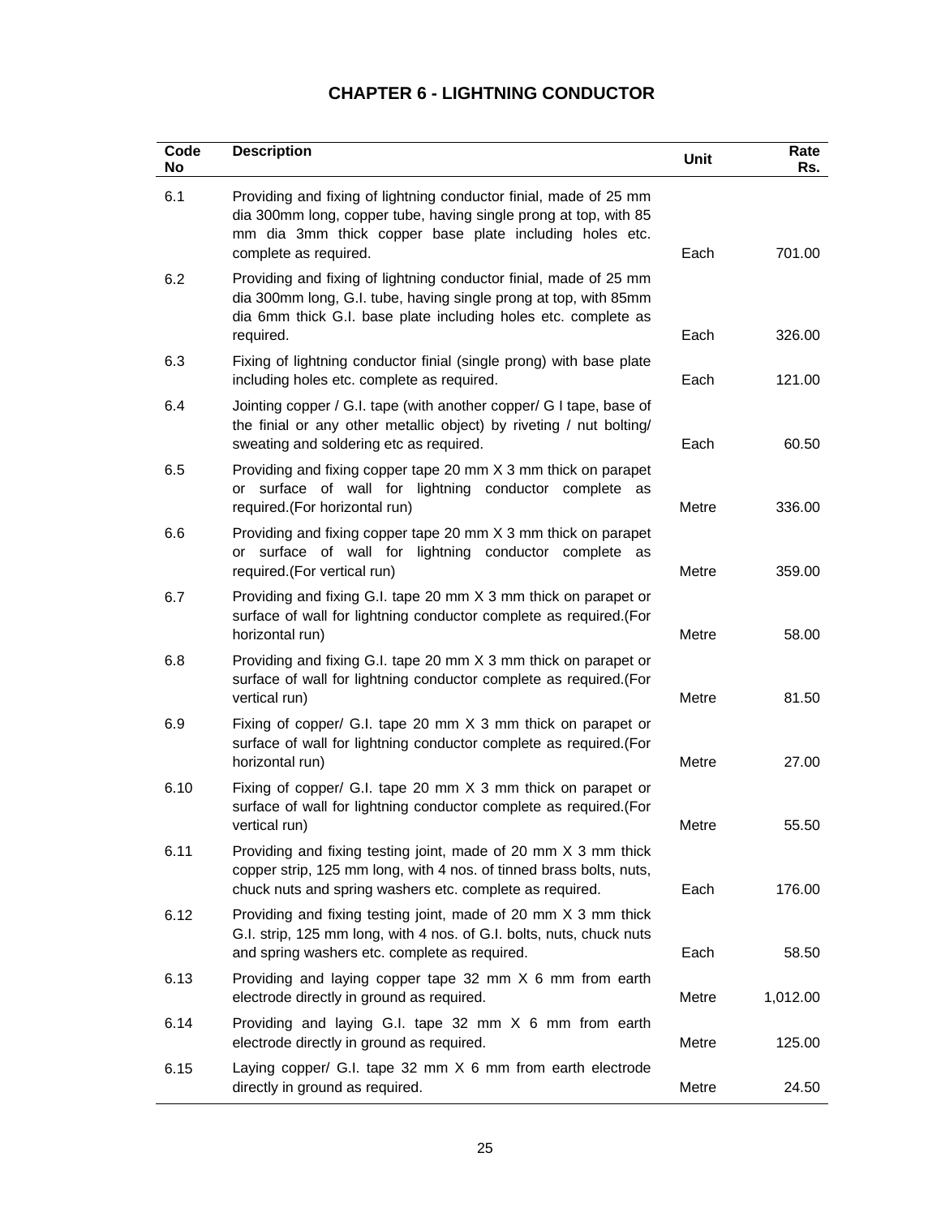# CHAPTER 6 - LIGHTNING CONDUCTOR

| Code No | Description | Unit | Rate Rs. |
|---|---|---|---|
| 6.1 | Providing and fixing of lightning conductor finial, made of 25 mm dia 300mm long, copper tube, having single prong at top, with 85 mm dia 3mm thick copper base plate including holes etc. complete as required. | Each | 701.00 |
| 6.2 | Providing and fixing of lightning conductor finial, made of 25 mm dia 300mm long, G.I. tube, having single prong at top, with 85mm dia 6mm thick G.I. base plate including holes etc. complete as required. | Each | 326.00 |
| 6.3 | Fixing of lightning conductor finial (single prong) with base plate including holes etc. complete as required. | Each | 121.00 |
| 6.4 | Jointing copper / G.I. tape (with another copper/ G I tape, base of the finial or any other metallic object) by riveting / nut bolting/ sweating and soldering etc as required. | Each | 60.50 |
| 6.5 | Providing and fixing copper tape 20 mm X 3 mm thick on parapet or surface of wall for lightning conductor complete as required.(For horizontal run) | Metre | 336.00 |
| 6.6 | Providing and fixing copper tape 20 mm X 3 mm thick on parapet or surface of wall for lightning conductor complete as required.(For vertical run) | Metre | 359.00 |
| 6.7 | Providing and fixing G.I. tape 20 mm X 3 mm thick on parapet or surface of wall for lightning conductor complete as required.(For horizontal run) | Metre | 58.00 |
| 6.8 | Providing and fixing G.I. tape 20 mm X 3 mm thick on parapet or surface of wall for lightning conductor complete as required.(For vertical run) | Metre | 81.50 |
| 6.9 | Fixing of copper/ G.I. tape 20 mm X 3 mm thick on parapet or surface of wall for lightning conductor complete as required.(For horizontal run) | Metre | 27.00 |
| 6.10 | Fixing of copper/ G.I. tape 20 mm X 3 mm thick on parapet or surface of wall for lightning conductor complete as required.(For vertical run) | Metre | 55.50 |
| 6.11 | Providing and fixing testing joint, made of 20 mm X 3 mm thick copper strip, 125 mm long, with 4 nos. of tinned brass bolts, nuts, chuck nuts and spring washers etc. complete as required. | Each | 176.00 |
| 6.12 | Providing and fixing testing joint, made of 20 mm X 3 mm thick G.I. strip, 125 mm long, with 4 nos. of G.I. bolts, nuts, chuck nuts and spring washers etc. complete as required. | Each | 58.50 |
| 6.13 | Providing and laying copper tape 32 mm X 6 mm from earth electrode directly in ground as required. | Metre | 1,012.00 |
| 6.14 | Providing and laying G.I. tape 32 mm X 6 mm from earth electrode directly in ground as required. | Metre | 125.00 |
| 6.15 | Laying copper/ G.I. tape 32 mm X 6 mm from earth electrode directly in ground as required. | Metre | 24.50 |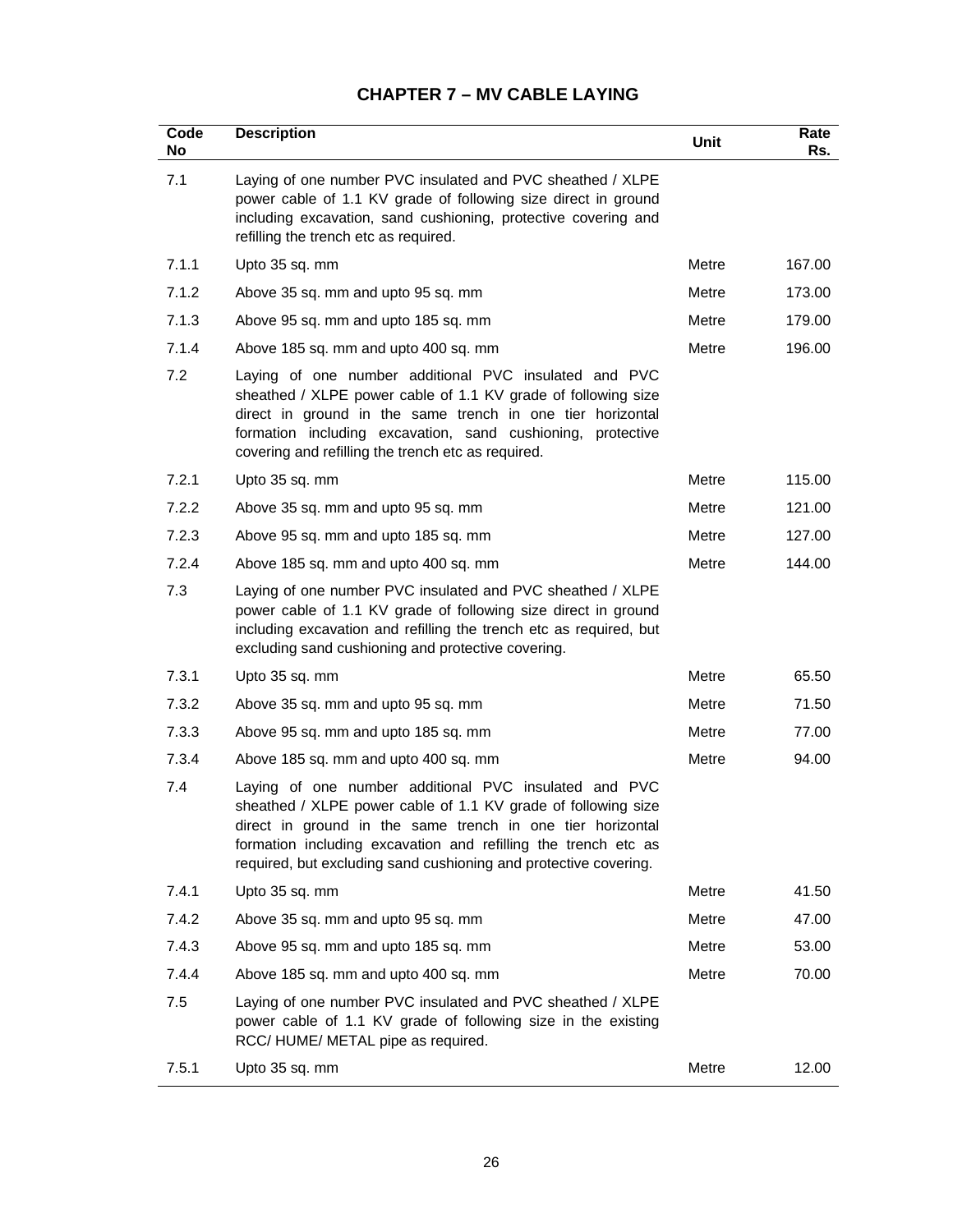## CHAPTER 7 – MV CABLE LAYING

| Code No | Description | Unit | Rate Rs. |
|---|---|---|---|
| 7.1 | Laying of one number PVC insulated and PVC sheathed / XLPE power cable of 1.1 KV grade of following size direct in ground including excavation, sand cushioning, protective covering and refilling the trench etc as required. | | |
| 7.1.1 | Upto 35 sq. mm | Metre | 167.00 |
| 7.1.2 | Above 35 sq. mm and upto 95 sq. mm | Metre | 173.00 |
| 7.1.3 | Above 95 sq. mm and upto 185 sq. mm | Metre | 179.00 |
| 7.1.4 | Above 185 sq. mm and upto 400 sq. mm | Metre | 196.00 |
| 7.2 | Laying of one number additional PVC insulated and PVC sheathed / XLPE power cable of 1.1 KV grade of following size direct in ground in the same trench in one tier horizontal formation including excavation, sand cushioning, protective covering and refilling the trench etc as required. | | |
| 7.2.1 | Upto 35 sq. mm | Metre | 115.00 |
| 7.2.2 | Above 35 sq. mm and upto 95 sq. mm | Metre | 121.00 |
| 7.2.3 | Above 95 sq. mm and upto 185 sq. mm | Metre | 127.00 |
| 7.2.4 | Above 185 sq. mm and upto 400 sq. mm | Metre | 144.00 |
| 7.3 | Laying of one number PVC insulated and PVC sheathed / XLPE power cable of 1.1 KV grade of following size direct in ground including excavation and refilling the trench etc as required, but excluding sand cushioning and protective covering. | | |
| 7.3.1 | Upto 35 sq. mm | Metre | 65.50 |
| 7.3.2 | Above 35 sq. mm and upto 95 sq. mm | Metre | 71.50 |
| 7.3.3 | Above 95 sq. mm and upto 185 sq. mm | Metre | 77.00 |
| 7.3.4 | Above 185 sq. mm and upto 400 sq. mm | Metre | 94.00 |
| 7.4 | Laying of one number additional PVC insulated and PVC sheathed / XLPE power cable of 1.1 KV grade of following size direct in ground in the same trench in one tier horizontal formation including excavation and refilling the trench etc as required, but excluding sand cushioning and protective covering. | | |
| 7.4.1 | Upto 35 sq. mm | Metre | 41.50 |
| 7.4.2 | Above 35 sq. mm and upto 95 sq. mm | Metre | 47.00 |
| 7.4.3 | Above 95 sq. mm and upto 185 sq. mm | Metre | 53.00 |
| 7.4.4 | Above 185 sq. mm and upto 400 sq. mm | Metre | 70.00 |
| 7.5 | Laying of one number PVC insulated and PVC sheathed / XLPE power cable of 1.1 KV grade of following size in the existing RCC/ HUME/ METAL pipe as required. | | |
| 7.5.1 | Upto 35 sq. mm | Metre | 12.00 |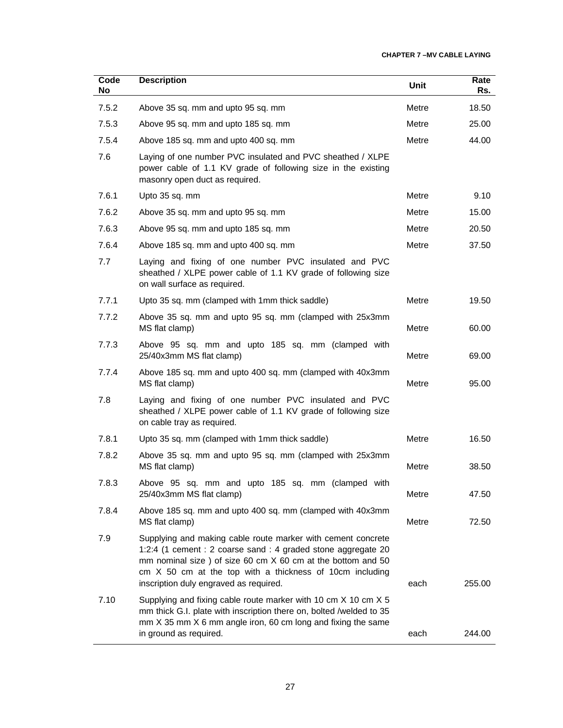| Code No | Description | Unit | Rate Rs. |
| --- | --- | --- | --- |
| 7.5.2 | Above 35 sq. mm and upto 95 sq. mm | Metre | 18.50 |
| 7.5.3 | Above 95 sq. mm and upto 185 sq. mm | Metre | 25.00 |
| 7.5.4 | Above 185 sq. mm and upto 400 sq. mm | Metre | 44.00 |
| 7.6 | Laying of one number PVC insulated and PVC sheathed / XLPE power cable of 1.1 KV grade of following size in the existing masonry open duct as required. | | |
| 7.6.1 | Upto 35 sq. mm | Metre | 9.10 |
| 7.6.2 | Above 35 sq. mm and upto 95 sq. mm | Metre | 15.00 |
| 7.6.3 | Above 95 sq. mm and upto 185 sq. mm | Metre | 20.50 |
| 7.6.4 | Above 185 sq. mm and upto 400 sq. mm | Metre | 37.50 |
| 7.7 | Laying and fixing of one number PVC insulated and PVC sheathed / XLPE power cable of 1.1 KV grade of following size on wall surface as required. | | |
| 7.7.1 | Upto 35 sq. mm (clamped with 1mm thick saddle) | Metre | 19.50 |
| 7.7.2 | Above 35 sq. mm and upto 95 sq. mm (clamped with 25x3mm MS flat clamp) | Metre | 60.00 |
| 7.7.3 | Above 95 sq. mm and upto 185 sq. mm (clamped with 25/40x3mm MS flat clamp) | Metre | 69.00 |
| 7.7.4 | Above 185 sq. mm and upto 400 sq. mm (clamped with 40x3mm MS flat clamp) | Metre | 95.00 |
| 7.8 | Laying and fixing of one number PVC insulated and PVC sheathed / XLPE power cable of 1.1 KV grade of following size on cable tray as required. | | |
| 7.8.1 | Upto 35 sq. mm (clamped with 1mm thick saddle) | Metre | 16.50 |
| 7.8.2 | Above 35 sq. mm and upto 95 sq. mm (clamped with 25x3mm MS flat clamp) | Metre | 38.50 |
| 7.8.3 | Above 95 sq. mm and upto 185 sq. mm (clamped with 25/40x3mm MS flat clamp) | Metre | 47.50 |
| 7.8.4 | Above 185 sq. mm and upto 400 sq. mm (clamped with 40x3mm MS flat clamp) | Metre | 72.50 |
| 7.9 | Supplying and making cable route marker with cement concrete 1:2:4 (1 cement : 2 coarse sand : 4 graded stone aggregate 20 mm nominal size ) of size 60 cm X 60 cm at the bottom and 50 cm X 50 cm at the top with a thickness of 10cm including inscription duly engraved as required. | each | 255.00 |
| 7.10 | Supplying and fixing cable route marker with 10 cm X 10 cm X 5 mm thick G.I. plate with inscription there on, bolted /welded to 35 mm X 35 mm X 6 mm angle iron, 60 cm long and fixing the same in ground as required. | each | 244.00 |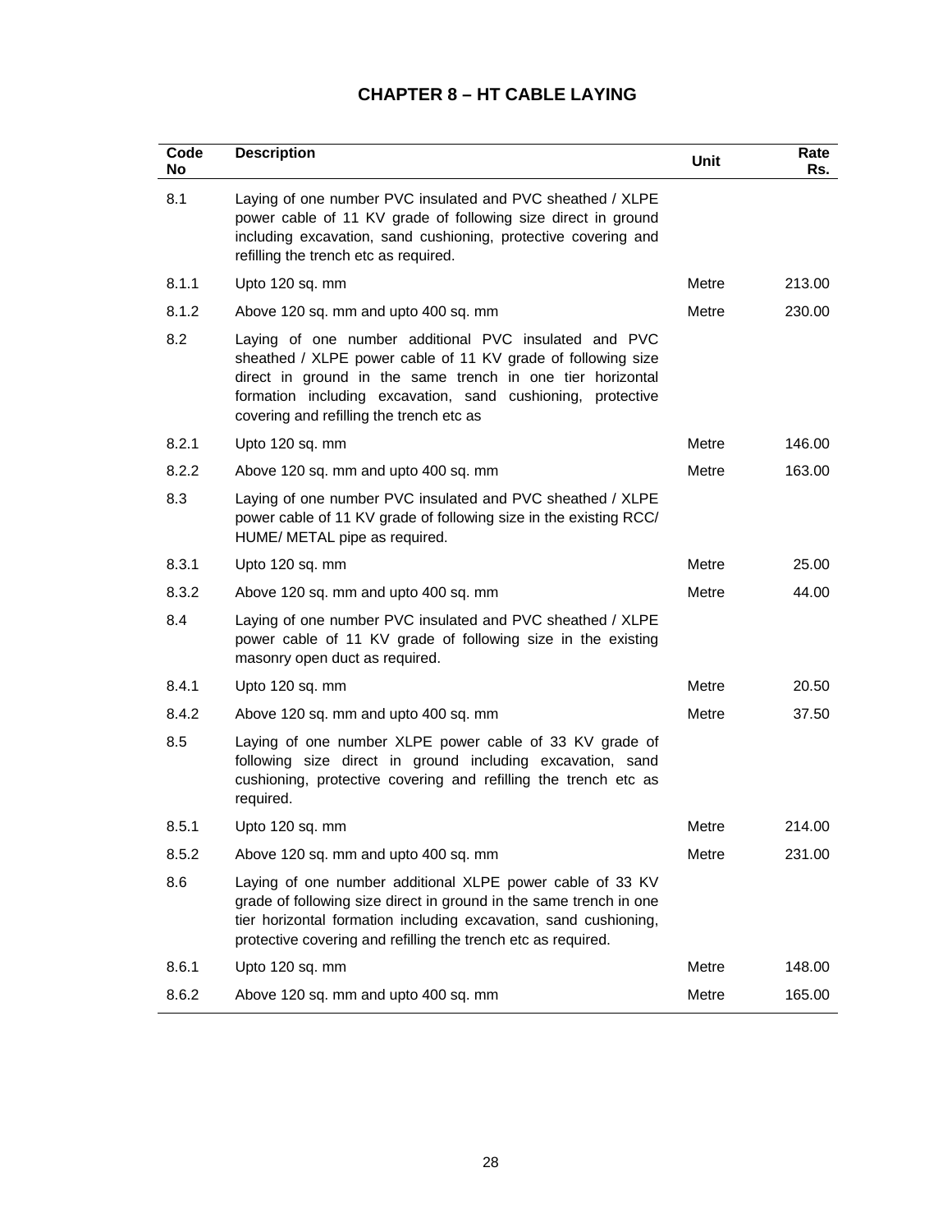# CHAPTER 8 – HT CABLE LAYING

| Code No | Description | Unit | Rate Rs. |
|---|---|---|---|
| 8.1 | Laying of one number PVC insulated and PVC sheathed / XLPE power cable of 11 KV grade of following size direct in ground including excavation, sand cushioning, protective covering and refilling the trench etc as required. | | |
| 8.1.1 | Upto 120 sq. mm | Metre | 213.00 |
| 8.1.2 | Above 120 sq. mm and upto 400 sq. mm | Metre | 230.00 |
| 8.2 | Laying of one number additional PVC insulated and PVC sheathed / XLPE power cable of 11 KV grade of following size direct in ground in the same trench in one tier horizontal formation including excavation, sand cushioning, protective covering and refilling the trench etc as | | |
| 8.2.1 | Upto 120 sq. mm | Metre | 146.00 |
| 8.2.2 | Above 120 sq. mm and upto 400 sq. mm | Metre | 163.00 |
| 8.3 | Laying of one number PVC insulated and PVC sheathed / XLPE power cable of 11 KV grade of following size in the existing RCC/ HUME/ METAL pipe as required. | | |
| 8.3.1 | Upto 120 sq. mm | Metre | 25.00 |
| 8.3.2 | Above 120 sq. mm and upto 400 sq. mm | Metre | 44.00 |
| 8.4 | Laying of one number PVC insulated and PVC sheathed / XLPE power cable of 11 KV grade of following size in the existing masonry open duct as required. | | |
| 8.4.1 | Upto 120 sq. mm | Metre | 20.50 |
| 8.4.2 | Above 120 sq. mm and upto 400 sq. mm | Metre | 37.50 |
| 8.5 | Laying of one number XLPE power cable of 33 KV grade of following size direct in ground including excavation, sand cushioning, protective covering and refilling the trench etc as required. | | |
| 8.5.1 | Upto 120 sq. mm | Metre | 214.00 |
| 8.5.2 | Above 120 sq. mm and upto 400 sq. mm | Metre | 231.00 |
| 8.6 | Laying of one number additional XLPE power cable of 33 KV grade of following size direct in ground in the same trench in one tier horizontal formation including excavation, sand cushioning, protective covering and refilling the trench etc as required. | | |
| 8.6.1 | Upto 120 sq. mm | Metre | 148.00 |
| 8.6.2 | Above 120 sq. mm and upto 400 sq. mm | Metre | 165.00 |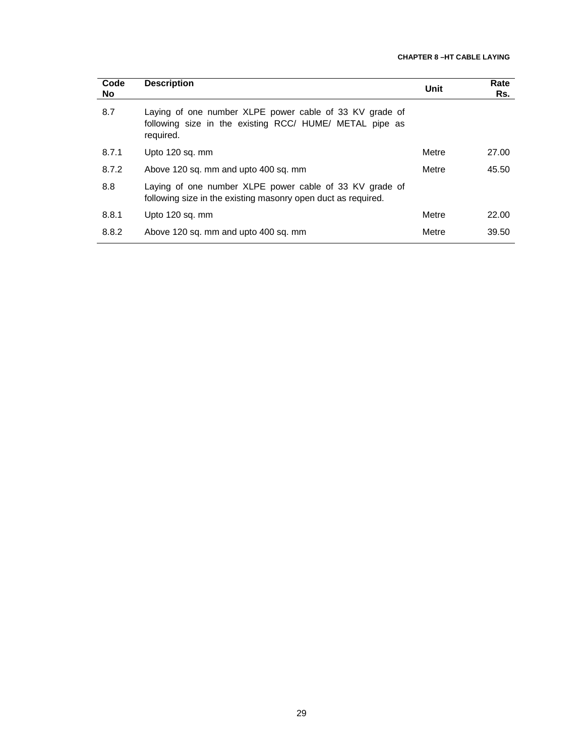| Code No | Description | Unit | Rate Rs. |
|---|---|---|---|
| 8.7 | Laying of one number XLPE power cable of 33 KV grade of following size in the existing RCC/ HUME/ METAL pipe as required. | | |
| 8.7.1 | Upto 120 sq. mm | Metre | 27.00 |
| 8.7.2 | Above 120 sq. mm and upto 400 sq. mm | Metre | 45.50 |
| 8.8 | Laying of one number XLPE power cable of 33 KV grade of following size in the existing masonry open duct as required. | | |
| 8.8.1 | Upto 120 sq. mm | Metre | 22.00 |
| 8.8.2 | Above 120 sq. mm and upto 400 sq. mm | Metre | 39.50 |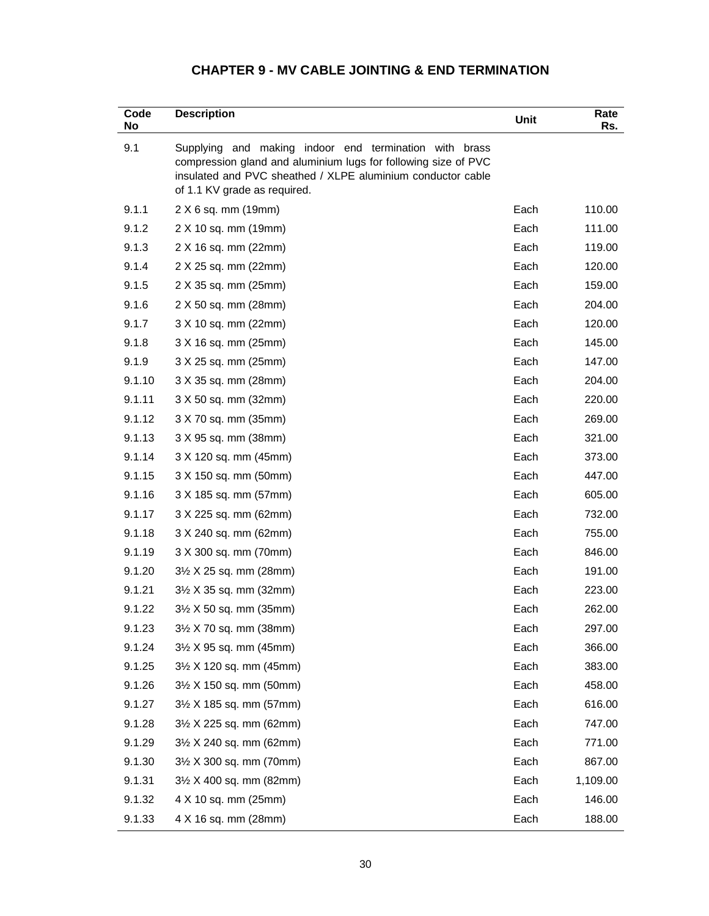# CHAPTER 9 - MV CABLE JOINTING & END TERMINATION

| Code No | Description | Unit | Rate Rs. |
|---|---|---|---|
| 9.1 | Supplying and making indoor end termination with brass compression gland and aluminium lugs for following size of PVC insulated and PVC sheathed / XLPE aluminium conductor cable of 1.1 KV grade as required. | | |
| 9.1.1 | 2 X 6 sq. mm (19mm) | Each | 110.00 |
| 9.1.2 | 2 X 10 sq. mm (19mm) | Each | 111.00 |
| 9.1.3 | 2 X 16 sq. mm (22mm) | Each | 119.00 |
| 9.1.4 | 2 X 25 sq. mm (22mm) | Each | 120.00 |
| 9.1.5 | 2 X 35 sq. mm (25mm) | Each | 159.00 |
| 9.1.6 | 2 X 50 sq. mm (28mm) | Each | 204.00 |
| 9.1.7 | 3 X 10 sq. mm (22mm) | Each | 120.00 |
| 9.1.8 | 3 X 16 sq. mm (25mm) | Each | 145.00 |
| 9.1.9 | 3 X 25 sq. mm (25mm) | Each | 147.00 |
| 9.1.10 | 3 X 35 sq. mm (28mm) | Each | 204.00 |
| 9.1.11 | 3 X 50 sq. mm (32mm) | Each | 220.00 |
| 9.1.12 | 3 X 70 sq. mm (35mm) | Each | 269.00 |
| 9.1.13 | 3 X 95 sq. mm (38mm) | Each | 321.00 |
| 9.1.14 | 3 X 120 sq. mm (45mm) | Each | 373.00 |
| 9.1.15 | 3 X 150 sq. mm (50mm) | Each | 447.00 |
| 9.1.16 | 3 X 185 sq. mm (57mm) | Each | 605.00 |
| 9.1.17 | 3 X 225 sq. mm (62mm) | Each | 732.00 |
| 9.1.18 | 3 X 240 sq. mm (62mm) | Each | 755.00 |
| 9.1.19 | 3 X 300 sq. mm (70mm) | Each | 846.00 |
| 9.1.20 | 3½ X 25 sq. mm (28mm) | Each | 191.00 |
| 9.1.21 | 3½ X 35 sq. mm (32mm) | Each | 223.00 |
| 9.1.22 | 3½ X 50 sq. mm (35mm) | Each | 262.00 |
| 9.1.23 | 3½ X 70 sq. mm (38mm) | Each | 297.00 |
| 9.1.24 | 3½ X 95 sq. mm (45mm) | Each | 366.00 |
| 9.1.25 | 3½ X 120 sq. mm (45mm) | Each | 383.00 |
| 9.1.26 | 3½ X 150 sq. mm (50mm) | Each | 458.00 |
| 9.1.27 | 3½ X 185 sq. mm (57mm) | Each | 616.00 |
| 9.1.28 | 3½ X 225 sq. mm (62mm) | Each | 747.00 |
| 9.1.29 | 3½ X 240 sq. mm (62mm) | Each | 771.00 |
| 9.1.30 | 3½ X 300 sq. mm (70mm) | Each | 867.00 |
| 9.1.31 | 3½ X 400 sq. mm (82mm) | Each | 1,109.00 |
| 9.1.32 | 4 X 10 sq. mm (25mm) | Each | 146.00 |
| 9.1.33 | 4 X 16 sq. mm (28mm) | Each | 188.00 |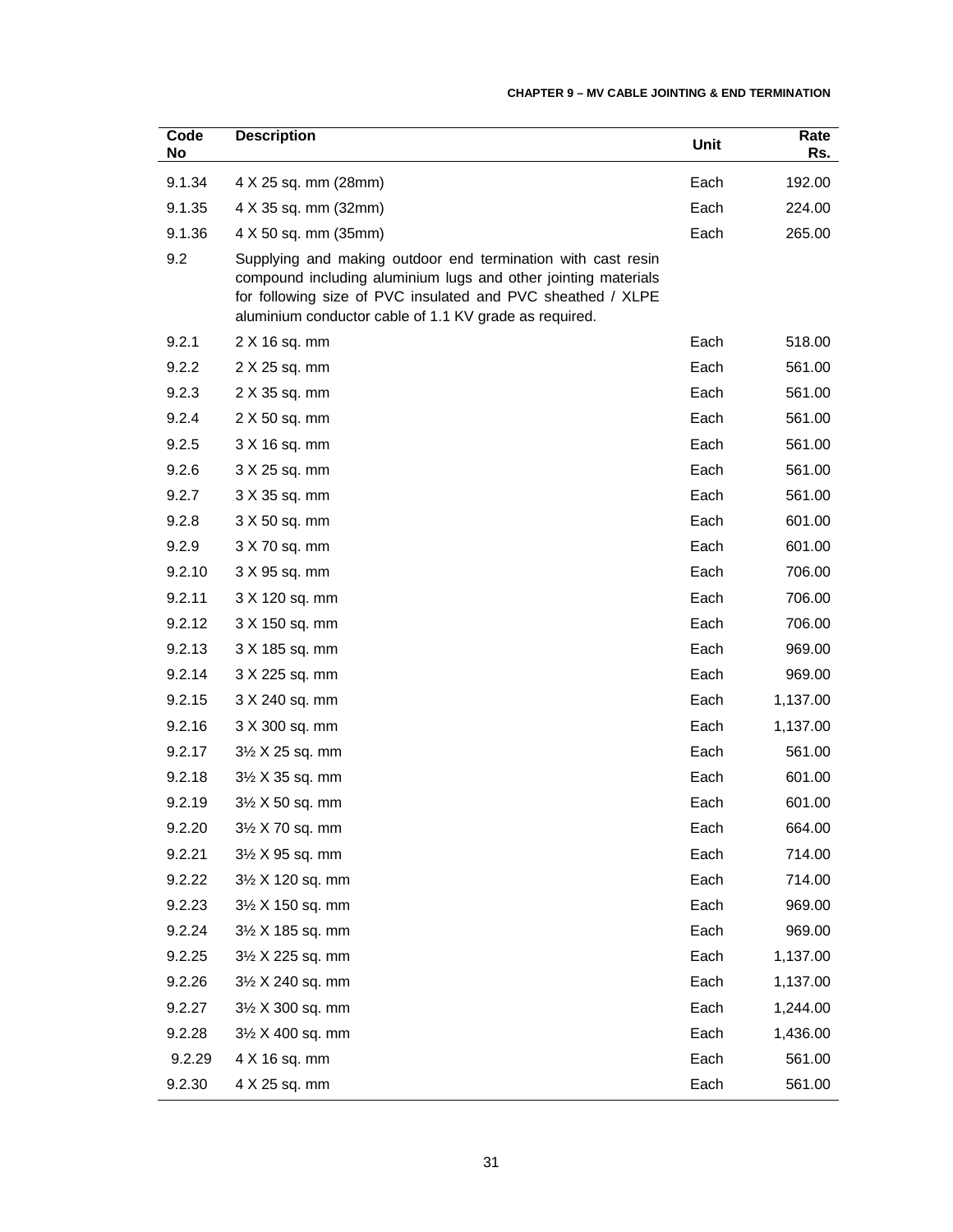| Code No | Description | Unit | Rate Rs. |
| --- | --- | --- | --- |
| 9.1.34 | 4 X 25 sq. mm (28mm) | Each | 192.00 |
| 9.1.35 | 4 X 35 sq. mm (32mm) | Each | 224.00 |
| 9.1.36 | 4 X 50 sq. mm (35mm) | Each | 265.00 |
| 9.2 | Supplying and making outdoor end termination with cast resin compound including aluminium lugs and other jointing materials for following size of PVC insulated and PVC sheathed / XLPE aluminium conductor cable of 1.1 KV grade as required. | | |
| 9.2.1 | 2 X 16 sq. mm | Each | 518.00 |
| 9.2.2 | 2 X 25 sq. mm | Each | 561.00 |
| 9.2.3 | 2 X 35 sq. mm | Each | 561.00 |
| 9.2.4 | 2 X 50 sq. mm | Each | 561.00 |
| 9.2.5 | 3 X 16 sq. mm | Each | 561.00 |
| 9.2.6 | 3 X 25 sq. mm | Each | 561.00 |
| 9.2.7 | 3 X 35 sq. mm | Each | 561.00 |
| 9.2.8 | 3 X 50 sq. mm | Each | 601.00 |
| 9.2.9 | 3 X 70 sq. mm | Each | 601.00 |
| 9.2.10 | 3 X 95 sq. mm | Each | 706.00 |
| 9.2.11 | 3 X 120 sq. mm | Each | 706.00 |
| 9.2.12 | 3 X 150 sq. mm | Each | 706.00 |
| 9.2.13 | 3 X 185 sq. mm | Each | 969.00 |
| 9.2.14 | 3 X 225 sq. mm | Each | 969.00 |
| 9.2.15 | 3 X 240 sq. mm | Each | 1,137.00 |
| 9.2.16 | 3 X 300 sq. mm | Each | 1,137.00 |
| 9.2.17 | 3½ X 25 sq. mm | Each | 561.00 |
| 9.2.18 | 3½ X 35 sq. mm | Each | 601.00 |
| 9.2.19 | 3½ X 50 sq. mm | Each | 601.00 |
| 9.2.20 | 3½ X 70 sq. mm | Each | 664.00 |
| 9.2.21 | 3½ X 95 sq. mm | Each | 714.00 |
| 9.2.22 | 3½ X 120 sq. mm | Each | 714.00 |
| 9.2.23 | 3½ X 150 sq. mm | Each | 969.00 |
| 9.2.24 | 3½ X 185 sq. mm | Each | 969.00 |
| 9.2.25 | 3½ X 225 sq. mm | Each | 1,137.00 |
| 9.2.26 | 3½ X 240 sq. mm | Each | 1,137.00 |
| 9.2.27 | 3½ X 300 sq. mm | Each | 1,244.00 |
| 9.2.28 | 3½ X 400 sq. mm | Each | 1,436.00 |
| 9.2.29 | 4 X 16 sq. mm | Each | 561.00 |
| 9.2.30 | 4 X 25 sq. mm | Each | 561.00 |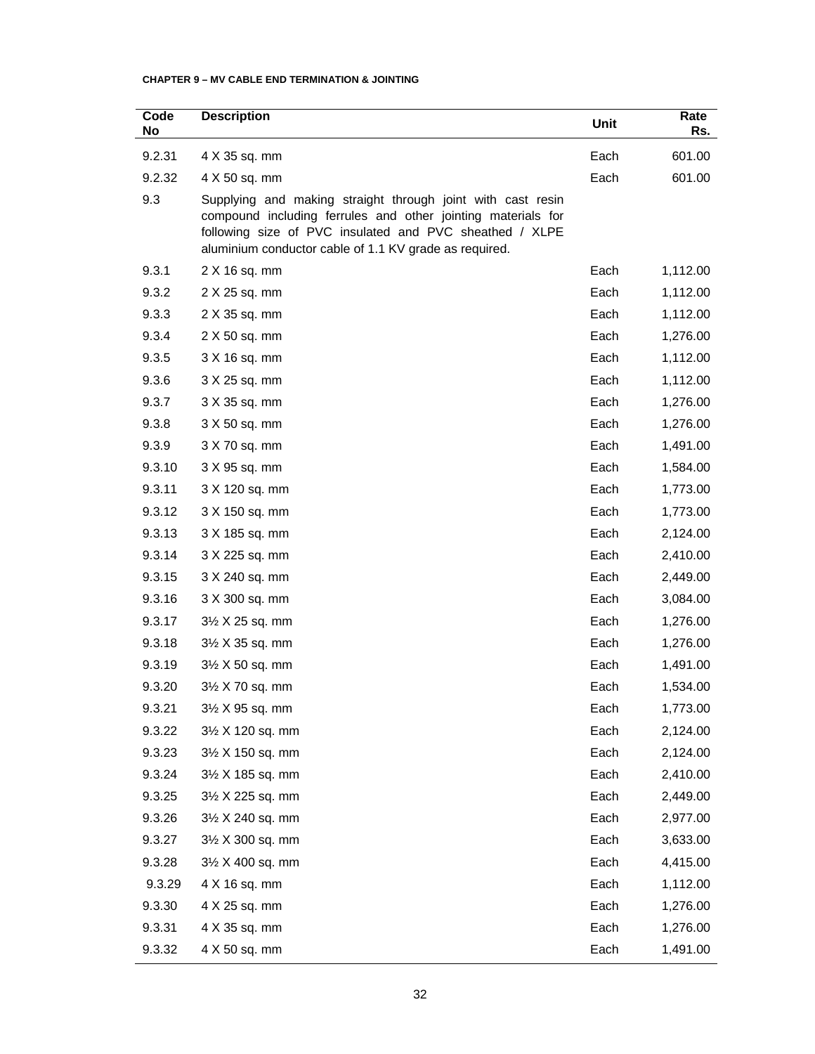**CHAPTER 9 – MV CABLE END TERMINATION & JOINTING**

| Code No | Description | Unit | Rate Rs. |
|---|---|---|---|
| 9.2.31 | 4 X 35 sq. mm | Each | 601.00 |
| 9.2.32 | 4 X 50 sq. mm | Each | 601.00 |
| 9.3 | Supplying and making straight through joint with cast resin compound including ferrules and other jointing materials for following size of PVC insulated and PVC sheathed / XLPE aluminium conductor cable of 1.1 KV grade as required. | | |
| 9.3.1 | 2 X 16 sq. mm | Each | 1,112.00 |
| 9.3.2 | 2 X 25 sq. mm | Each | 1,112.00 |
| 9.3.3 | 2 X 35 sq. mm | Each | 1,112.00 |
| 9.3.4 | 2 X 50 sq. mm | Each | 1,276.00 |
| 9.3.5 | 3 X 16 sq. mm | Each | 1,112.00 |
| 9.3.6 | 3 X 25 sq. mm | Each | 1,112.00 |
| 9.3.7 | 3 X 35 sq. mm | Each | 1,276.00 |
| 9.3.8 | 3 X 50 sq. mm | Each | 1,276.00 |
| 9.3.9 | 3 X 70 sq. mm | Each | 1,491.00 |
| 9.3.10 | 3 X 95 sq. mm | Each | 1,584.00 |
| 9.3.11 | 3 X 120 sq. mm | Each | 1,773.00 |
| 9.3.12 | 3 X 150 sq. mm | Each | 1,773.00 |
| 9.3.13 | 3 X 185 sq. mm | Each | 2,124.00 |
| 9.3.14 | 3 X 225 sq. mm | Each | 2,410.00 |
| 9.3.15 | 3 X 240 sq. mm | Each | 2,449.00 |
| 9.3.16 | 3 X 300 sq. mm | Each | 3,084.00 |
| 9.3.17 | 3½ X 25 sq. mm | Each | 1,276.00 |
| 9.3.18 | 3½ X 35 sq. mm | Each | 1,276.00 |
| 9.3.19 | 3½ X 50 sq. mm | Each | 1,491.00 |
| 9.3.20 | 3½ X 70 sq. mm | Each | 1,534.00 |
| 9.3.21 | 3½ X 95 sq. mm | Each | 1,773.00 |
| 9.3.22 | 3½ X 120 sq. mm | Each | 2,124.00 |
| 9.3.23 | 3½ X 150 sq. mm | Each | 2,124.00 |
| 9.3.24 | 3½ X 185 sq. mm | Each | 2,410.00 |
| 9.3.25 | 3½ X 225 sq. mm | Each | 2,449.00 |
| 9.3.26 | 3½ X 240 sq. mm | Each | 2,977.00 |
| 9.3.27 | 3½ X 300 sq. mm | Each | 3,633.00 |
| 9.3.28 | 3½ X 400 sq. mm | Each | 4,415.00 |
| 9.3.29 | 4 X 16 sq. mm | Each | 1,112.00 |
| 9.3.30 | 4 X 25 sq. mm | Each | 1,276.00 |
| 9.3.31 | 4 X 35 sq. mm | Each | 1,276.00 |
| 9.3.32 | 4 X 50 sq. mm | Each | 1,491.00 |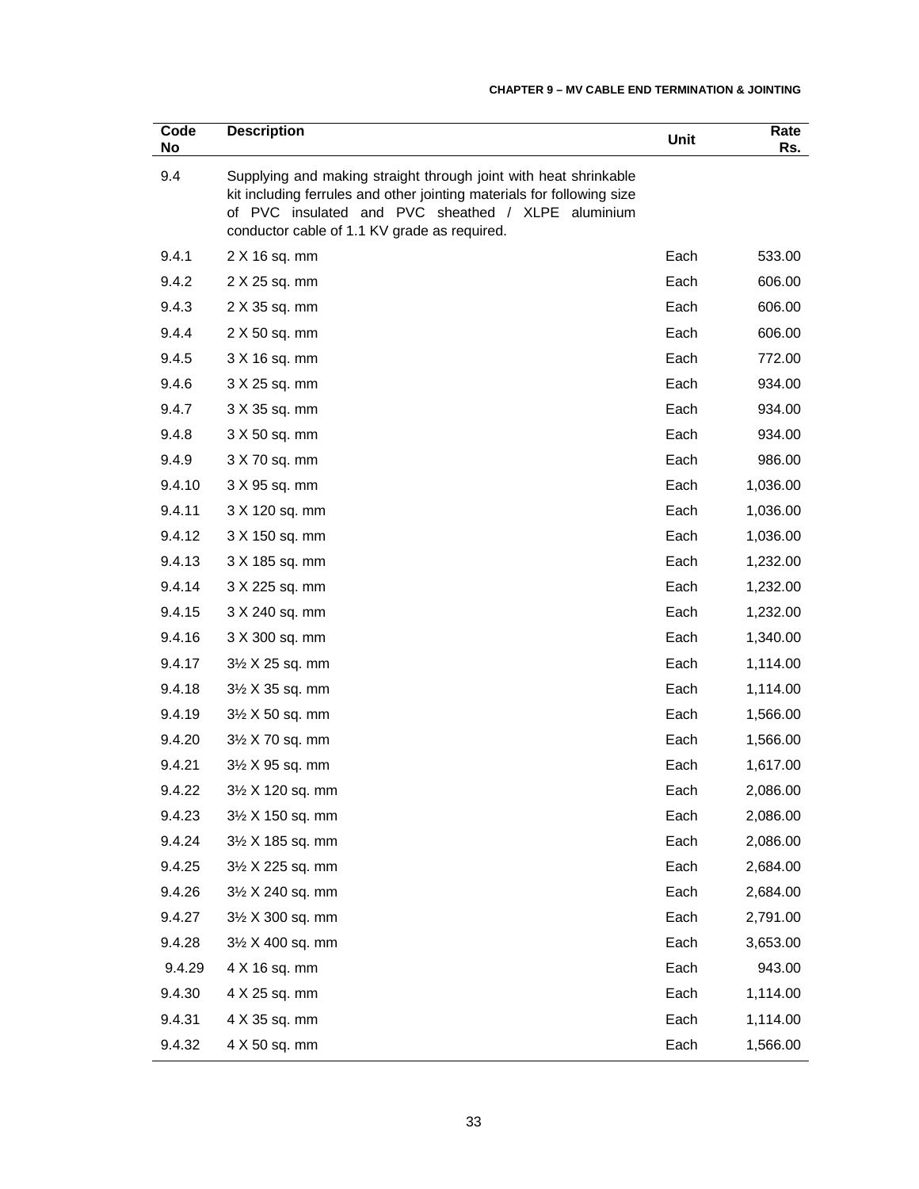| Code No | Description | Unit | Rate Rs. |
|---|---|---|---|
| 9.4 | Supplying and making straight through joint with heat shrinkable kit including ferrules and other jointing materials for following size of PVC insulated and PVC sheathed / XLPE aluminium conductor cable of 1.1 KV grade as required. | | |
| 9.4.1 | 2 X 16 sq. mm | Each | 533.00 |
| 9.4.2 | 2 X 25 sq. mm | Each | 606.00 |
| 9.4.3 | 2 X 35 sq. mm | Each | 606.00 |
| 9.4.4 | 2 X 50 sq. mm | Each | 606.00 |
| 9.4.5 | 3 X 16 sq. mm | Each | 772.00 |
| 9.4.6 | 3 X 25 sq. mm | Each | 934.00 |
| 9.4.7 | 3 X 35 sq. mm | Each | 934.00 |
| 9.4.8 | 3 X 50 sq. mm | Each | 934.00 |
| 9.4.9 | 3 X 70 sq. mm | Each | 986.00 |
| 9.4.10 | 3 X 95 sq. mm | Each | 1,036.00 |
| 9.4.11 | 3 X 120 sq. mm | Each | 1,036.00 |
| 9.4.12 | 3 X 150 sq. mm | Each | 1,036.00 |
| 9.4.13 | 3 X 185 sq. mm | Each | 1,232.00 |
| 9.4.14 | 3 X 225 sq. mm | Each | 1,232.00 |
| 9.4.15 | 3 X 240 sq. mm | Each | 1,232.00 |
| 9.4.16 | 3 X 300 sq. mm | Each | 1,340.00 |
| 9.4.17 | 3½ X 25 sq. mm | Each | 1,114.00 |
| 9.4.18 | 3½ X 35 sq. mm | Each | 1,114.00 |
| 9.4.19 | 3½ X 50 sq. mm | Each | 1,566.00 |
| 9.4.20 | 3½ X 70 sq. mm | Each | 1,566.00 |
| 9.4.21 | 3½ X 95 sq. mm | Each | 1,617.00 |
| 9.4.22 | 3½ X 120 sq. mm | Each | 2,086.00 |
| 9.4.23 | 3½ X 150 sq. mm | Each | 2,086.00 |
| 9.4.24 | 3½ X 185 sq. mm | Each | 2,086.00 |
| 9.4.25 | 3½ X 225 sq. mm | Each | 2,684.00 |
| 9.4.26 | 3½ X 240 sq. mm | Each | 2,684.00 |
| 9.4.27 | 3½ X 300 sq. mm | Each | 2,791.00 |
| 9.4.28 | 3½ X 400 sq. mm | Each | 3,653.00 |
| 9.4.29 | 4 X 16 sq. mm | Each | 943.00 |
| 9.4.30 | 4 X 25 sq. mm | Each | 1,114.00 |
| 9.4.31 | 4 X 35 sq. mm | Each | 1,114.00 |
| 9.4.32 | 4 X 50 sq. mm | Each | 1,566.00 |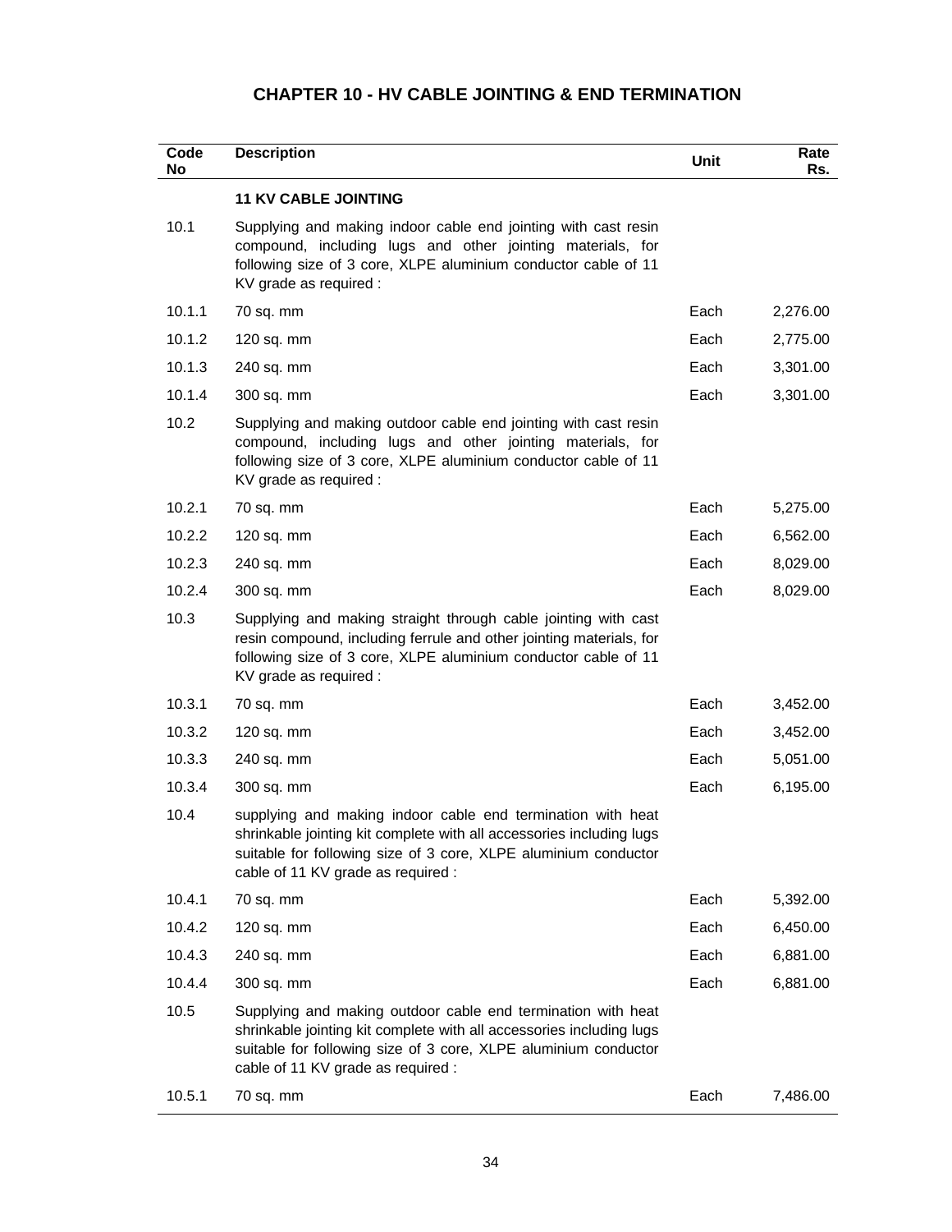# CHAPTER 10 - HV CABLE JOINTING & END TERMINATION

| Code No | Description | Unit | Rate Rs. |
|---|---|---|---|
| | **11 KV CABLE JOINTING** | | |
| 10.1 | Supplying and making indoor cable end jointing with cast resin compound, including lugs and other jointing materials, for following size of 3 core, XLPE aluminium conductor cable of 11 KV grade as required : | | |
| 10.1.1 | 70 sq. mm | Each | 2,276.00 |
| 10.1.2 | 120 sq. mm | Each | 2,775.00 |
| 10.1.3 | 240 sq. mm | Each | 3,301.00 |
| 10.1.4 | 300 sq. mm | Each | 3,301.00 |
| 10.2 | Supplying and making outdoor cable end jointing with cast resin compound, including lugs and other jointing materials, for following size of 3 core, XLPE aluminium conductor cable of 11 KV grade as required : | | |
| 10.2.1 | 70 sq. mm | Each | 5,275.00 |
| 10.2.2 | 120 sq. mm | Each | 6,562.00 |
| 10.2.3 | 240 sq. mm | Each | 8,029.00 |
| 10.2.4 | 300 sq. mm | Each | 8,029.00 |
| 10.3 | Supplying and making straight through cable jointing with cast resin compound, including ferrule and other jointing materials, for following size of 3 core, XLPE aluminium conductor cable of 11 KV grade as required : | | |
| 10.3.1 | 70 sq. mm | Each | 3,452.00 |
| 10.3.2 | 120 sq. mm | Each | 3,452.00 |
| 10.3.3 | 240 sq. mm | Each | 5,051.00 |
| 10.3.4 | 300 sq. mm | Each | 6,195.00 |
| 10.4 | supplying and making indoor cable end termination with heat shrinkable jointing kit complete with all accessories including lugs suitable for following size of 3 core, XLPE aluminium conductor cable of 11 KV grade as required : | | |
| 10.4.1 | 70 sq. mm | Each | 5,392.00 |
| 10.4.2 | 120 sq. mm | Each | 6,450.00 |
| 10.4.3 | 240 sq. mm | Each | 6,881.00 |
| 10.4.4 | 300 sq. mm | Each | 6,881.00 |
| 10.5 | Supplying and making outdoor cable end termination with heat shrinkable jointing kit complete with all accessories including lugs suitable for following size of 3 core, XLPE aluminium conductor cable of 11 KV grade as required : | | |
| 10.5.1 | 70 sq. mm | Each | 7,486.00 |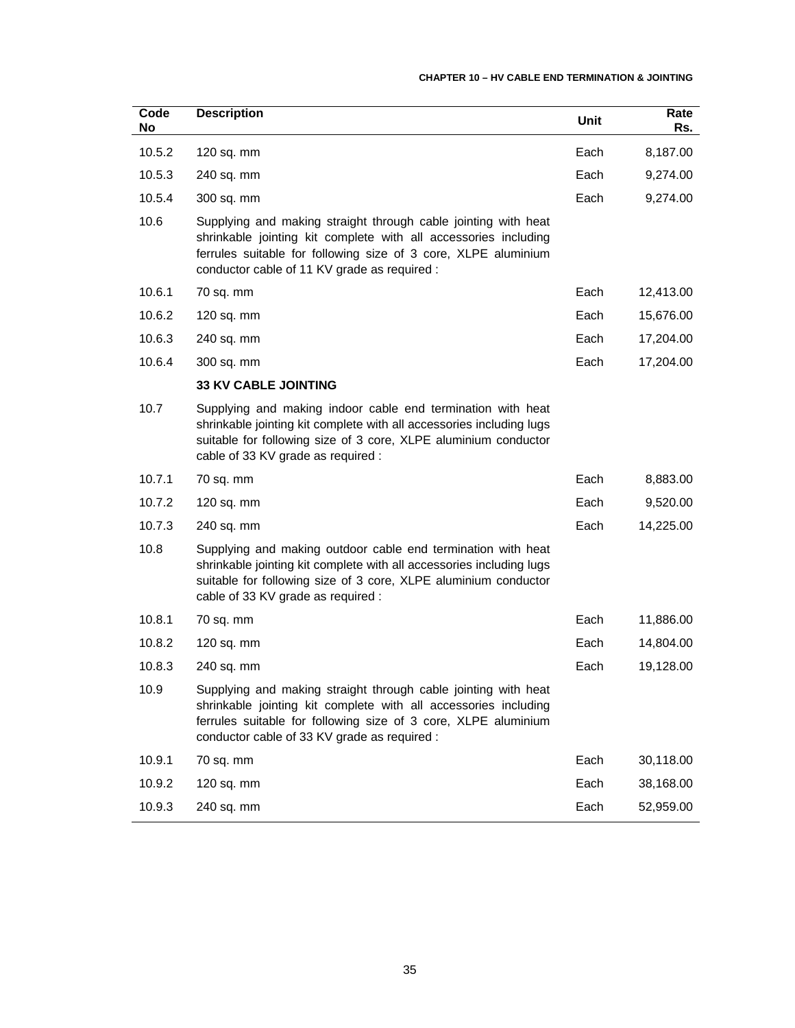| Code No | Description | Unit | Rate Rs. |
|---|---|---|---|
| 10.5.2 | 120 sq. mm | Each | 8,187.00 |
| 10.5.3 | 240 sq. mm | Each | 9,274.00 |
| 10.5.4 | 300 sq. mm | Each | 9,274.00 |
| 10.6 | Supplying and making straight through cable jointing with heat shrinkable jointing kit complete with all accessories including ferrules suitable for following size of 3 core, XLPE aluminium conductor cable of 11 KV grade as required : | | |
| 10.6.1 | 70 sq. mm | Each | 12,413.00 |
| 10.6.2 | 120 sq. mm | Each | 15,676.00 |
| 10.6.3 | 240 sq. mm | Each | 17,204.00 |
| 10.6.4 | 300 sq. mm | Each | 17,204.00 |
| | **33 KV CABLE JOINTING** | | |
| 10.7 | Supplying and making indoor cable end termination with heat shrinkable jointing kit complete with all accessories including lugs suitable for following size of 3 core, XLPE aluminium conductor cable of 33 KV grade as required : | | |
| 10.7.1 | 70 sq. mm | Each | 8,883.00 |
| 10.7.2 | 120 sq. mm | Each | 9,520.00 |
| 10.7.3 | 240 sq. mm | Each | 14,225.00 |
| 10.8 | Supplying and making outdoor cable end termination with heat shrinkable jointing kit complete with all accessories including lugs suitable for following size of 3 core, XLPE aluminium conductor cable of 33 KV grade as required : | | |
| 10.8.1 | 70 sq. mm | Each | 11,886.00 |
| 10.8.2 | 120 sq. mm | Each | 14,804.00 |
| 10.8.3 | 240 sq. mm | Each | 19,128.00 |
| 10.9 | Supplying and making straight through cable jointing with heat shrinkable jointing kit complete with all accessories including ferrules suitable for following size of 3 core, XLPE aluminium conductor cable of 33 KV grade as required : | | |
| 10.9.1 | 70 sq. mm | Each | 30,118.00 |
| 10.9.2 | 120 sq. mm | Each | 38,168.00 |
| 10.9.3 | 240 sq. mm | Each | 52,959.00 |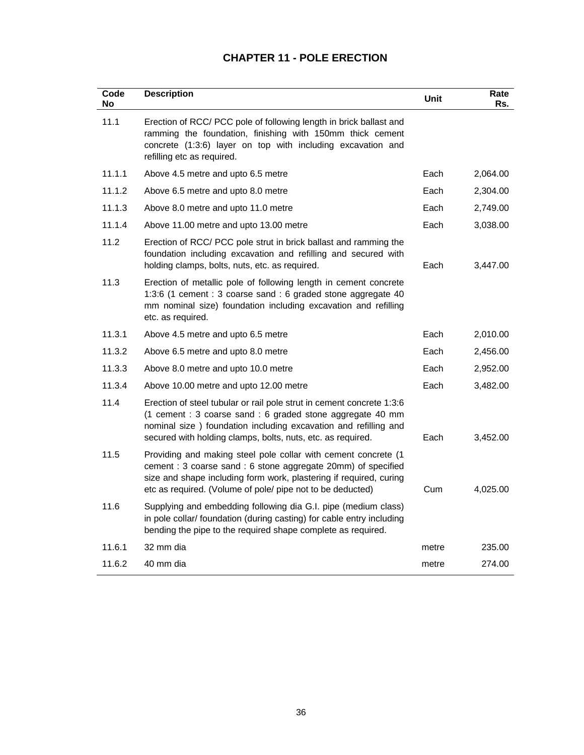# CHAPTER 11 - POLE ERECTION

| Code No | Description | Unit | Rate Rs. |
|---|---|---|---|
| 11.1 | Erection of RCC/ PCC pole of following length in brick ballast and ramming the foundation, finishing with 150mm thick cement concrete (1:3:6) layer on top with including excavation and refilling etc as required. | | |
| 11.1.1 | Above 4.5 metre and upto 6.5 metre | Each | 2,064.00 |
| 11.1.2 | Above 6.5 metre and upto 8.0 metre | Each | 2,304.00 |
| 11.1.3 | Above 8.0 metre and upto 11.0 metre | Each | 2,749.00 |
| 11.1.4 | Above 11.00 metre and upto 13.00 metre | Each | 3,038.00 |
| 11.2 | Erection of RCC/ PCC pole strut in brick ballast and ramming the foundation including excavation and refilling and secured with holding clamps, bolts, nuts, etc. as required. | Each | 3,447.00 |
| 11.3 | Erection of metallic pole of following length in cement concrete 1:3:6 (1 cement : 3 coarse sand : 6 graded stone aggregate 40 mm nominal size) foundation including excavation and refilling etc. as required. | | |
| 11.3.1 | Above 4.5 metre and upto 6.5 metre | Each | 2,010.00 |
| 11.3.2 | Above 6.5 metre and upto 8.0 metre | Each | 2,456.00 |
| 11.3.3 | Above 8.0 metre and upto 10.0 metre | Each | 2,952.00 |
| 11.3.4 | Above 10.00 metre and upto 12.00 metre | Each | 3,482.00 |
| 11.4 | Erection of steel tubular or rail pole strut in cement concrete 1:3:6 (1 cement : 3 coarse sand : 6 graded stone aggregate 40 mm nominal size ) foundation including excavation and refilling and secured with holding clamps, bolts, nuts, etc. as required. | Each | 3,452.00 |
| 11.5 | Providing and making steel pole collar with cement concrete (1 cement : 3 coarse sand : 6 stone aggregate 20mm) of specified size and shape including form work, plastering if required, curing etc as required. (Volume of pole/ pipe not to be deducted) | Cum | 4,025.00 |
| 11.6 | Supplying and embedding following dia G.I. pipe (medium class) in pole collar/ foundation (during casting) for cable entry including bending the pipe to the required shape complete as required. | | |
| 11.6.1 | 32 mm dia | metre | 235.00 |
| 11.6.2 | 40 mm dia | metre | 274.00 |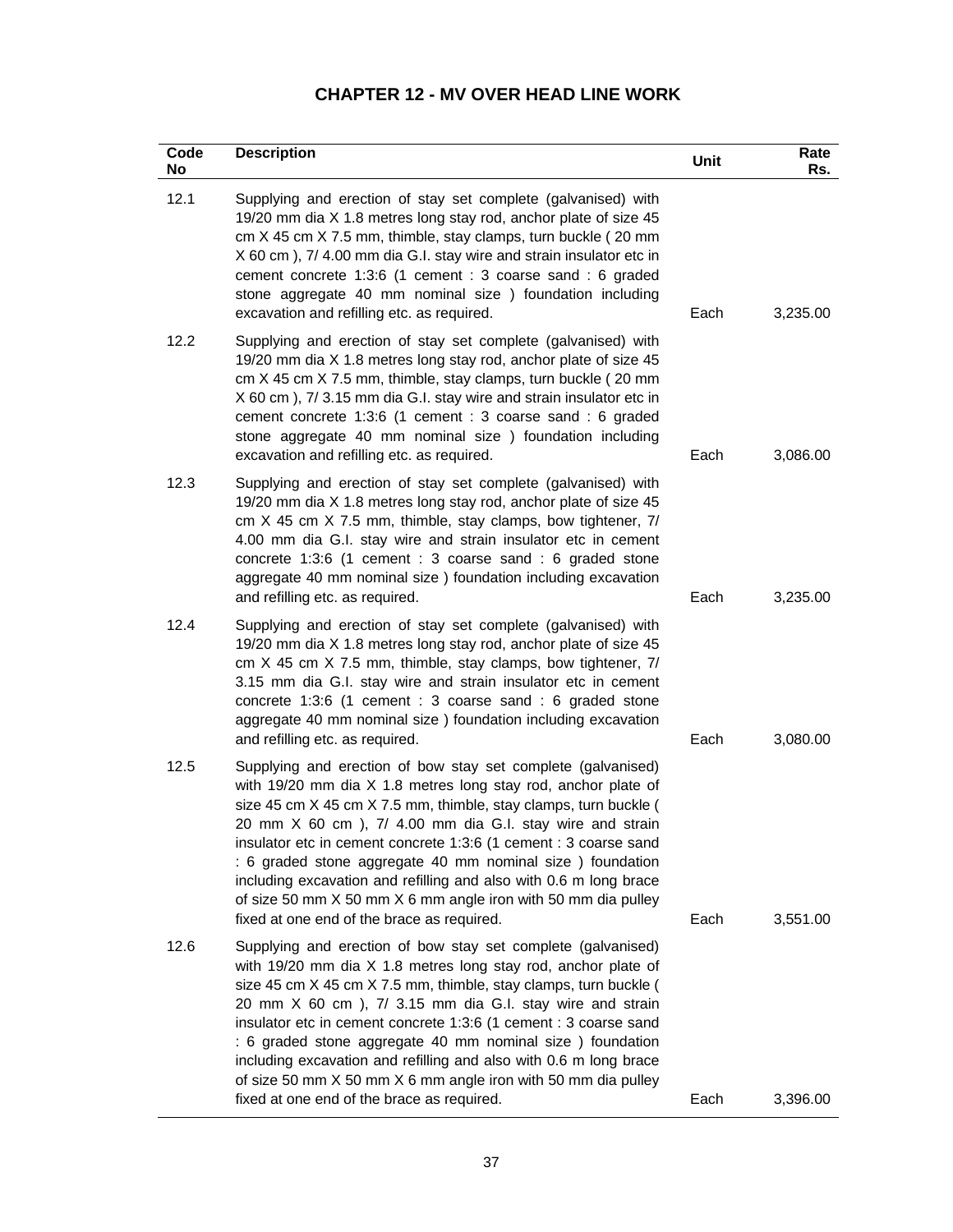## CHAPTER 12 - MV OVER HEAD LINE WORK

| Code No | Description | Unit | Rate Rs. |
|---|---|---|---|
| 12.1 | Supplying and erection of stay set complete (galvanised) with 19/20 mm dia X 1.8 metres long stay rod, anchor plate of size 45 cm X 45 cm X 7.5 mm, thimble, stay clamps, turn buckle ( 20 mm X 60 cm ), 7/ 4.00 mm dia G.I. stay wire and strain insulator etc in cement concrete 1:3:6 (1 cement : 3 coarse sand : 6 graded stone aggregate 40 mm nominal size ) foundation including excavation and refilling etc. as required. | Each | 3,235.00 |
| 12.2 | Supplying and erection of stay set complete (galvanised) with 19/20 mm dia X 1.8 metres long stay rod, anchor plate of size 45 cm X 45 cm X 7.5 mm, thimble, stay clamps, turn buckle ( 20 mm X 60 cm ), 7/ 3.15 mm dia G.I. stay wire and strain insulator etc in cement concrete 1:3:6 (1 cement : 3 coarse sand : 6 graded stone aggregate 40 mm nominal size ) foundation including excavation and refilling etc. as required. | Each | 3,086.00 |
| 12.3 | Supplying and erection of stay set complete (galvanised) with 19/20 mm dia X 1.8 metres long stay rod, anchor plate of size 45 cm X 45 cm X 7.5 mm, thimble, stay clamps, bow tightener, 7/ 4.00 mm dia G.I. stay wire and strain insulator etc in cement concrete 1:3:6 (1 cement : 3 coarse sand : 6 graded stone aggregate 40 mm nominal size ) foundation including excavation and refilling etc. as required. | Each | 3,235.00 |
| 12.4 | Supplying and erection of stay set complete (galvanised) with 19/20 mm dia X 1.8 metres long stay rod, anchor plate of size 45 cm X 45 cm X 7.5 mm, thimble, stay clamps, bow tightener, 7/ 3.15 mm dia G.I. stay wire and strain insulator etc in cement concrete 1:3:6 (1 cement : 3 coarse sand : 6 graded stone aggregate 40 mm nominal size ) foundation including excavation and refilling etc. as required. | Each | 3,080.00 |
| 12.5 | Supplying and erection of bow stay set complete (galvanised) with 19/20 mm dia X 1.8 metres long stay rod, anchor plate of size 45 cm X 45 cm X 7.5 mm, thimble, stay clamps, turn buckle ( 20 mm X 60 cm ), 7/ 4.00 mm dia G.I. stay wire and strain insulator etc in cement concrete 1:3:6 (1 cement : 3 coarse sand : 6 graded stone aggregate 40 mm nominal size ) foundation including excavation and refilling and also with 0.6 m long brace of size 50 mm X 50 mm X 6 mm angle iron with 50 mm dia pulley fixed at one end of the brace as required. | Each | 3,551.00 |
| 12.6 | Supplying and erection of bow stay set complete (galvanised) with 19/20 mm dia X 1.8 metres long stay rod, anchor plate of size 45 cm X 45 cm X 7.5 mm, thimble, stay clamps, turn buckle ( 20 mm X 60 cm ), 7/ 3.15 mm dia G.I. stay wire and strain insulator etc in cement concrete 1:3:6 (1 cement : 3 coarse sand : 6 graded stone aggregate 40 mm nominal size ) foundation including excavation and refilling and also with 0.6 m long brace of size 50 mm X 50 mm X 6 mm angle iron with 50 mm dia pulley fixed at one end of the brace as required. | Each | 3,396.00 |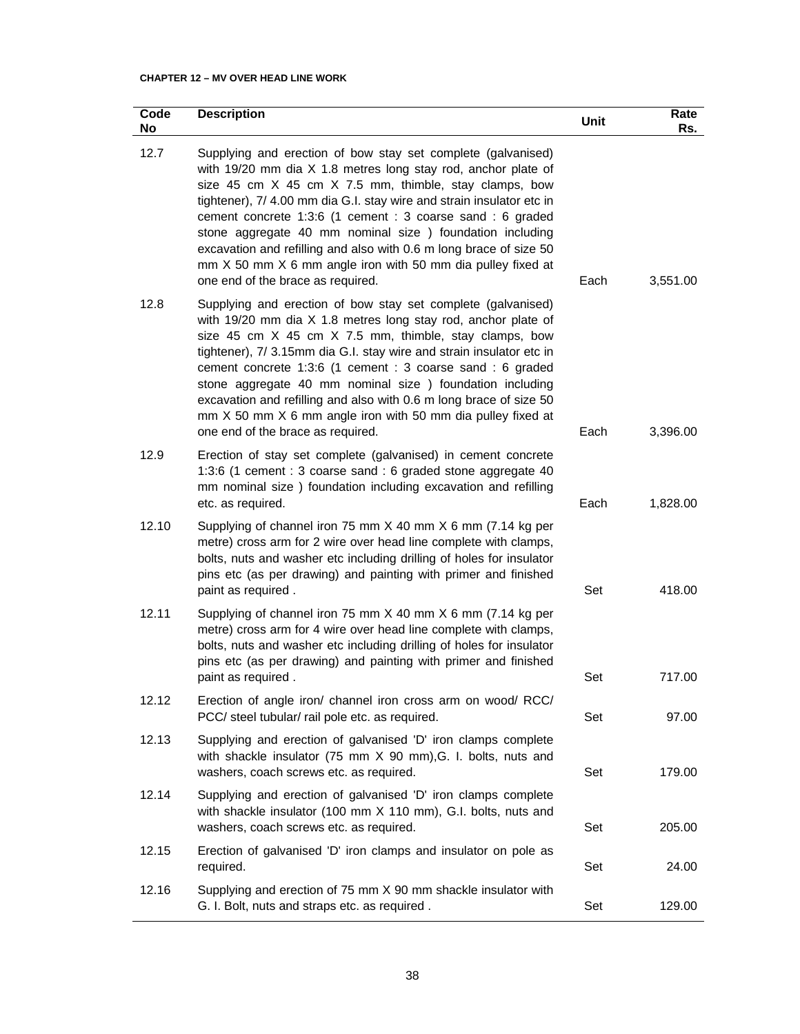**CHAPTER 12 – MV OVER HEAD LINE WORK**

| Code No | Description | Unit | Rate Rs. |
|---|---|---|---|
| 12.7 | Supplying and erection of bow stay set complete (galvanised) with 19/20 mm dia X 1.8 metres long stay rod, anchor plate of size 45 cm X 45 cm X 7.5 mm, thimble, stay clamps, bow tightener), 7/ 4.00 mm dia G.I. stay wire and strain insulator etc in cement concrete 1:3:6 (1 cement : 3 coarse sand : 6 graded stone aggregate 40 mm nominal size ) foundation including excavation and refilling and also with 0.6 m long brace of size 50 mm X 50 mm X 6 mm angle iron with 50 mm dia pulley fixed at one end of the brace as required. | Each | 3,551.00 |
| 12.8 | Supplying and erection of bow stay set complete (galvanised) with 19/20 mm dia X 1.8 metres long stay rod, anchor plate of size 45 cm X 45 cm X 7.5 mm, thimble, stay clamps, bow tightener), 7/ 3.15mm dia G.I. stay wire and strain insulator etc in cement concrete 1:3:6 (1 cement : 3 coarse sand : 6 graded stone aggregate 40 mm nominal size ) foundation including excavation and refilling and also with 0.6 m long brace of size 50 mm X 50 mm X 6 mm angle iron with 50 mm dia pulley fixed at one end of the brace as required. | Each | 3,396.00 |
| 12.9 | Erection of stay set complete (galvanised) in cement concrete 1:3:6 (1 cement : 3 coarse sand : 6 graded stone aggregate 40 mm nominal size ) foundation including excavation and refilling etc. as required. | Each | 1,828.00 |
| 12.10 | Supplying of channel iron 75 mm X 40 mm X 6 mm (7.14 kg per metre) cross arm for 2 wire over head line complete with clamps, bolts, nuts and washer etc including drilling of holes for insulator pins etc (as per drawing) and painting with primer and finished paint as required . | Set | 418.00 |
| 12.11 | Supplying of channel iron 75 mm X 40 mm X 6 mm (7.14 kg per metre) cross arm for 4 wire over head line complete with clamps, bolts, nuts and washer etc including drilling of holes for insulator pins etc (as per drawing) and painting with primer and finished paint as required . | Set | 717.00 |
| 12.12 | Erection of angle iron/ channel iron cross arm on wood/ RCC/ PCC/ steel tubular/ rail pole etc. as required. | Set | 97.00 |
| 12.13 | Supplying and erection of galvanised 'D' iron clamps complete with shackle insulator (75 mm X 90 mm),G. I. bolts, nuts and washers, coach screws etc. as required. | Set | 179.00 |
| 12.14 | Supplying and erection of galvanised 'D' iron clamps complete with shackle insulator (100 mm X 110 mm), G.I. bolts, nuts and washers, coach screws etc. as required. | Set | 205.00 |
| 12.15 | Erection of galvanised 'D' iron clamps and insulator on pole as required. | Set | 24.00 |
| 12.16 | Supplying and erection of 75 mm X 90 mm shackle insulator with G. I. Bolt, nuts and straps etc. as required . | Set | 129.00 |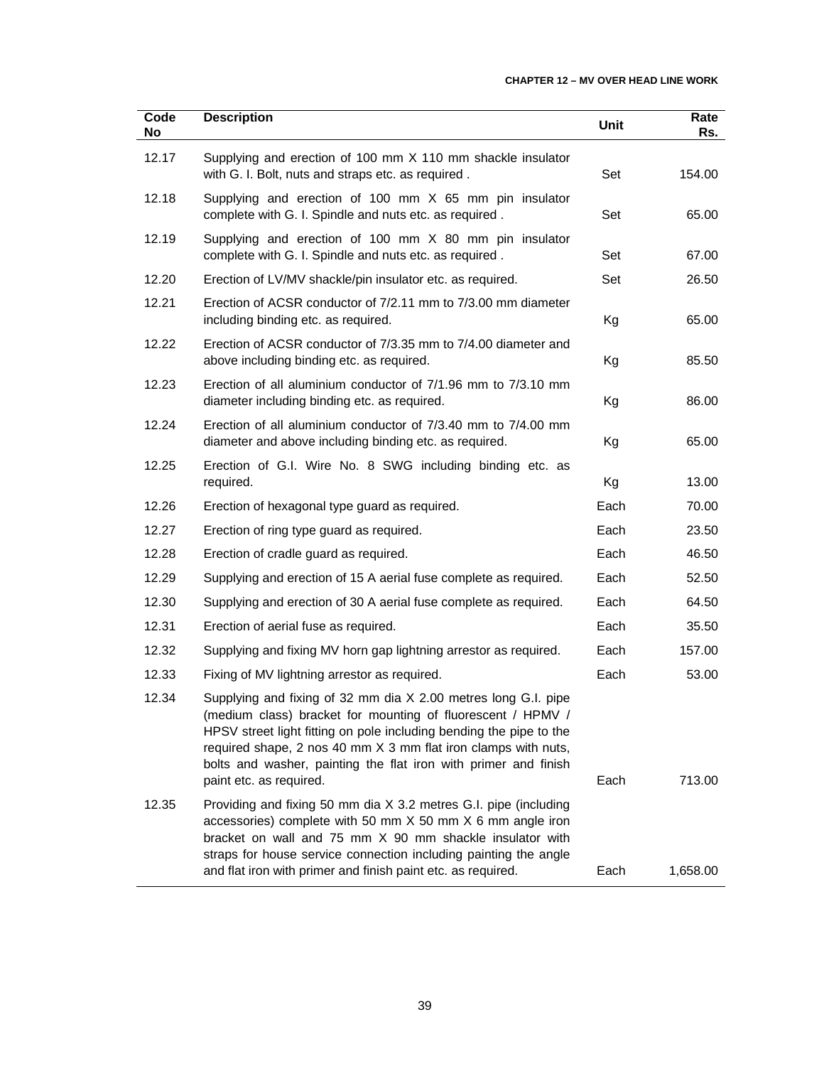| Code No | Description | Unit | Rate Rs. |
|---|---|---|---|
| 12.17 | Supplying and erection of 100 mm X 110 mm shackle insulator with G. I. Bolt, nuts and straps etc. as required . | Set | 154.00 |
| 12.18 | Supplying and erection of 100 mm X 65 mm pin insulator complete with G. I. Spindle and nuts etc. as required . | Set | 65.00 |
| 12.19 | Supplying and erection of 100 mm X 80 mm pin insulator complete with G. I. Spindle and nuts etc. as required . | Set | 67.00 |
| 12.20 | Erection of LV/MV shackle/pin insulator etc. as required. | Set | 26.50 |
| 12.21 | Erection of ACSR conductor of 7/2.11 mm to 7/3.00 mm diameter including binding etc. as required. | Kg | 65.00 |
| 12.22 | Erection of ACSR conductor of 7/3.35 mm to 7/4.00 diameter and above including binding etc. as required. | Kg | 85.50 |
| 12.23 | Erection of all aluminium conductor of 7/1.96 mm to 7/3.10 mm diameter including binding etc. as required. | Kg | 86.00 |
| 12.24 | Erection of all aluminium conductor of 7/3.40 mm to 7/4.00 mm diameter and above including binding etc. as required. | Kg | 65.00 |
| 12.25 | Erection of G.I. Wire No. 8 SWG including binding etc. as required. | Kg | 13.00 |
| 12.26 | Erection of hexagonal type guard as required. | Each | 70.00 |
| 12.27 | Erection of ring type guard as required. | Each | 23.50 |
| 12.28 | Erection of cradle guard as required. | Each | 46.50 |
| 12.29 | Supplying and erection of 15 A aerial fuse complete as required. | Each | 52.50 |
| 12.30 | Supplying and erection of 30 A aerial fuse complete as required. | Each | 64.50 |
| 12.31 | Erection of aerial fuse as required. | Each | 35.50 |
| 12.32 | Supplying and fixing MV horn gap lightning arrestor as required. | Each | 157.00 |
| 12.33 | Fixing of MV lightning arrestor as required. | Each | 53.00 |
| 12.34 | Supplying and fixing of 32 mm dia X 2.00 metres long G.I. pipe (medium class) bracket for mounting of fluorescent / HPMV / HPSV street light fitting on pole including bending the pipe to the required shape, 2 nos 40 mm X 3 mm flat iron clamps with nuts, bolts and washer, painting the flat iron with primer and finish paint etc. as required. | Each | 713.00 |
| 12.35 | Providing and fixing 50 mm dia X 3.2 metres G.I. pipe (including accessories) complete with 50 mm X 50 mm X 6 mm angle iron bracket on wall and 75 mm X 90 mm shackle insulator with straps for house service connection including painting the angle and flat iron with primer and finish paint etc. as required. | Each | 1,658.00 |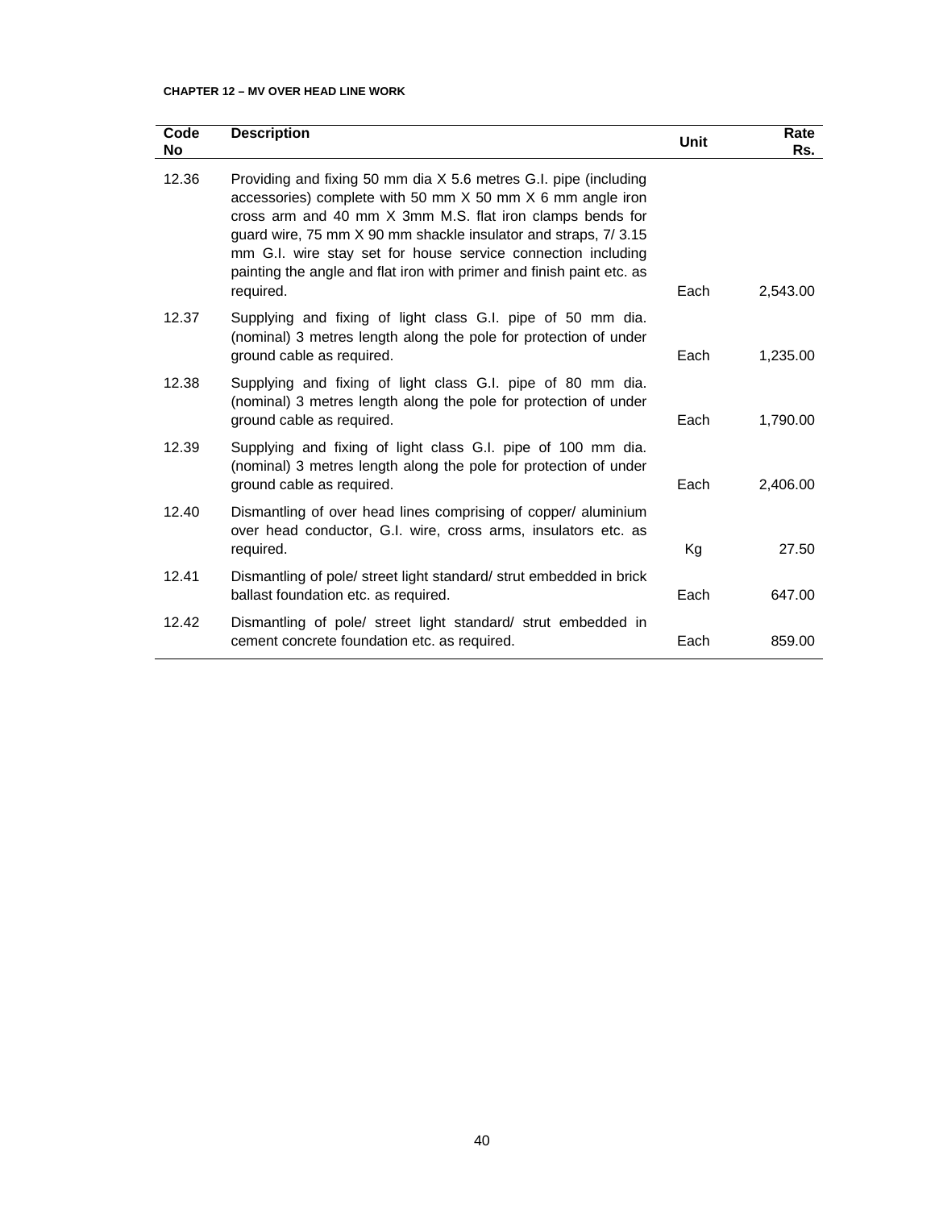**CHAPTER 12 – MV OVER HEAD LINE WORK**

| Code No | Description | Unit | Rate Rs. |
|---|---|---|---|
| 12.36 | Providing and fixing 50 mm dia X 5.6 metres G.I. pipe (including accessories) complete with 50 mm X 50 mm X 6 mm angle iron cross arm and 40 mm X 3mm M.S. flat iron clamps bends for guard wire, 75 mm X 90 mm shackle insulator and straps, 7/ 3.15 mm G.I. wire stay set for house service connection including painting the angle and flat iron with primer and finish paint etc. as required. | Each | 2,543.00 |
| 12.37 | Supplying and fixing of light class G.I. pipe of 50 mm dia. (nominal) 3 metres length along the pole for protection of under ground cable as required. | Each | 1,235.00 |
| 12.38 | Supplying and fixing of light class G.I. pipe of 80 mm dia. (nominal) 3 metres length along the pole for protection of under ground cable as required. | Each | 1,790.00 |
| 12.39 | Supplying and fixing of light class G.I. pipe of 100 mm dia. (nominal) 3 metres length along the pole for protection of under ground cable as required. | Each | 2,406.00 |
| 12.40 | Dismantling of over head lines comprising of copper/ aluminium over head conductor, G.I. wire, cross arms, insulators etc. as required. | Kg | 27.50 |
| 12.41 | Dismantling of pole/ street light standard/ strut embedded in brick ballast foundation etc. as required. | Each | 647.00 |
| 12.42 | Dismantling of pole/ street light standard/ strut embedded in cement concrete foundation etc. as required. | Each | 859.00 |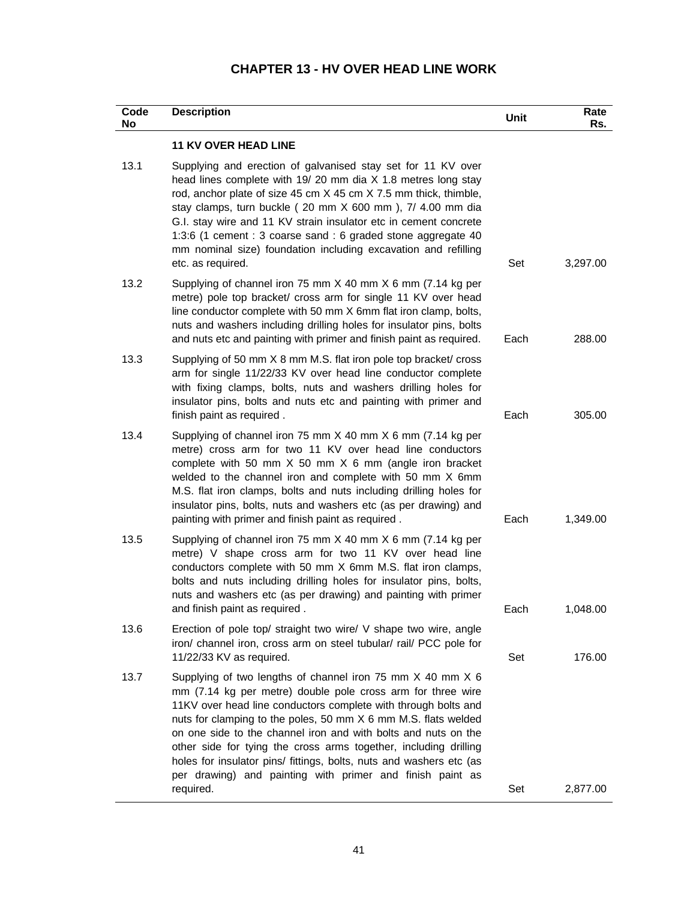# CHAPTER 13 - HV OVER HEAD LINE WORK

| Code No | Description | Unit | Rate Rs. |
|---|---|---|---|
| | **11 KV OVER HEAD LINE** | | |
| 13.1 | Supplying and erection of galvanised stay set for 11 KV over head lines complete with 19/ 20 mm dia X 1.8 metres long stay rod, anchor plate of size 45 cm X 45 cm X 7.5 mm thick, thimble, stay clamps, turn buckle ( 20 mm X 600 mm ), 7/ 4.00 mm dia G.I. stay wire and 11 KV strain insulator etc in cement concrete 1:3:6 (1 cement : 3 coarse sand : 6 graded stone aggregate 40 mm nominal size) foundation including excavation and refilling etc. as required. | Set | 3,297.00 |
| 13.2 | Supplying of channel iron 75 mm X 40 mm X 6 mm (7.14 kg per metre) pole top bracket/ cross arm for single 11 KV over head line conductor complete with 50 mm X 6mm flat iron clamp, bolts, nuts and washers including drilling holes for insulator pins, bolts and nuts etc and painting with primer and finish paint as required. | Each | 288.00 |
| 13.3 | Supplying of 50 mm X 8 mm M.S. flat iron pole top bracket/ cross arm for single 11/22/33 KV over head line conductor complete with fixing clamps, bolts, nuts and washers drilling holes for insulator pins, bolts and nuts etc and painting with primer and finish paint as required . | Each | 305.00 |
| 13.4 | Supplying of channel iron 75 mm X 40 mm X 6 mm (7.14 kg per metre) cross arm for two 11 KV over head line conductors complete with 50 mm X 50 mm X 6 mm (angle iron bracket welded to the channel iron and complete with 50 mm X 6mm M.S. flat iron clamps, bolts and nuts including drilling holes for insulator pins, bolts, nuts and washers etc (as per drawing) and painting with primer and finish paint as required . | Each | 1,349.00 |
| 13.5 | Supplying of channel iron 75 mm X 40 mm X 6 mm (7.14 kg per metre) V shape cross arm for two 11 KV over head line conductors complete with 50 mm X 6mm M.S. flat iron clamps, bolts and nuts including drilling holes for insulator pins, bolts, nuts and washers etc (as per drawing) and painting with primer and finish paint as required . | Each | 1,048.00 |
| 13.6 | Erection of pole top/ straight two wire/ V shape two wire, angle iron/ channel iron, cross arm on steel tubular/ rail/ PCC pole for 11/22/33 KV as required. | Set | 176.00 |
| 13.7 | Supplying of two lengths of channel iron 75 mm X 40 mm X 6 mm (7.14 kg per metre) double pole cross arm for three wire 11KV over head line conductors complete with through bolts and nuts for clamping to the poles, 50 mm X 6 mm M.S. flats welded on one side to the channel iron and with bolts and nuts on the other side for tying the cross arms together, including drilling holes for insulator pins/ fittings, bolts, nuts and washers etc (as per drawing) and painting with primer and finish paint as required. | Set | 2,877.00 |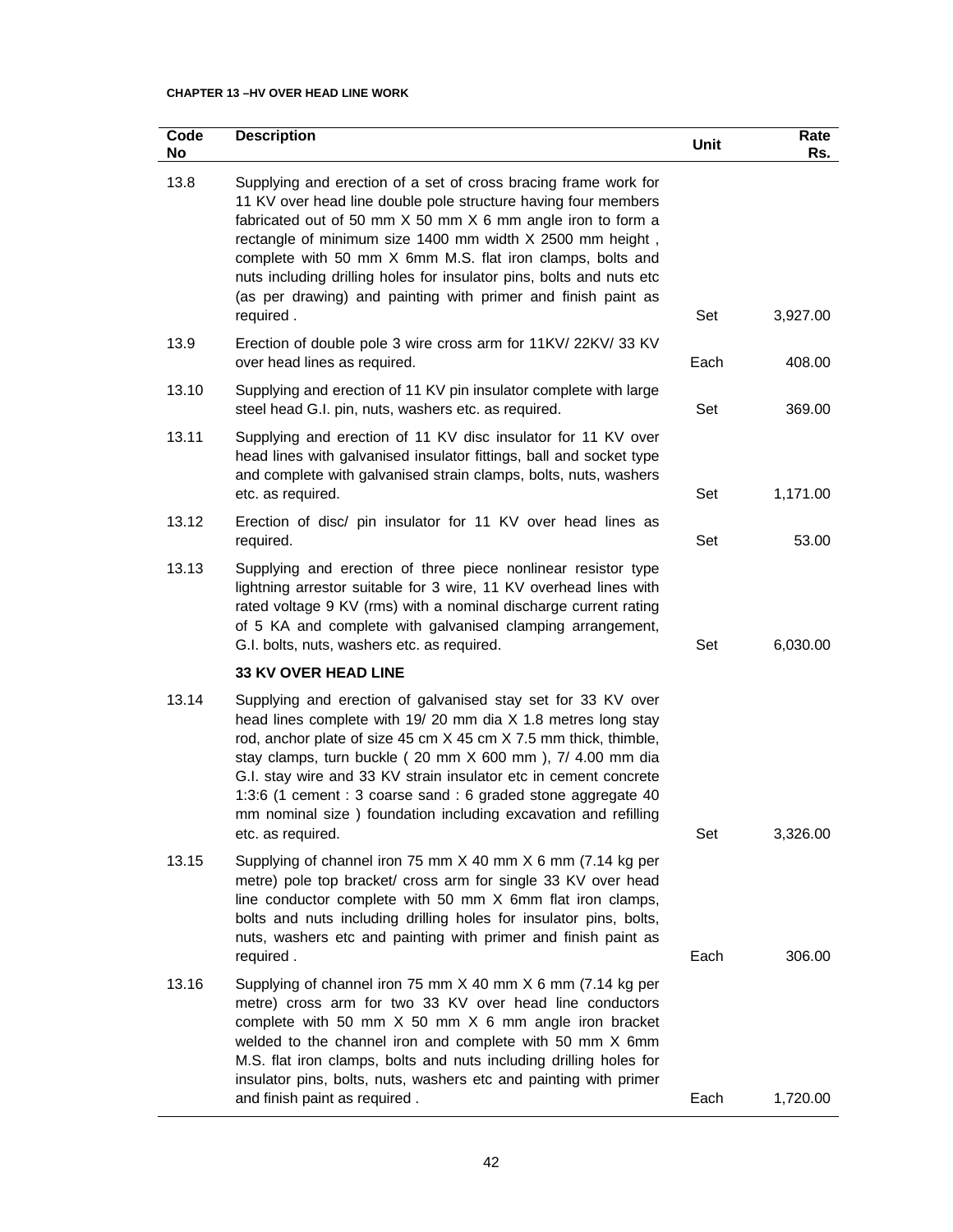**CHAPTER 13 –HV OVER HEAD LINE WORK**

| Code No | Description | Unit | Rate Rs. |
|---|---|---|---|
| 13.8 | Supplying and erection of a set of cross bracing frame work for 11 KV over head line double pole structure having four members fabricated out of 50 mm X 50 mm X 6 mm angle iron to form a rectangle of minimum size 1400 mm width X 2500 mm height , complete with 50 mm X 6mm M.S. flat iron clamps, bolts and nuts including drilling holes for insulator pins, bolts and nuts etc (as per drawing) and painting with primer and finish paint as required . | Set | 3,927.00 |
| 13.9 | Erection of double pole 3 wire cross arm for 11KV/ 22KV/ 33 KV over head lines as required. | Each | 408.00 |
| 13.10 | Supplying and erection of 11 KV pin insulator complete with large steel head G.I. pin, nuts, washers etc. as required. | Set | 369.00 |
| 13.11 | Supplying and erection of 11 KV disc insulator for 11 KV over head lines with galvanised insulator fittings, ball and socket type and complete with galvanised strain clamps, bolts, nuts, washers etc. as required. | Set | 1,171.00 |
| 13.12 | Erection of disc/ pin insulator for 11 KV over head lines as required. | Set | 53.00 |
| 13.13 | Supplying and erection of three piece nonlinear resistor type lightning arrestor suitable for 3 wire, 11 KV overhead lines with rated voltage 9 KV (rms) with a nominal discharge current rating of 5 KA and complete with galvanised clamping arrangement, G.I. bolts, nuts, washers etc. as required. | Set | 6,030.00 |
| | **33 KV OVER HEAD LINE** | | |
| 13.14 | Supplying and erection of galvanised stay set for 33 KV over head lines complete with 19/ 20 mm dia X 1.8 metres long stay rod, anchor plate of size 45 cm X 45 cm X 7.5 mm thick, thimble, stay clamps, turn buckle ( 20 mm X 600 mm ), 7/ 4.00 mm dia G.I. stay wire and 33 KV strain insulator etc in cement concrete 1:3:6 (1 cement : 3 coarse sand : 6 graded stone aggregate 40 mm nominal size ) foundation including excavation and refilling etc. as required. | Set | 3,326.00 |
| 13.15 | Supplying of channel iron 75 mm X 40 mm X 6 mm (7.14 kg per metre) pole top bracket/ cross arm for single 33 KV over head line conductor complete with 50 mm X 6mm flat iron clamps, bolts and nuts including drilling holes for insulator pins, bolts, nuts, washers etc and painting with primer and finish paint as required . | Each | 306.00 |
| 13.16 | Supplying of channel iron 75 mm X 40 mm X 6 mm (7.14 kg per metre) cross arm for two 33 KV over head line conductors complete with 50 mm X 50 mm X 6 mm angle iron bracket welded to the channel iron and complete with 50 mm X 6mm M.S. flat iron clamps, bolts and nuts including drilling holes for insulator pins, bolts, nuts, washers etc and painting with primer and finish paint as required . | Each | 1,720.00 |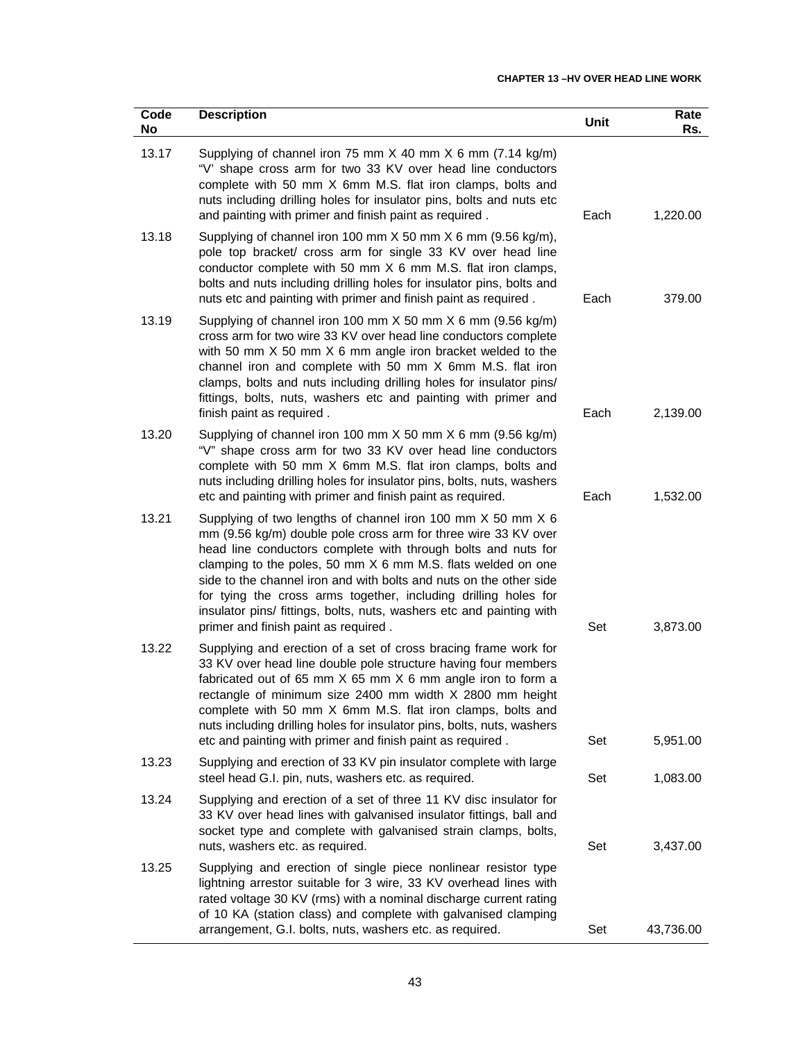| Code No | Description | Unit | Rate Rs. |
|---|---|---|---|
| 13.17 | Supplying of channel iron 75 mm X 40 mm X 6 mm (7.14 kg/m) "V' shape cross arm for two 33 KV over head line conductors complete with 50 mm X 6mm M.S. flat iron clamps, bolts and nuts including drilling holes for insulator pins, bolts and nuts etc and painting with primer and finish paint as required . | Each | 1,220.00 |
| 13.18 | Supplying of channel iron 100 mm X 50 mm X 6 mm (9.56 kg/m), pole top bracket/ cross arm for single 33 KV over head line conductor complete with 50 mm X 6 mm M.S. flat iron clamps, bolts and nuts including drilling holes for insulator pins, bolts and nuts etc and painting with primer and finish paint as required . | Each | 379.00 |
| 13.19 | Supplying of channel iron 100 mm X 50 mm X 6 mm (9.56 kg/m) cross arm for two wire 33 KV over head line conductors complete with 50 mm X 50 mm X 6 mm angle iron bracket welded to the channel iron and complete with 50 mm X 6mm M.S. flat iron clamps, bolts and nuts including drilling holes for insulator pins/ fittings, bolts, nuts, washers etc and painting with primer and finish paint as required . | Each | 2,139.00 |
| 13.20 | Supplying of channel iron 100 mm X 50 mm X 6 mm (9.56 kg/m) "V" shape cross arm for two 33 KV over head line conductors complete with 50 mm X 6mm M.S. flat iron clamps, bolts and nuts including drilling holes for insulator pins, bolts, nuts, washers etc and painting with primer and finish paint as required. | Each | 1,532.00 |
| 13.21 | Supplying of two lengths of channel iron 100 mm X 50 mm X 6 mm (9.56 kg/m) double pole cross arm for three wire 33 KV over head line conductors complete with through bolts and nuts for clamping to the poles, 50 mm X 6 mm M.S. flats welded on one side to the channel iron and with bolts and nuts on the other side for tying the cross arms together, including drilling holes for insulator pins/ fittings, bolts, nuts, washers etc and painting with primer and finish paint as required . | Set | 3,873.00 |
| 13.22 | Supplying and erection of a set of cross bracing frame work for 33 KV over head line double pole structure having four members fabricated out of 65 mm X 65 mm X 6 mm angle iron to form a rectangle of minimum size 2400 mm width X 2800 mm height complete with 50 mm X 6mm M.S. flat iron clamps, bolts and nuts including drilling holes for insulator pins, bolts, nuts, washers etc and painting with primer and finish paint as required . | Set | 5,951.00 |
| 13.23 | Supplying and erection of 33 KV pin insulator complete with large steel head G.I. pin, nuts, washers etc. as required. | Set | 1,083.00 |
| 13.24 | Supplying and erection of a set of three 11 KV disc insulator for 33 KV over head lines with galvanised insulator fittings, ball and socket type and complete with galvanised strain clamps, bolts, nuts, washers etc. as required. | Set | 3,437.00 |
| 13.25 | Supplying and erection of single piece nonlinear resistor type lightning arrestor suitable for 3 wire, 33 KV overhead lines with rated voltage 30 KV (rms) with a nominal discharge current rating of 10 KA (station class) and complete with galvanised clamping arrangement, G.I. bolts, nuts, washers etc. as required. | Set | 43,736.00 |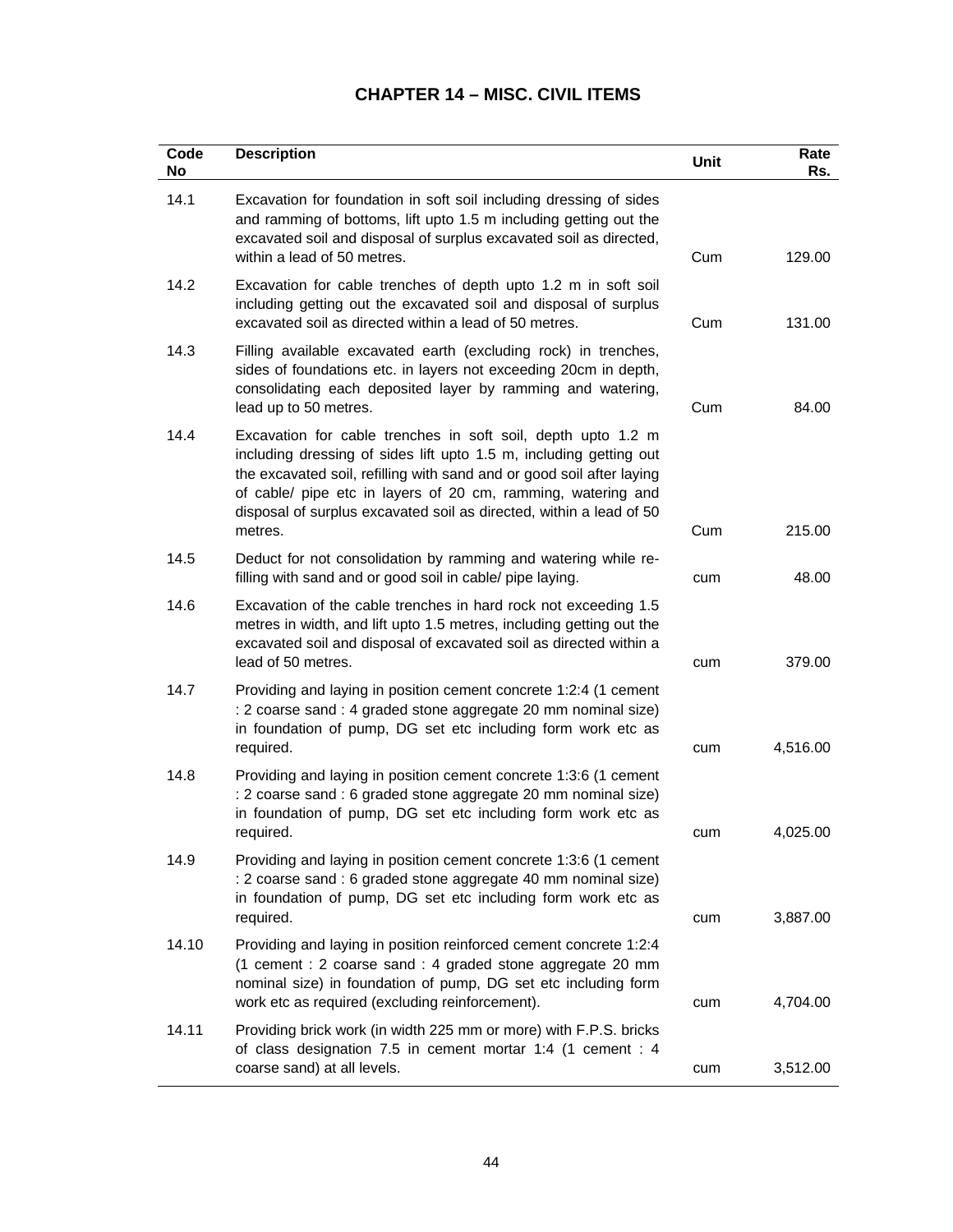# CHAPTER 14 – MISC. CIVIL ITEMS

| Code No | Description | Unit | Rate Rs. |
|---|---|---|---|
| 14.1 | Excavation for foundation in soft soil including dressing of sides and ramming of bottoms, lift upto 1.5 m including getting out the excavated soil and disposal of surplus excavated soil as directed, within a lead of 50 metres. | Cum | 129.00 |
| 14.2 | Excavation for cable trenches of depth upto 1.2 m in soft soil including getting out the excavated soil and disposal of surplus excavated soil as directed within a lead of 50 metres. | Cum | 131.00 |
| 14.3 | Filling available excavated earth (excluding rock) in trenches, sides of foundations etc. in layers not exceeding 20cm in depth, consolidating each deposited layer by ramming and watering, lead up to 50 metres. | Cum | 84.00 |
| 14.4 | Excavation for cable trenches in soft soil, depth upto 1.2 m including dressing of sides lift upto 1.5 m, including getting out the excavated soil, refilling with sand and or good soil after laying of cable/ pipe etc in layers of 20 cm, ramming, watering and disposal of surplus excavated soil as directed, within a lead of 50 metres. | Cum | 215.00 |
| 14.5 | Deduct for not consolidation by ramming and watering while re-filling with sand and or good soil in cable/ pipe laying. | cum | 48.00 |
| 14.6 | Excavation of the cable trenches in hard rock not exceeding 1.5 metres in width, and lift upto 1.5 metres, including getting out the excavated soil and disposal of excavated soil as directed within a lead of 50 metres. | cum | 379.00 |
| 14.7 | Providing and laying in position cement concrete 1:2:4 (1 cement : 2 coarse sand : 4 graded stone aggregate 20 mm nominal size) in foundation of pump, DG set etc including form work etc as required. | cum | 4,516.00 |
| 14.8 | Providing and laying in position cement concrete 1:3:6 (1 cement : 2 coarse sand : 6 graded stone aggregate 20 mm nominal size) in foundation of pump, DG set etc including form work etc as required. | cum | 4,025.00 |
| 14.9 | Providing and laying in position cement concrete 1:3:6 (1 cement : 2 coarse sand : 6 graded stone aggregate 40 mm nominal size) in foundation of pump, DG set etc including form work etc as required. | cum | 3,887.00 |
| 14.10 | Providing and laying in position reinforced cement concrete 1:2:4 (1 cement : 2 coarse sand : 4 graded stone aggregate 20 mm nominal size) in foundation of pump, DG set etc including form work etc as required (excluding reinforcement). | cum | 4,704.00 |
| 14.11 | Providing brick work (in width 225 mm or more) with F.P.S. bricks of class designation 7.5 in cement mortar 1:4 (1 cement : 4 coarse sand) at all levels. | cum | 3,512.00 |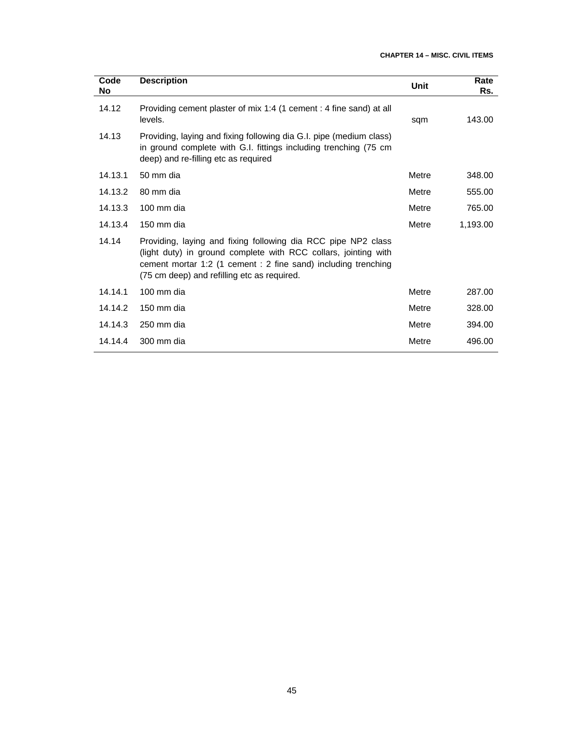| Code No | Description | Unit | Rate Rs. |
|---|---|---|---|
| 14.12 | Providing cement plaster of mix 1:4 (1 cement : 4 fine sand) at all levels. | sqm | 143.00 |
| 14.13 | Providing, laying and fixing following dia G.I. pipe (medium class) in ground complete with G.I. fittings including trenching (75 cm deep) and re-filling etc as required | | |
| 14.13.1 | 50 mm dia | Metre | 348.00 |
| 14.13.2 | 80 mm dia | Metre | 555.00 |
| 14.13.3 | 100 mm dia | Metre | 765.00 |
| 14.13.4 | 150 mm dia | Metre | 1,193.00 |
| 14.14 | Providing, laying and fixing following dia RCC pipe NP2 class (light duty) in ground complete with RCC collars, jointing with cement mortar 1:2 (1 cement : 2 fine sand) including trenching (75 cm deep) and refilling etc as required. | | |
| 14.14.1 | 100 mm dia | Metre | 287.00 |
| 14.14.2 | 150 mm dia | Metre | 328.00 |
| 14.14.3 | 250 mm dia | Metre | 394.00 |
| 14.14.4 | 300 mm dia | Metre | 496.00 |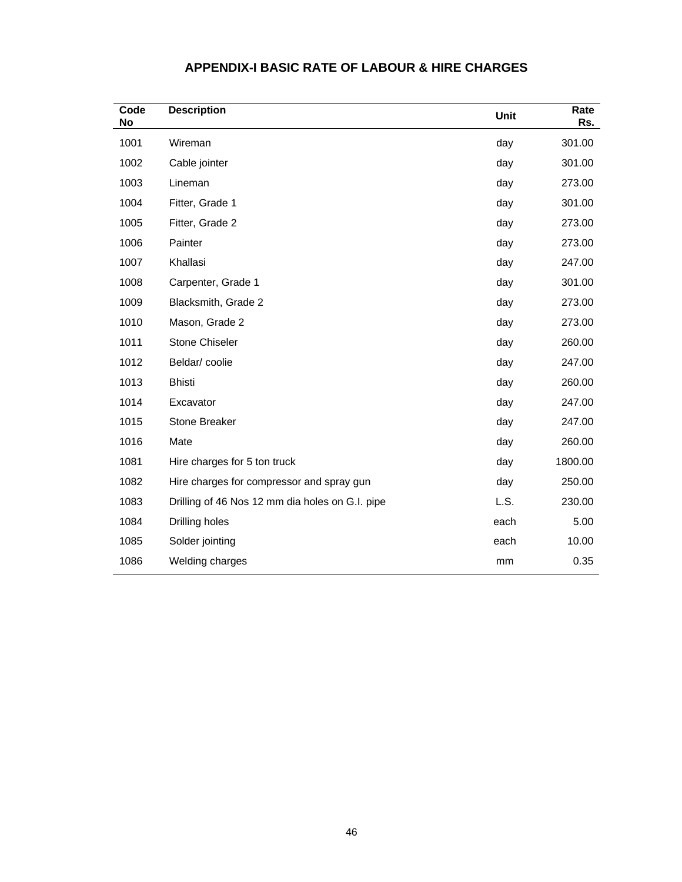## APPENDIX-I BASIC RATE OF LABOUR & HIRE CHARGES

| Code No | Description | Unit | Rate Rs. |
|---|---|---|---|
| 1001 | Wireman | day | 301.00 |
| 1002 | Cable jointer | day | 301.00 |
| 1003 | Lineman | day | 273.00 |
| 1004 | Fitter, Grade 1 | day | 301.00 |
| 1005 | Fitter, Grade 2 | day | 273.00 |
| 1006 | Painter | day | 273.00 |
| 1007 | Khallasi | day | 247.00 |
| 1008 | Carpenter, Grade 1 | day | 301.00 |
| 1009 | Blacksmith, Grade 2 | day | 273.00 |
| 1010 | Mason, Grade 2 | day | 273.00 |
| 1011 | Stone Chiseler | day | 260.00 |
| 1012 | Beldar/ coolie | day | 247.00 |
| 1013 | Bhisti | day | 260.00 |
| 1014 | Excavator | day | 247.00 |
| 1015 | Stone Breaker | day | 247.00 |
| 1016 | Mate | day | 260.00 |
| 1081 | Hire charges for 5 ton truck | day | 1800.00 |
| 1082 | Hire charges for compressor and spray gun | day | 250.00 |
| 1083 | Drilling of 46 Nos 12 mm dia holes on G.I. pipe | L.S. | 230.00 |
| 1084 | Drilling holes | each | 5.00 |
| 1085 | Solder jointing | each | 10.00 |
| 1086 | Welding charges | mm | 0.35 |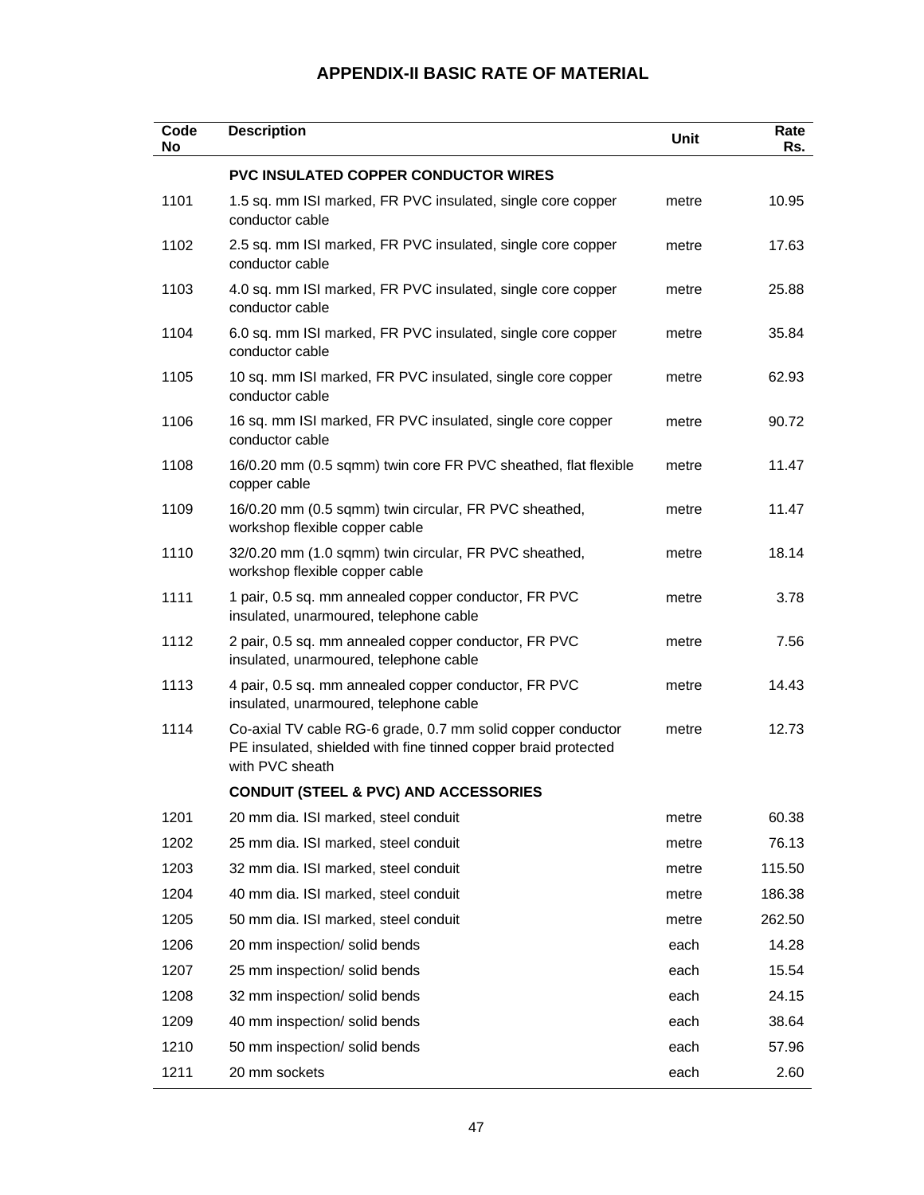# APPENDIX-II BASIC RATE OF MATERIAL

| Code No | Description | Unit | Rate Rs. |
|---|---|---|---|
| | **PVC INSULATED COPPER CONDUCTOR WIRES** | | |
| 1101 | 1.5 sq. mm ISI marked, FR PVC insulated, single core copper conductor cable | metre | 10.95 |
| 1102 | 2.5 sq. mm ISI marked, FR PVC insulated, single core copper conductor cable | metre | 17.63 |
| 1103 | 4.0 sq. mm ISI marked, FR PVC insulated, single core copper conductor cable | metre | 25.88 |
| 1104 | 6.0 sq. mm ISI marked, FR PVC insulated, single core copper conductor cable | metre | 35.84 |
| 1105 | 10 sq. mm ISI marked, FR PVC insulated, single core copper conductor cable | metre | 62.93 |
| 1106 | 16 sq. mm ISI marked, FR PVC insulated, single core copper conductor cable | metre | 90.72 |
| 1108 | 16/0.20 mm (0.5 sqmm) twin core FR PVC sheathed, flat flexible copper cable | metre | 11.47 |
| 1109 | 16/0.20 mm (0.5 sqmm) twin circular, FR PVC sheathed, workshop flexible copper cable | metre | 11.47 |
| 1110 | 32/0.20 mm (1.0 sqmm) twin circular, FR PVC sheathed, workshop flexible copper cable | metre | 18.14 |
| 1111 | 1 pair, 0.5 sq. mm annealed copper conductor, FR PVC insulated, unarmoured, telephone cable | metre | 3.78 |
| 1112 | 2 pair, 0.5 sq. mm annealed copper conductor, FR PVC insulated, unarmoured, telephone cable | metre | 7.56 |
| 1113 | 4 pair, 0.5 sq. mm annealed copper conductor, FR PVC insulated, unarmoured, telephone cable | metre | 14.43 |
| 1114 | Co-axial TV cable RG-6 grade, 0.7 mm solid copper conductor PE insulated, shielded with fine tinned copper braid protected with PVC sheath | metre | 12.73 |
| | **CONDUIT (STEEL & PVC) AND ACCESSORIES** | | |
| 1201 | 20 mm dia. ISI marked, steel conduit | metre | 60.38 |
| 1202 | 25 mm dia. ISI marked, steel conduit | metre | 76.13 |
| 1203 | 32 mm dia. ISI marked, steel conduit | metre | 115.50 |
| 1204 | 40 mm dia. ISI marked, steel conduit | metre | 186.38 |
| 1205 | 50 mm dia. ISI marked, steel conduit | metre | 262.50 |
| 1206 | 20 mm inspection/ solid bends | each | 14.28 |
| 1207 | 25 mm inspection/ solid bends | each | 15.54 |
| 1208 | 32 mm inspection/ solid bends | each | 24.15 |
| 1209 | 40 mm inspection/ solid bends | each | 38.64 |
| 1210 | 50 mm inspection/ solid bends | each | 57.96 |
| 1211 | 20 mm sockets | each | 2.60 |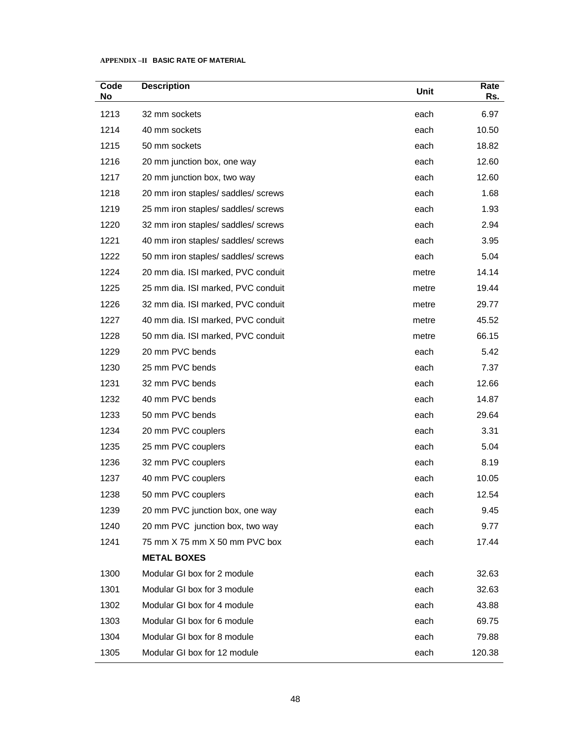**APPENDIX –II BASIC RATE OF MATERIAL**

| Code No | Description | Unit | Rate Rs. |
|---|---|---|---|
| 1213 | 32 mm sockets | each | 6.97 |
| 1214 | 40 mm sockets | each | 10.50 |
| 1215 | 50 mm sockets | each | 18.82 |
| 1216 | 20 mm junction box, one way | each | 12.60 |
| 1217 | 20 mm junction box, two way | each | 12.60 |
| 1218 | 20 mm iron staples/ saddles/ screws | each | 1.68 |
| 1219 | 25 mm iron staples/ saddles/ screws | each | 1.93 |
| 1220 | 32 mm iron staples/ saddles/ screws | each | 2.94 |
| 1221 | 40 mm iron staples/ saddles/ screws | each | 3.95 |
| 1222 | 50 mm iron staples/ saddles/ screws | each | 5.04 |
| 1224 | 20 mm dia. ISI marked, PVC conduit | metre | 14.14 |
| 1225 | 25 mm dia. ISI marked, PVC conduit | metre | 19.44 |
| 1226 | 32 mm dia. ISI marked, PVC conduit | metre | 29.77 |
| 1227 | 40 mm dia. ISI marked, PVC conduit | metre | 45.52 |
| 1228 | 50 mm dia. ISI marked, PVC conduit | metre | 66.15 |
| 1229 | 20 mm PVC bends | each | 5.42 |
| 1230 | 25 mm PVC bends | each | 7.37 |
| 1231 | 32 mm PVC bends | each | 12.66 |
| 1232 | 40 mm PVC bends | each | 14.87 |
| 1233 | 50 mm PVC bends | each | 29.64 |
| 1234 | 20 mm PVC couplers | each | 3.31 |
| 1235 | 25 mm PVC couplers | each | 5.04 |
| 1236 | 32 mm PVC couplers | each | 8.19 |
| 1237 | 40 mm PVC couplers | each | 10.05 |
| 1238 | 50 mm PVC couplers | each | 12.54 |
| 1239 | 20 mm PVC junction box, one way | each | 9.45 |
| 1240 | 20 mm PVC junction box, two way | each | 9.77 |
| 1241 | 75 mm X 75 mm X 50 mm PVC box | each | 17.44 |
| | **METAL BOXES** | | |
| 1300 | Modular GI box for 2 module | each | 32.63 |
| 1301 | Modular GI box for 3 module | each | 32.63 |
| 1302 | Modular GI box for 4 module | each | 43.88 |
| 1303 | Modular GI box for 6 module | each | 69.75 |
| 1304 | Modular GI box for 8 module | each | 79.88 |
| 1305 | Modular GI box for 12 module | each | 120.38 |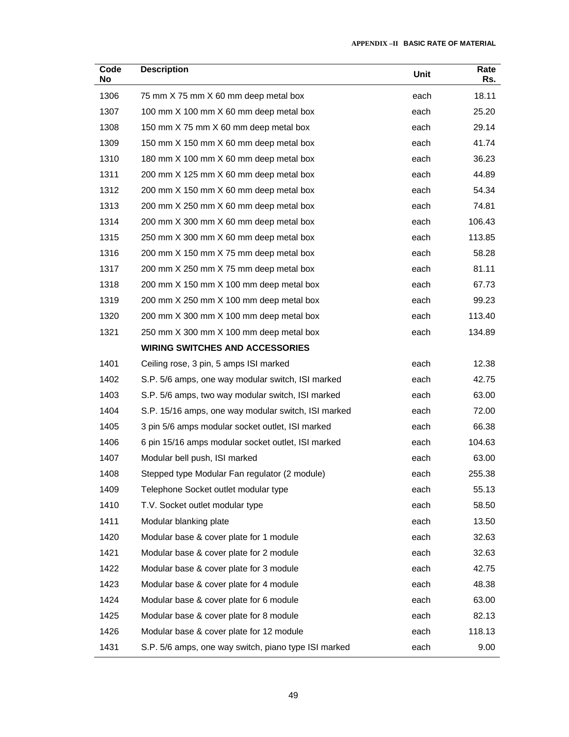| Code No | Description | Unit | Rate Rs. |
|---|---|---|---|
| 1306 | 75 mm X 75 mm X 60 mm deep metal box | each | 18.11 |
| 1307 | 100 mm X 100 mm X 60 mm deep metal box | each | 25.20 |
| 1308 | 150 mm X 75 mm X 60 mm deep metal box | each | 29.14 |
| 1309 | 150 mm X 150 mm X 60 mm deep metal box | each | 41.74 |
| 1310 | 180 mm X 100 mm X 60 mm deep metal box | each | 36.23 |
| 1311 | 200 mm X 125 mm X 60 mm deep metal box | each | 44.89 |
| 1312 | 200 mm X 150 mm X 60 mm deep metal box | each | 54.34 |
| 1313 | 200 mm X 250 mm X 60 mm deep metal box | each | 74.81 |
| 1314 | 200 mm X 300 mm X 60 mm deep metal box | each | 106.43 |
| 1315 | 250 mm X 300 mm X 60 mm deep metal box | each | 113.85 |
| 1316 | 200 mm X 150 mm X 75 mm deep metal box | each | 58.28 |
| 1317 | 200 mm X 250 mm X 75 mm deep metal box | each | 81.11 |
| 1318 | 200 mm X 150 mm X 100 mm deep metal box | each | 67.73 |
| 1319 | 200 mm X 250 mm X 100 mm deep metal box | each | 99.23 |
| 1320 | 200 mm X 300 mm X 100 mm deep metal box | each | 113.40 |
| 1321 | 250 mm X 300 mm X 100 mm deep metal box | each | 134.89 |
| | **WIRING SWITCHES AND ACCESSORIES** | | |
| 1401 | Ceiling rose, 3 pin, 5 amps ISI marked | each | 12.38 |
| 1402 | S.P. 5/6 amps, one way modular switch, ISI marked | each | 42.75 |
| 1403 | S.P. 5/6 amps, two way modular switch, ISI marked | each | 63.00 |
| 1404 | S.P. 15/16 amps, one way modular switch, ISI marked | each | 72.00 |
| 1405 | 3 pin 5/6 amps modular socket outlet, ISI marked | each | 66.38 |
| 1406 | 6 pin 15/16 amps modular socket outlet, ISI marked | each | 104.63 |
| 1407 | Modular bell push, ISI marked | each | 63.00 |
| 1408 | Stepped type Modular Fan regulator (2 module) | each | 255.38 |
| 1409 | Telephone Socket outlet modular type | each | 55.13 |
| 1410 | T.V. Socket outlet modular type | each | 58.50 |
| 1411 | Modular blanking plate | each | 13.50 |
| 1420 | Modular base & cover plate for 1 module | each | 32.63 |
| 1421 | Modular base & cover plate for 2 module | each | 32.63 |
| 1422 | Modular base & cover plate for 3 module | each | 42.75 |
| 1423 | Modular base & cover plate for 4 module | each | 48.38 |
| 1424 | Modular base & cover plate for 6 module | each | 63.00 |
| 1425 | Modular base & cover plate for 8 module | each | 82.13 |
| 1426 | Modular base & cover plate for 12 module | each | 118.13 |
| 1431 | S.P. 5/6 amps, one way switch, piano type ISI marked | each | 9.00 |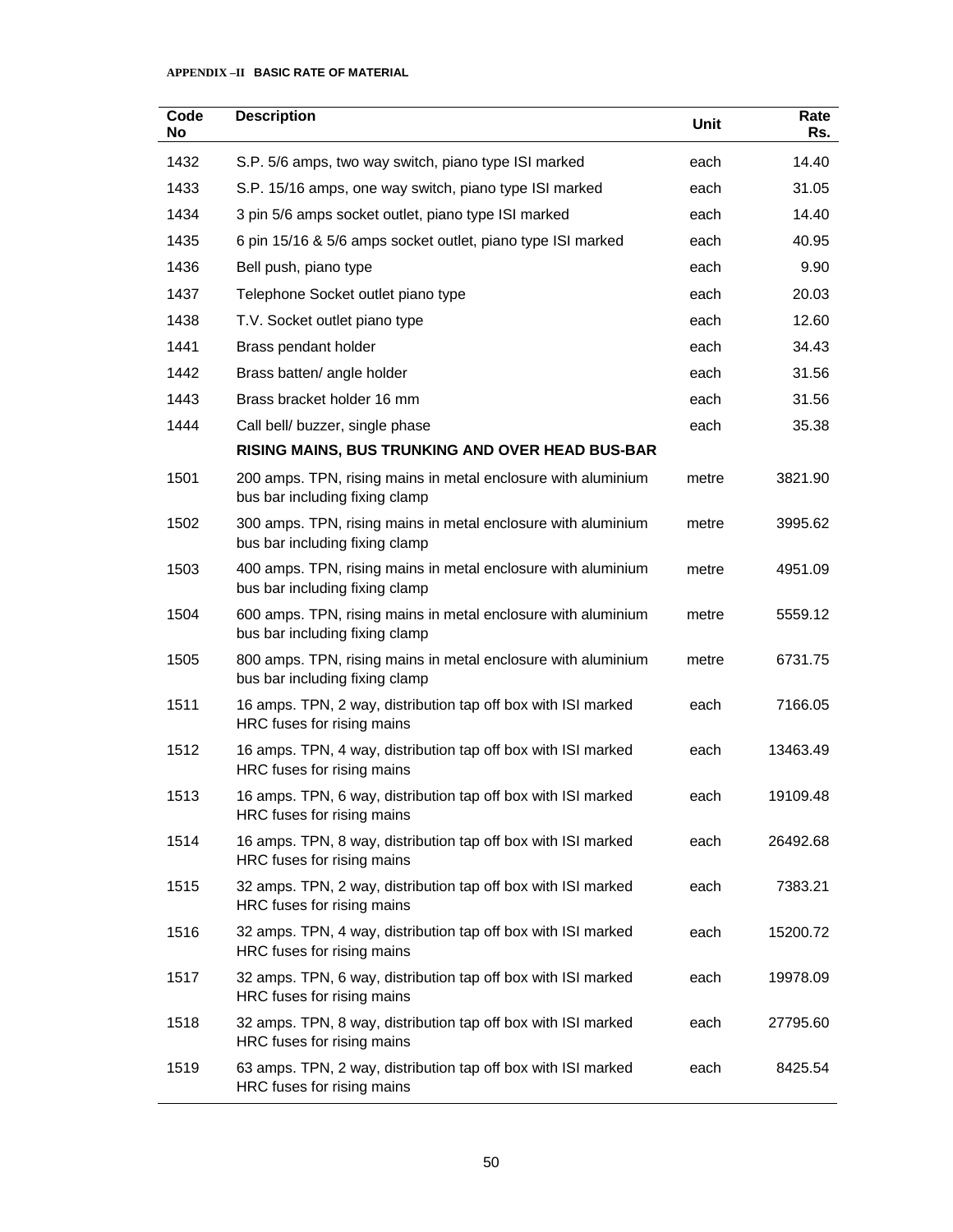**APPENDIX –II BASIC RATE OF MATERIAL**

| Code No | Description | Unit | Rate Rs. |
|---|---|---|---|
| 1432 | S.P. 5/6 amps, two way switch, piano type ISI marked | each | 14.40 |
| 1433 | S.P. 15/16 amps, one way switch, piano type ISI marked | each | 31.05 |
| 1434 | 3 pin 5/6 amps socket outlet, piano type ISI marked | each | 14.40 |
| 1435 | 6 pin 15/16 & 5/6 amps socket outlet, piano type ISI marked | each | 40.95 |
| 1436 | Bell push, piano type | each | 9.90 |
| 1437 | Telephone Socket outlet piano type | each | 20.03 |
| 1438 | T.V. Socket outlet piano type | each | 12.60 |
| 1441 | Brass pendant holder | each | 34.43 |
| 1442 | Brass batten/ angle holder | each | 31.56 |
| 1443 | Brass bracket holder 16 mm | each | 31.56 |
| 1444 | Call bell/ buzzer, single phase | each | 35.38 |
| | **RISING MAINS, BUS TRUNKING AND OVER HEAD BUS-BAR** | | |
| 1501 | 200 amps. TPN, rising mains in metal enclosure with aluminium bus bar including fixing clamp | metre | 3821.90 |
| 1502 | 300 amps. TPN, rising mains in metal enclosure with aluminium bus bar including fixing clamp | metre | 3995.62 |
| 1503 | 400 amps. TPN, rising mains in metal enclosure with aluminium bus bar including fixing clamp | metre | 4951.09 |
| 1504 | 600 amps. TPN, rising mains in metal enclosure with aluminium bus bar including fixing clamp | metre | 5559.12 |
| 1505 | 800 amps. TPN, rising mains in metal enclosure with aluminium bus bar including fixing clamp | metre | 6731.75 |
| 1511 | 16 amps. TPN, 2 way, distribution tap off box with ISI marked HRC fuses for rising mains | each | 7166.05 |
| 1512 | 16 amps. TPN, 4 way, distribution tap off box with ISI marked HRC fuses for rising mains | each | 13463.49 |
| 1513 | 16 amps. TPN, 6 way, distribution tap off box with ISI marked HRC fuses for rising mains | each | 19109.48 |
| 1514 | 16 amps. TPN, 8 way, distribution tap off box with ISI marked HRC fuses for rising mains | each | 26492.68 |
| 1515 | 32 amps. TPN, 2 way, distribution tap off box with ISI marked HRC fuses for rising mains | each | 7383.21 |
| 1516 | 32 amps. TPN, 4 way, distribution tap off box with ISI marked HRC fuses for rising mains | each | 15200.72 |
| 1517 | 32 amps. TPN, 6 way, distribution tap off box with ISI marked HRC fuses for rising mains | each | 19978.09 |
| 1518 | 32 amps. TPN, 8 way, distribution tap off box with ISI marked HRC fuses for rising mains | each | 27795.60 |
| 1519 | 63 amps. TPN, 2 way, distribution tap off box with ISI marked HRC fuses for rising mains | each | 8425.54 |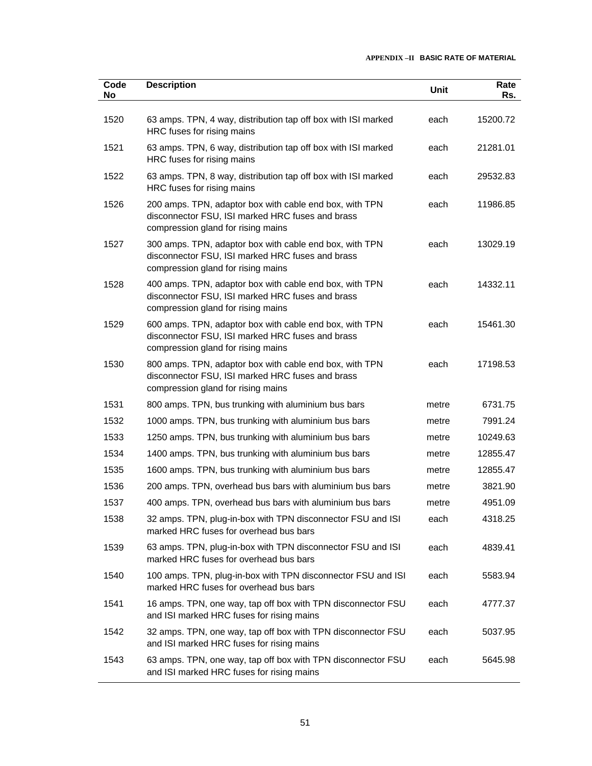| Code No | Description | Unit | Rate Rs. |
|---|---|---|---|
| 1520 | 63 amps. TPN, 4 way, distribution tap off box with ISI marked HRC fuses for rising mains | each | 15200.72 |
| 1521 | 63 amps. TPN, 6 way, distribution tap off box with ISI marked HRC fuses for rising mains | each | 21281.01 |
| 1522 | 63 amps. TPN, 8 way, distribution tap off box with ISI marked HRC fuses for rising mains | each | 29532.83 |
| 1526 | 200 amps. TPN, adaptor box with cable end box, with TPN disconnector FSU, ISI marked HRC fuses and brass compression gland for rising mains | each | 11986.85 |
| 1527 | 300 amps. TPN, adaptor box with cable end box, with TPN disconnector FSU, ISI marked HRC fuses and brass compression gland for rising mains | each | 13029.19 |
| 1528 | 400 amps. TPN, adaptor box with cable end box, with TPN disconnector FSU, ISI marked HRC fuses and brass compression gland for rising mains | each | 14332.11 |
| 1529 | 600 amps. TPN, adaptor box with cable end box, with TPN disconnector FSU, ISI marked HRC fuses and brass compression gland for rising mains | each | 15461.30 |
| 1530 | 800 amps. TPN, adaptor box with cable end box, with TPN disconnector FSU, ISI marked HRC fuses and brass compression gland for rising mains | each | 17198.53 |
| 1531 | 800 amps. TPN, bus trunking with aluminium bus bars | metre | 6731.75 |
| 1532 | 1000 amps. TPN, bus trunking with aluminium bus bars | metre | 7991.24 |
| 1533 | 1250 amps. TPN, bus trunking with aluminium bus bars | metre | 10249.63 |
| 1534 | 1400 amps. TPN, bus trunking with aluminium bus bars | metre | 12855.47 |
| 1535 | 1600 amps. TPN, bus trunking with aluminium bus bars | metre | 12855.47 |
| 1536 | 200 amps. TPN, overhead bus bars with aluminium bus bars | metre | 3821.90 |
| 1537 | 400 amps. TPN, overhead bus bars with aluminium bus bars | metre | 4951.09 |
| 1538 | 32 amps. TPN, plug-in-box with TPN disconnector FSU and ISI marked HRC fuses for overhead bus bars | each | 4318.25 |
| 1539 | 63 amps. TPN, plug-in-box with TPN disconnector FSU and ISI marked HRC fuses for overhead bus bars | each | 4839.41 |
| 1540 | 100 amps. TPN, plug-in-box with TPN disconnector FSU and ISI marked HRC fuses for overhead bus bars | each | 5583.94 |
| 1541 | 16 amps. TPN, one way, tap off box with TPN disconnector FSU and ISI marked HRC fuses for rising mains | each | 4777.37 |
| 1542 | 32 amps. TPN, one way, tap off box with TPN disconnector FSU and ISI marked HRC fuses for rising mains | each | 5037.95 |
| 1543 | 63 amps. TPN, one way, tap off box with TPN disconnector FSU and ISI marked HRC fuses for rising mains | each | 5645.98 |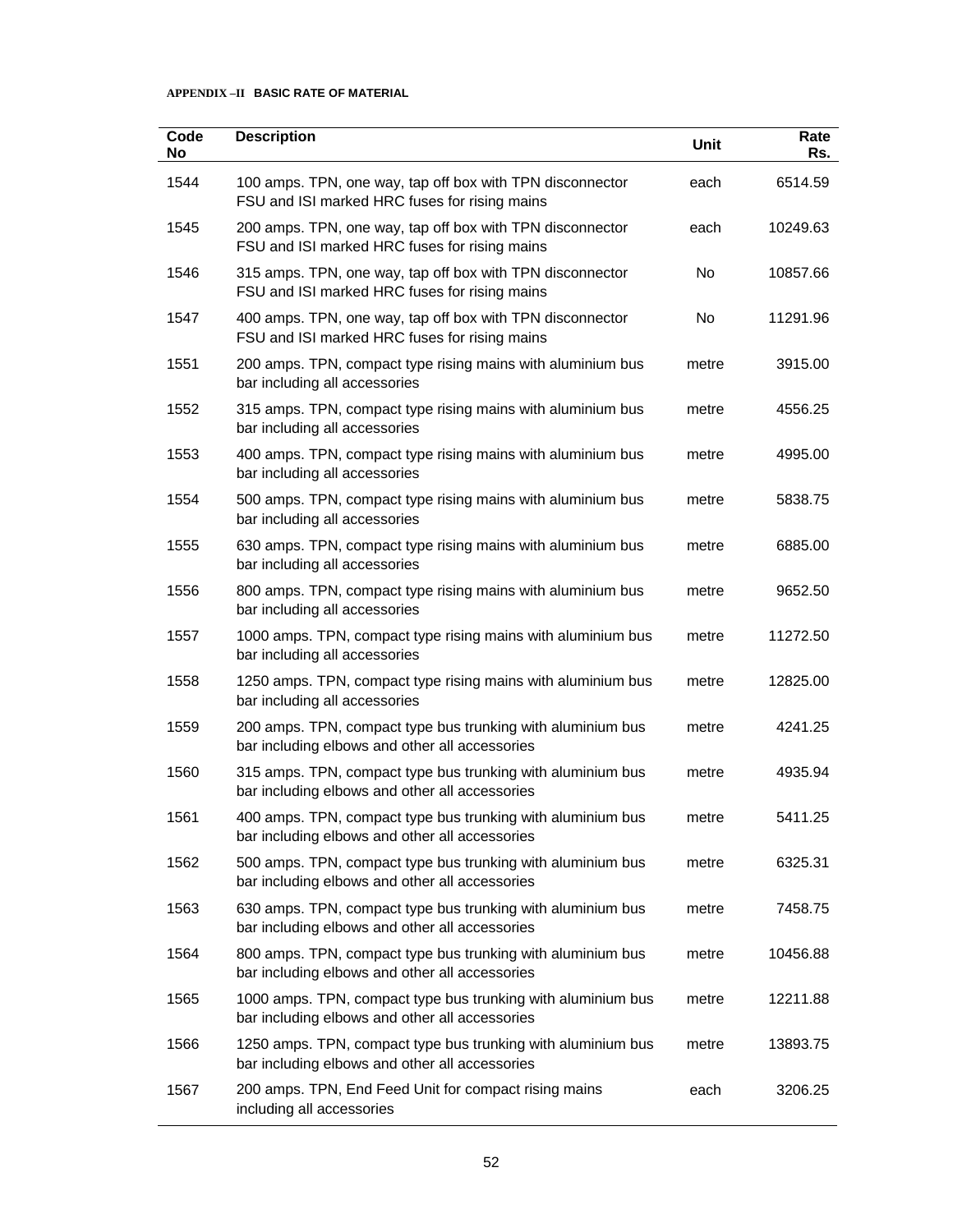**APPENDIX –II BASIC RATE OF MATERIAL**

| Code No | Description | Unit | Rate Rs. |
|---|---|---|---|
| 1544 | 100 amps. TPN, one way, tap off box with TPN disconnector FSU and ISI marked HRC fuses for rising mains | each | 6514.59 |
| 1545 | 200 amps. TPN, one way, tap off box with TPN disconnector FSU and ISI marked HRC fuses for rising mains | each | 10249.63 |
| 1546 | 315 amps. TPN, one way, tap off box with TPN disconnector FSU and ISI marked HRC fuses for rising mains | No | 10857.66 |
| 1547 | 400 amps. TPN, one way, tap off box with TPN disconnector FSU and ISI marked HRC fuses for rising mains | No | 11291.96 |
| 1551 | 200 amps. TPN, compact type rising mains with aluminium bus bar including all accessories | metre | 3915.00 |
| 1552 | 315 amps. TPN, compact type rising mains with aluminium bus bar including all accessories | metre | 4556.25 |
| 1553 | 400 amps. TPN, compact type rising mains with aluminium bus bar including all accessories | metre | 4995.00 |
| 1554 | 500 amps. TPN, compact type rising mains with aluminium bus bar including all accessories | metre | 5838.75 |
| 1555 | 630 amps. TPN, compact type rising mains with aluminium bus bar including all accessories | metre | 6885.00 |
| 1556 | 800 amps. TPN, compact type rising mains with aluminium bus bar including all accessories | metre | 9652.50 |
| 1557 | 1000 amps. TPN, compact type rising mains with aluminium bus bar including all accessories | metre | 11272.50 |
| 1558 | 1250 amps. TPN, compact type rising mains with aluminium bus bar including all accessories | metre | 12825.00 |
| 1559 | 200 amps. TPN, compact type bus trunking with aluminium bus bar including elbows and other all accessories | metre | 4241.25 |
| 1560 | 315 amps. TPN, compact type bus trunking with aluminium bus bar including elbows and other all accessories | metre | 4935.94 |
| 1561 | 400 amps. TPN, compact type bus trunking with aluminium bus bar including elbows and other all accessories | metre | 5411.25 |
| 1562 | 500 amps. TPN, compact type bus trunking with aluminium bus bar including elbows and other all accessories | metre | 6325.31 |
| 1563 | 630 amps. TPN, compact type bus trunking with aluminium bus bar including elbows and other all accessories | metre | 7458.75 |
| 1564 | 800 amps. TPN, compact type bus trunking with aluminium bus bar including elbows and other all accessories | metre | 10456.88 |
| 1565 | 1000 amps. TPN, compact type bus trunking with aluminium bus bar including elbows and other all accessories | metre | 12211.88 |
| 1566 | 1250 amps. TPN, compact type bus trunking with aluminium bus bar including elbows and other all accessories | metre | 13893.75 |
| 1567 | 200 amps. TPN, End Feed Unit for compact rising mains including all accessories | each | 3206.25 |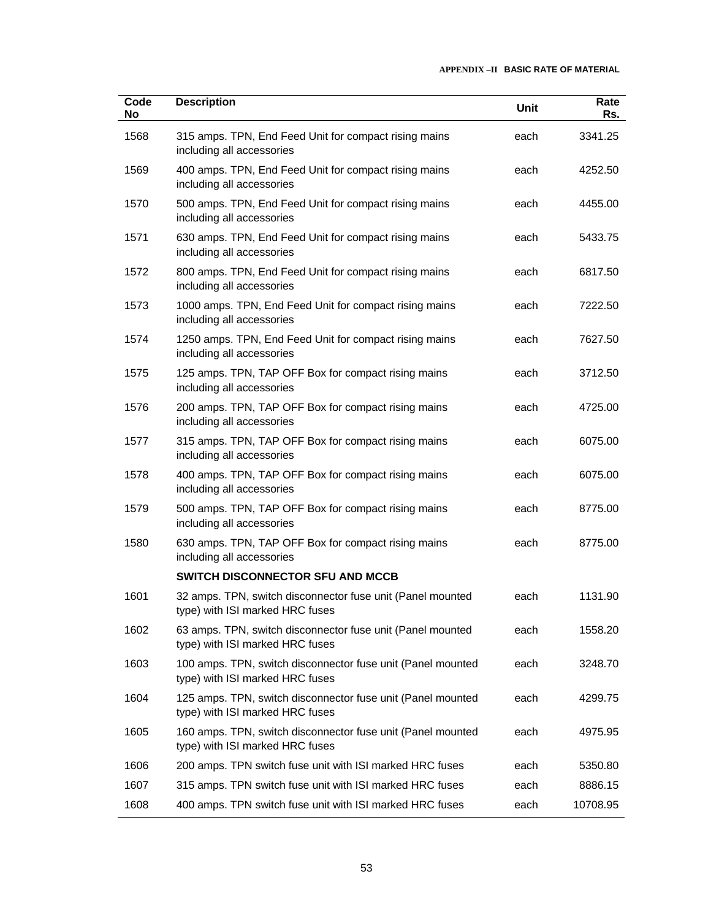| Code No | Description | Unit | Rate Rs. |
|---|---|---|---|
| 1568 | 315 amps. TPN, End Feed Unit for compact rising mains including all accessories | each | 3341.25 |
| 1569 | 400 amps. TPN, End Feed Unit for compact rising mains including all accessories | each | 4252.50 |
| 1570 | 500 amps. TPN, End Feed Unit for compact rising mains including all accessories | each | 4455.00 |
| 1571 | 630 amps. TPN, End Feed Unit for compact rising mains including all accessories | each | 5433.75 |
| 1572 | 800 amps. TPN, End Feed Unit for compact rising mains including all accessories | each | 6817.50 |
| 1573 | 1000 amps. TPN, End Feed Unit for compact rising mains including all accessories | each | 7222.50 |
| 1574 | 1250 amps. TPN, End Feed Unit for compact rising mains including all accessories | each | 7627.50 |
| 1575 | 125 amps. TPN, TAP OFF Box for compact rising mains including all accessories | each | 3712.50 |
| 1576 | 200 amps. TPN, TAP OFF Box for compact rising mains including all accessories | each | 4725.00 |
| 1577 | 315 amps. TPN, TAP OFF Box for compact rising mains including all accessories | each | 6075.00 |
| 1578 | 400 amps. TPN, TAP OFF Box for compact rising mains including all accessories | each | 6075.00 |
| 1579 | 500 amps. TPN, TAP OFF Box for compact rising mains including all accessories | each | 8775.00 |
| 1580 | 630 amps. TPN, TAP OFF Box for compact rising mains including all accessories | each | 8775.00 |
| | **SWITCH DISCONNECTOR SFU AND MCCB** | | |
| 1601 | 32 amps. TPN, switch disconnector fuse unit (Panel mounted type) with ISI marked HRC fuses | each | 1131.90 |
| 1602 | 63 amps. TPN, switch disconnector fuse unit (Panel mounted type) with ISI marked HRC fuses | each | 1558.20 |
| 1603 | 100 amps. TPN, switch disconnector fuse unit (Panel mounted type) with ISI marked HRC fuses | each | 3248.70 |
| 1604 | 125 amps. TPN, switch disconnector fuse unit (Panel mounted type) with ISI marked HRC fuses | each | 4299.75 |
| 1605 | 160 amps. TPN, switch disconnector fuse unit (Panel mounted type) with ISI marked HRC fuses | each | 4975.95 |
| 1606 | 200 amps. TPN switch fuse unit with ISI marked HRC fuses | each | 5350.80 |
| 1607 | 315 amps. TPN switch fuse unit with ISI marked HRC fuses | each | 8886.15 |
| 1608 | 400 amps. TPN switch fuse unit with ISI marked HRC fuses | each | 10708.95 |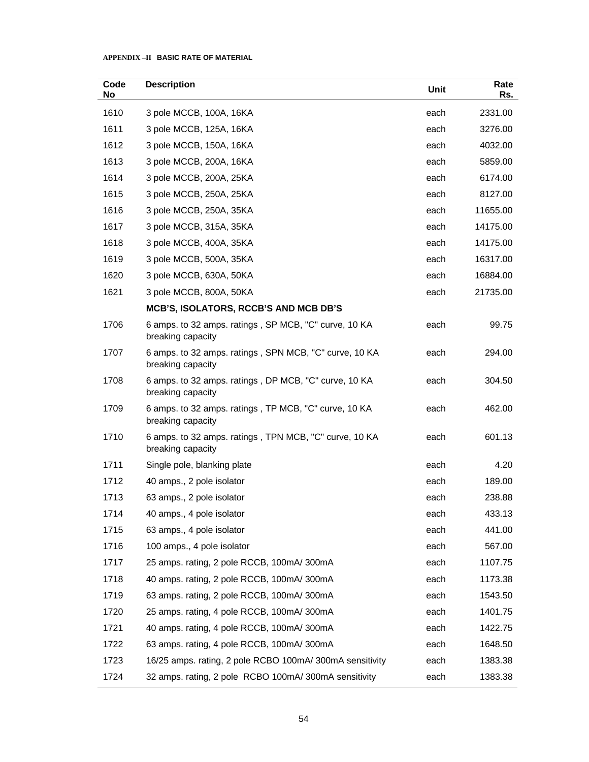**APPENDIX –II BASIC RATE OF MATERIAL**

| Code No | Description | Unit | Rate Rs. |
|---|---|---|---|
| 1610 | 3 pole MCCB, 100A, 16KA | each | 2331.00 |
| 1611 | 3 pole MCCB, 125A, 16KA | each | 3276.00 |
| 1612 | 3 pole MCCB, 150A, 16KA | each | 4032.00 |
| 1613 | 3 pole MCCB, 200A, 16KA | each | 5859.00 |
| 1614 | 3 pole MCCB, 200A, 25KA | each | 6174.00 |
| 1615 | 3 pole MCCB, 250A, 25KA | each | 8127.00 |
| 1616 | 3 pole MCCB, 250A, 35KA | each | 11655.00 |
| 1617 | 3 pole MCCB, 315A, 35KA | each | 14175.00 |
| 1618 | 3 pole MCCB, 400A, 35KA | each | 14175.00 |
| 1619 | 3 pole MCCB, 500A, 35KA | each | 16317.00 |
| 1620 | 3 pole MCCB, 630A, 50KA | each | 16884.00 |
| 1621 | 3 pole MCCB, 800A, 50KA | each | 21735.00 |
| | **MCB'S, ISOLATORS, RCCB'S AND MCB DB'S** | | |
| 1706 | 6 amps. to 32 amps. ratings , SP MCB, "C" curve, 10 KA breaking capacity | each | 99.75 |
| 1707 | 6 amps. to 32 amps. ratings , SPN MCB, "C" curve, 10 KA breaking capacity | each | 294.00 |
| 1708 | 6 amps. to 32 amps. ratings , DP MCB, "C" curve, 10 KA breaking capacity | each | 304.50 |
| 1709 | 6 amps. to 32 amps. ratings , TP MCB, "C" curve, 10 KA breaking capacity | each | 462.00 |
| 1710 | 6 amps. to 32 amps. ratings , TPN MCB, "C" curve, 10 KA breaking capacity | each | 601.13 |
| 1711 | Single pole, blanking plate | each | 4.20 |
| 1712 | 40 amps., 2 pole isolator | each | 189.00 |
| 1713 | 63 amps., 2 pole isolator | each | 238.88 |
| 1714 | 40 amps., 4 pole isolator | each | 433.13 |
| 1715 | 63 amps., 4 pole isolator | each | 441.00 |
| 1716 | 100 amps., 4 pole isolator | each | 567.00 |
| 1717 | 25 amps. rating, 2 pole RCCB, 100mA/ 300mA | each | 1107.75 |
| 1718 | 40 amps. rating, 2 pole RCCB, 100mA/ 300mA | each | 1173.38 |
| 1719 | 63 amps. rating, 2 pole RCCB, 100mA/ 300mA | each | 1543.50 |
| 1720 | 25 amps. rating, 4 pole RCCB, 100mA/ 300mA | each | 1401.75 |
| 1721 | 40 amps. rating, 4 pole RCCB, 100mA/ 300mA | each | 1422.75 |
| 1722 | 63 amps. rating, 4 pole RCCB, 100mA/ 300mA | each | 1648.50 |
| 1723 | 16/25 amps. rating, 2 pole RCBO 100mA/ 300mA sensitivity | each | 1383.38 |
| 1724 | 32 amps. rating, 2 pole RCBO 100mA/ 300mA sensitivity | each | 1383.38 |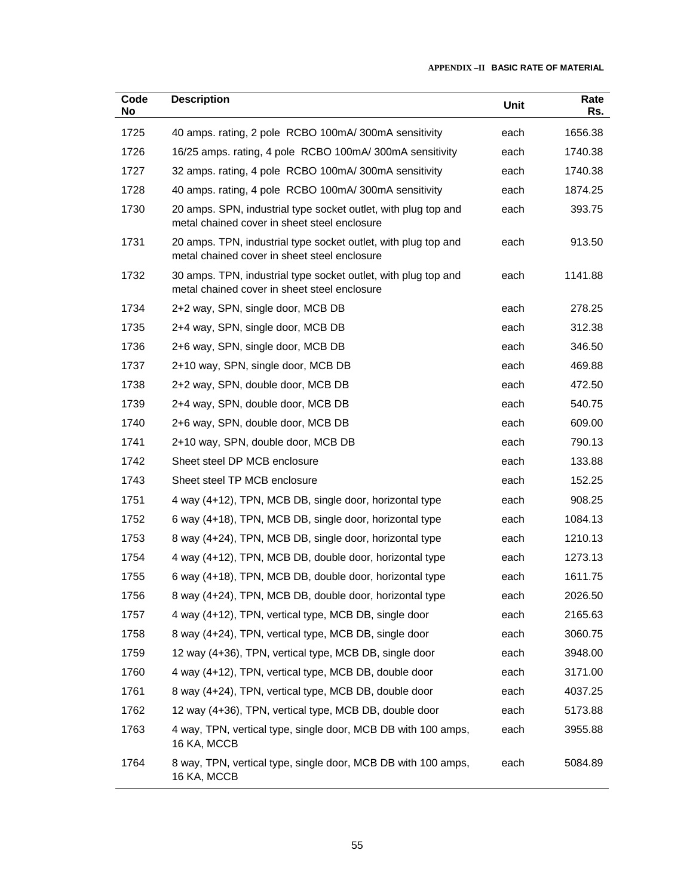| Code No | Description | Unit | Rate Rs. |
|---|---|---|---|
| 1725 | 40 amps. rating, 2 pole RCBO 100mA/ 300mA sensitivity | each | 1656.38 |
| 1726 | 16/25 amps. rating, 4 pole RCBO 100mA/ 300mA sensitivity | each | 1740.38 |
| 1727 | 32 amps. rating, 4 pole RCBO 100mA/ 300mA sensitivity | each | 1740.38 |
| 1728 | 40 amps. rating, 4 pole RCBO 100mA/ 300mA sensitivity | each | 1874.25 |
| 1730 | 20 amps. SPN, industrial type socket outlet, with plug top and metal chained cover in sheet steel enclosure | each | 393.75 |
| 1731 | 20 amps. TPN, industrial type socket outlet, with plug top and metal chained cover in sheet steel enclosure | each | 913.50 |
| 1732 | 30 amps. TPN, industrial type socket outlet, with plug top and metal chained cover in sheet steel enclosure | each | 1141.88 |
| 1734 | 2+2 way, SPN, single door, MCB DB | each | 278.25 |
| 1735 | 2+4 way, SPN, single door, MCB DB | each | 312.38 |
| 1736 | 2+6 way, SPN, single door, MCB DB | each | 346.50 |
| 1737 | 2+10 way, SPN, single door, MCB DB | each | 469.88 |
| 1738 | 2+2 way, SPN, double door, MCB DB | each | 472.50 |
| 1739 | 2+4 way, SPN, double door, MCB DB | each | 540.75 |
| 1740 | 2+6 way, SPN, double door, MCB DB | each | 609.00 |
| 1741 | 2+10 way, SPN, double door, MCB DB | each | 790.13 |
| 1742 | Sheet steel DP MCB enclosure | each | 133.88 |
| 1743 | Sheet steel TP MCB enclosure | each | 152.25 |
| 1751 | 4 way (4+12), TPN, MCB DB, single door, horizontal type | each | 908.25 |
| 1752 | 6 way (4+18), TPN, MCB DB, single door, horizontal type | each | 1084.13 |
| 1753 | 8 way (4+24), TPN, MCB DB, single door, horizontal type | each | 1210.13 |
| 1754 | 4 way (4+12), TPN, MCB DB, double door, horizontal type | each | 1273.13 |
| 1755 | 6 way (4+18), TPN, MCB DB, double door, horizontal type | each | 1611.75 |
| 1756 | 8 way (4+24), TPN, MCB DB, double door, horizontal type | each | 2026.50 |
| 1757 | 4 way (4+12), TPN, vertical type, MCB DB, single door | each | 2165.63 |
| 1758 | 8 way (4+24), TPN, vertical type, MCB DB, single door | each | 3060.75 |
| 1759 | 12 way (4+36), TPN, vertical type, MCB DB, single door | each | 3948.00 |
| 1760 | 4 way (4+12), TPN, vertical type, MCB DB, double door | each | 3171.00 |
| 1761 | 8 way (4+24), TPN, vertical type, MCB DB, double door | each | 4037.25 |
| 1762 | 12 way (4+36), TPN, vertical type, MCB DB, double door | each | 5173.88 |
| 1763 | 4 way, TPN, vertical type, single door, MCB DB with 100 amps, 16 KA, MCCB | each | 3955.88 |
| 1764 | 8 way, TPN, vertical type, single door, MCB DB with 100 amps, 16 KA, MCCB | each | 5084.89 |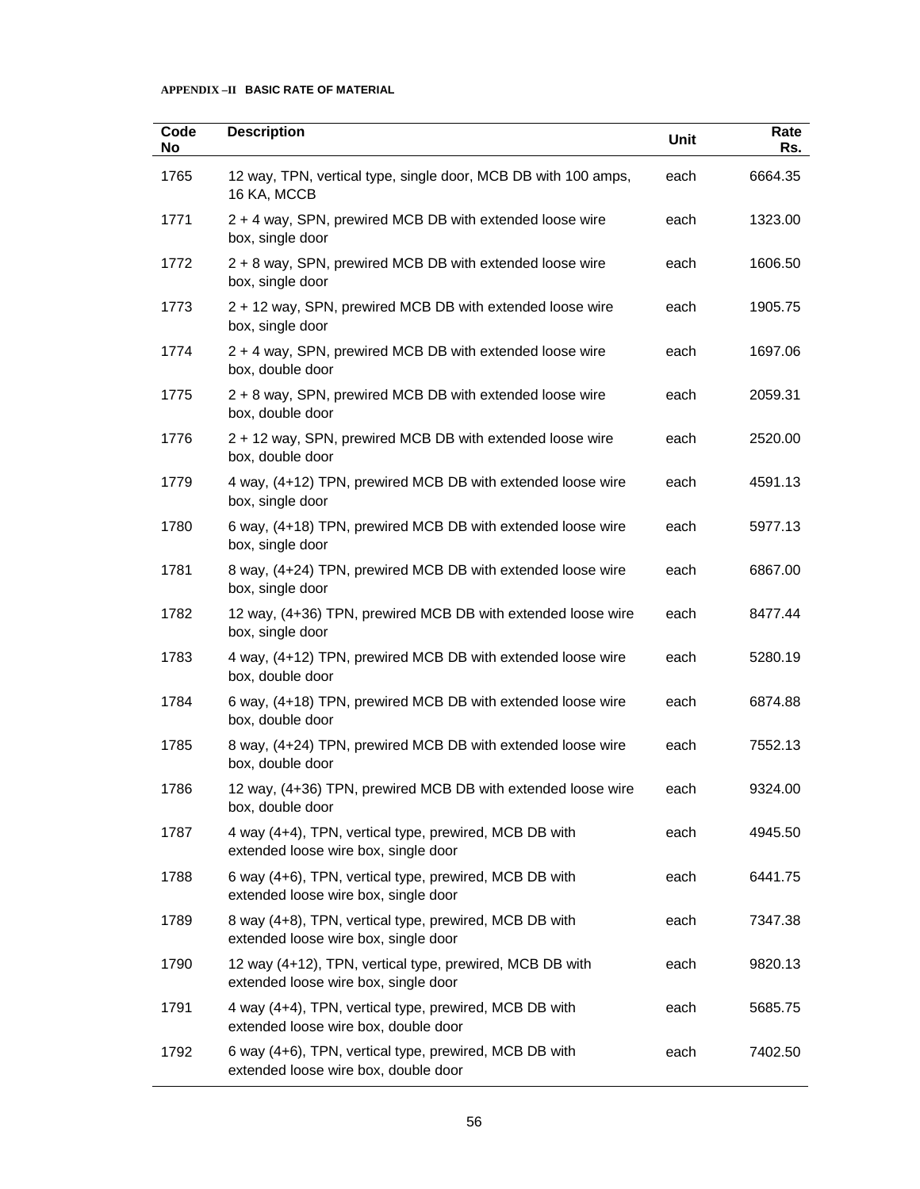**APPENDIX –II BASIC RATE OF MATERIAL**

| Code No | Description | Unit | Rate Rs. |
|---|---|---|---|
| 1765 | 12 way, TPN, vertical type, single door, MCB DB with 100 amps, 16 KA, MCCB | each | 6664.35 |
| 1771 | 2 + 4 way, SPN, prewired MCB DB with extended loose wire box, single door | each | 1323.00 |
| 1772 | 2 + 8 way, SPN, prewired MCB DB with extended loose wire box, single door | each | 1606.50 |
| 1773 | 2 + 12 way, SPN, prewired MCB DB with extended loose wire box, single door | each | 1905.75 |
| 1774 | 2 + 4 way, SPN, prewired MCB DB with extended loose wire box, double door | each | 1697.06 |
| 1775 | 2 + 8 way, SPN, prewired MCB DB with extended loose wire box, double door | each | 2059.31 |
| 1776 | 2 + 12 way, SPN, prewired MCB DB with extended loose wire box, double door | each | 2520.00 |
| 1779 | 4 way, (4+12) TPN, prewired MCB DB with extended loose wire box, single door | each | 4591.13 |
| 1780 | 6 way, (4+18) TPN, prewired MCB DB with extended loose wire box, single door | each | 5977.13 |
| 1781 | 8 way, (4+24) TPN, prewired MCB DB with extended loose wire box, single door | each | 6867.00 |
| 1782 | 12 way, (4+36) TPN, prewired MCB DB with extended loose wire box, single door | each | 8477.44 |
| 1783 | 4 way, (4+12) TPN, prewired MCB DB with extended loose wire box, double door | each | 5280.19 |
| 1784 | 6 way, (4+18) TPN, prewired MCB DB with extended loose wire box, double door | each | 6874.88 |
| 1785 | 8 way, (4+24) TPN, prewired MCB DB with extended loose wire box, double door | each | 7552.13 |
| 1786 | 12 way, (4+36) TPN, prewired MCB DB with extended loose wire box, double door | each | 9324.00 |
| 1787 | 4 way (4+4), TPN, vertical type, prewired, MCB DB with extended loose wire box, single door | each | 4945.50 |
| 1788 | 6 way (4+6), TPN, vertical type, prewired, MCB DB with extended loose wire box, single door | each | 6441.75 |
| 1789 | 8 way (4+8), TPN, vertical type, prewired, MCB DB with extended loose wire box, single door | each | 7347.38 |
| 1790 | 12 way (4+12), TPN, vertical type, prewired, MCB DB with extended loose wire box, single door | each | 9820.13 |
| 1791 | 4 way (4+4), TPN, vertical type, prewired, MCB DB with extended loose wire box, double door | each | 5685.75 |
| 1792 | 6 way (4+6), TPN, vertical type, prewired, MCB DB with extended loose wire box, double door | each | 7402.50 |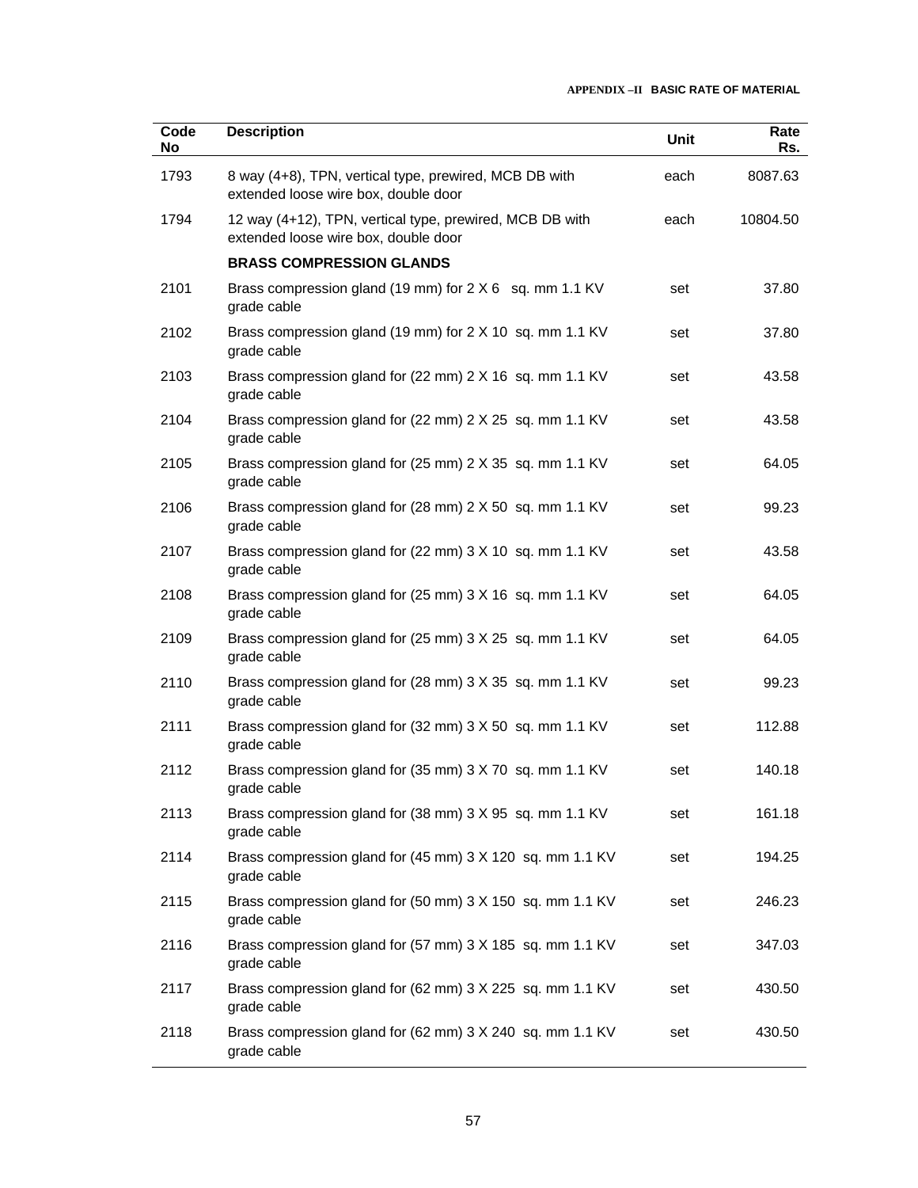| Code No | Description | Unit | Rate Rs. |
|---|---|---|---|
| 1793 | 8 way (4+8), TPN, vertical type, prewired, MCB DB with extended loose wire box, double door | each | 8087.63 |
| 1794 | 12 way (4+12), TPN, vertical type, prewired, MCB DB with extended loose wire box, double door | each | 10804.50 |
| | **BRASS COMPRESSION GLANDS** | | |
| 2101 | Brass compression gland (19 mm) for 2 X 6 sq. mm 1.1 KV grade cable | set | 37.80 |
| 2102 | Brass compression gland (19 mm) for 2 X 10 sq. mm 1.1 KV grade cable | set | 37.80 |
| 2103 | Brass compression gland for (22 mm) 2 X 16 sq. mm 1.1 KV grade cable | set | 43.58 |
| 2104 | Brass compression gland for (22 mm) 2 X 25 sq. mm 1.1 KV grade cable | set | 43.58 |
| 2105 | Brass compression gland for (25 mm) 2 X 35 sq. mm 1.1 KV grade cable | set | 64.05 |
| 2106 | Brass compression gland for (28 mm) 2 X 50 sq. mm 1.1 KV grade cable | set | 99.23 |
| 2107 | Brass compression gland for (22 mm) 3 X 10 sq. mm 1.1 KV grade cable | set | 43.58 |
| 2108 | Brass compression gland for (25 mm) 3 X 16 sq. mm 1.1 KV grade cable | set | 64.05 |
| 2109 | Brass compression gland for (25 mm) 3 X 25 sq. mm 1.1 KV grade cable | set | 64.05 |
| 2110 | Brass compression gland for (28 mm) 3 X 35 sq. mm 1.1 KV grade cable | set | 99.23 |
| 2111 | Brass compression gland for (32 mm) 3 X 50 sq. mm 1.1 KV grade cable | set | 112.88 |
| 2112 | Brass compression gland for (35 mm) 3 X 70 sq. mm 1.1 KV grade cable | set | 140.18 |
| 2113 | Brass compression gland for (38 mm) 3 X 95 sq. mm 1.1 KV grade cable | set | 161.18 |
| 2114 | Brass compression gland for (45 mm) 3 X 120 sq. mm 1.1 KV grade cable | set | 194.25 |
| 2115 | Brass compression gland for (50 mm) 3 X 150 sq. mm 1.1 KV grade cable | set | 246.23 |
| 2116 | Brass compression gland for (57 mm) 3 X 185 sq. mm 1.1 KV grade cable | set | 347.03 |
| 2117 | Brass compression gland for (62 mm) 3 X 225 sq. mm 1.1 KV grade cable | set | 430.50 |
| 2118 | Brass compression gland for (62 mm) 3 X 240 sq. mm 1.1 KV grade cable | set | 430.50 |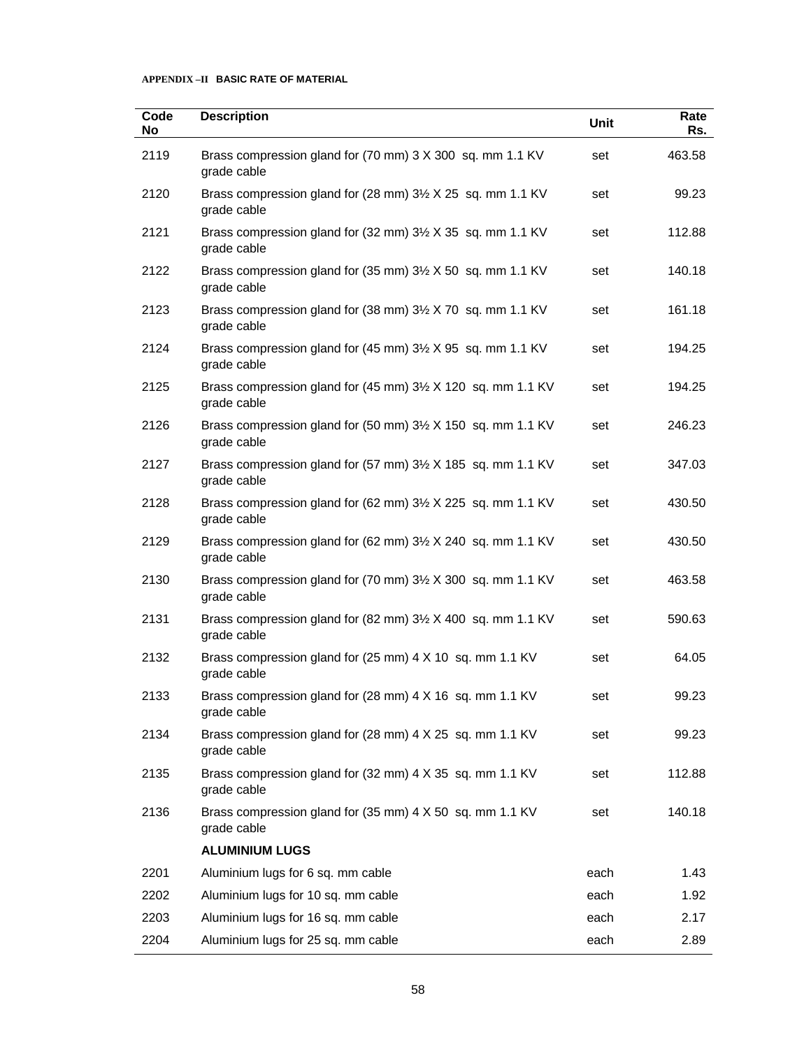**APPENDIX –II BASIC RATE OF MATERIAL**

| Code No | Description | Unit | Rate Rs. |
|---|---|---|---|
| 2119 | Brass compression gland for (70 mm) 3 X 300 sq. mm 1.1 KV grade cable | set | 463.58 |
| 2120 | Brass compression gland for (28 mm) 3½ X 25 sq. mm 1.1 KV grade cable | set | 99.23 |
| 2121 | Brass compression gland for (32 mm) 3½ X 35 sq. mm 1.1 KV grade cable | set | 112.88 |
| 2122 | Brass compression gland for (35 mm) 3½ X 50 sq. mm 1.1 KV grade cable | set | 140.18 |
| 2123 | Brass compression gland for (38 mm) 3½ X 70 sq. mm 1.1 KV grade cable | set | 161.18 |
| 2124 | Brass compression gland for (45 mm) 3½ X 95 sq. mm 1.1 KV grade cable | set | 194.25 |
| 2125 | Brass compression gland for (45 mm) 3½ X 120 sq. mm 1.1 KV grade cable | set | 194.25 |
| 2126 | Brass compression gland for (50 mm) 3½ X 150 sq. mm 1.1 KV grade cable | set | 246.23 |
| 2127 | Brass compression gland for (57 mm) 3½ X 185 sq. mm 1.1 KV grade cable | set | 347.03 |
| 2128 | Brass compression gland for (62 mm) 3½ X 225 sq. mm 1.1 KV grade cable | set | 430.50 |
| 2129 | Brass compression gland for (62 mm) 3½ X 240 sq. mm 1.1 KV grade cable | set | 430.50 |
| 2130 | Brass compression gland for (70 mm) 3½ X 300 sq. mm 1.1 KV grade cable | set | 463.58 |
| 2131 | Brass compression gland for (82 mm) 3½ X 400 sq. mm 1.1 KV grade cable | set | 590.63 |
| 2132 | Brass compression gland for (25 mm) 4 X 10 sq. mm 1.1 KV grade cable | set | 64.05 |
| 2133 | Brass compression gland for (28 mm) 4 X 16 sq. mm 1.1 KV grade cable | set | 99.23 |
| 2134 | Brass compression gland for (28 mm) 4 X 25 sq. mm 1.1 KV grade cable | set | 99.23 |
| 2135 | Brass compression gland for (32 mm) 4 X 35 sq. mm 1.1 KV grade cable | set | 112.88 |
| 2136 | Brass compression gland for (35 mm) 4 X 50 sq. mm 1.1 KV grade cable | set | 140.18 |
| | **ALUMINIUM LUGS** | | |
| 2201 | Aluminium lugs for 6 sq. mm cable | each | 1.43 |
| 2202 | Aluminium lugs for 10 sq. mm cable | each | 1.92 |
| 2203 | Aluminium lugs for 16 sq. mm cable | each | 2.17 |
| 2204 | Aluminium lugs for 25 sq. mm cable | each | 2.89 |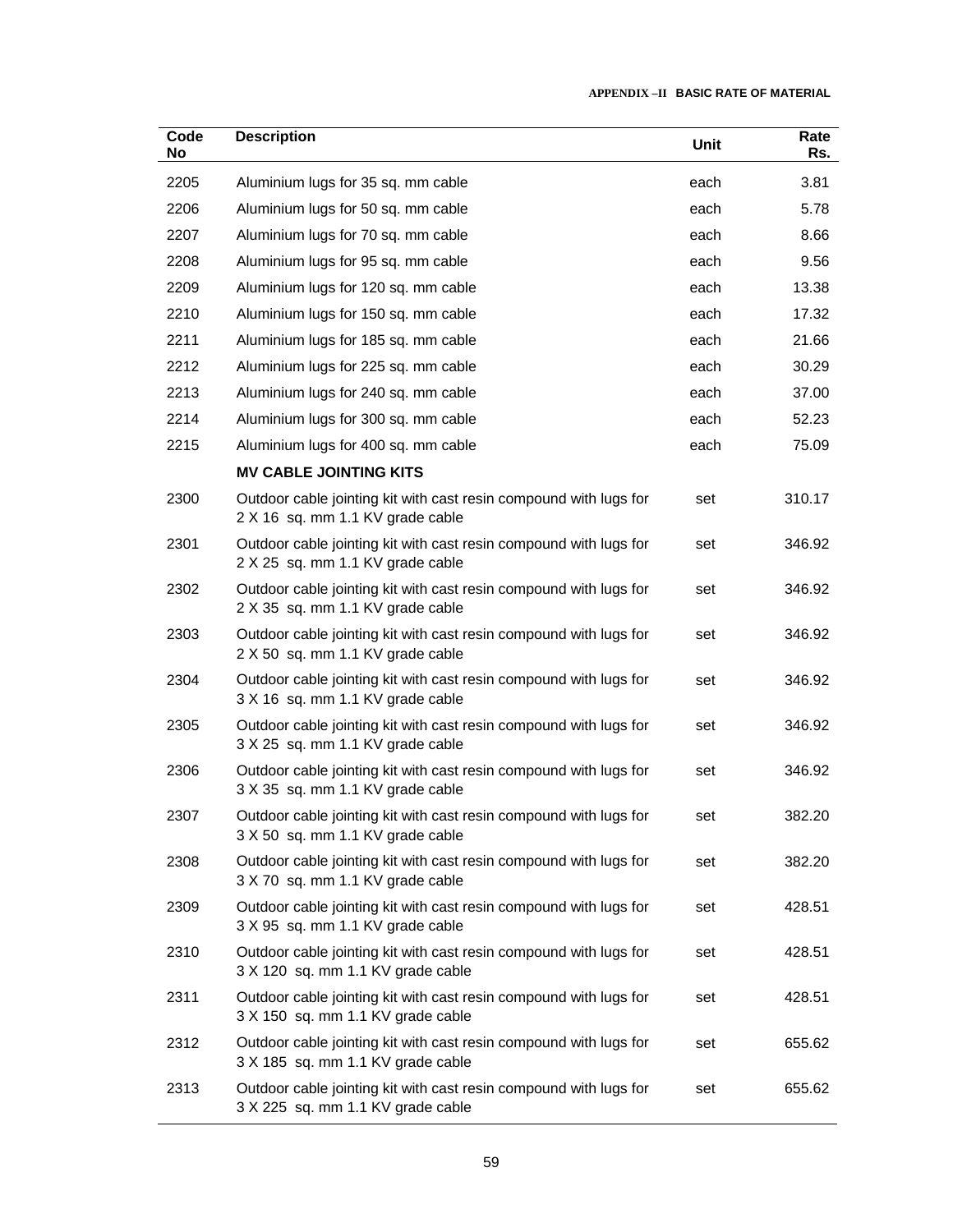| Code No | Description | Unit | Rate Rs. |
|---|---|---|---|
| 2205 | Aluminium lugs for 35 sq. mm cable | each | 3.81 |
| 2206 | Aluminium lugs for 50 sq. mm cable | each | 5.78 |
| 2207 | Aluminium lugs for 70 sq. mm cable | each | 8.66 |
| 2208 | Aluminium lugs for 95 sq. mm cable | each | 9.56 |
| 2209 | Aluminium lugs for 120 sq. mm cable | each | 13.38 |
| 2210 | Aluminium lugs for 150 sq. mm cable | each | 17.32 |
| 2211 | Aluminium lugs for 185 sq. mm cable | each | 21.66 |
| 2212 | Aluminium lugs for 225 sq. mm cable | each | 30.29 |
| 2213 | Aluminium lugs for 240 sq. mm cable | each | 37.00 |
| 2214 | Aluminium lugs for 300 sq. mm cable | each | 52.23 |
| 2215 | Aluminium lugs for 400 sq. mm cable | each | 75.09 |
| | **MV CABLE JOINTING KITS** | | |
| 2300 | Outdoor cable jointing kit with cast resin compound with lugs for 2 X 16 sq. mm 1.1 KV grade cable | set | 310.17 |
| 2301 | Outdoor cable jointing kit with cast resin compound with lugs for 2 X 25 sq. mm 1.1 KV grade cable | set | 346.92 |
| 2302 | Outdoor cable jointing kit with cast resin compound with lugs for 2 X 35 sq. mm 1.1 KV grade cable | set | 346.92 |
| 2303 | Outdoor cable jointing kit with cast resin compound with lugs for 2 X 50 sq. mm 1.1 KV grade cable | set | 346.92 |
| 2304 | Outdoor cable jointing kit with cast resin compound with lugs for 3 X 16 sq. mm 1.1 KV grade cable | set | 346.92 |
| 2305 | Outdoor cable jointing kit with cast resin compound with lugs for 3 X 25 sq. mm 1.1 KV grade cable | set | 346.92 |
| 2306 | Outdoor cable jointing kit with cast resin compound with lugs for 3 X 35 sq. mm 1.1 KV grade cable | set | 346.92 |
| 2307 | Outdoor cable jointing kit with cast resin compound with lugs for 3 X 50 sq. mm 1.1 KV grade cable | set | 382.20 |
| 2308 | Outdoor cable jointing kit with cast resin compound with lugs for 3 X 70 sq. mm 1.1 KV grade cable | set | 382.20 |
| 2309 | Outdoor cable jointing kit with cast resin compound with lugs for 3 X 95 sq. mm 1.1 KV grade cable | set | 428.51 |
| 2310 | Outdoor cable jointing kit with cast resin compound with lugs for 3 X 120 sq. mm 1.1 KV grade cable | set | 428.51 |
| 2311 | Outdoor cable jointing kit with cast resin compound with lugs for 3 X 150 sq. mm 1.1 KV grade cable | set | 428.51 |
| 2312 | Outdoor cable jointing kit with cast resin compound with lugs for 3 X 185 sq. mm 1.1 KV grade cable | set | 655.62 |
| 2313 | Outdoor cable jointing kit with cast resin compound with lugs for 3 X 225 sq. mm 1.1 KV grade cable | set | 655.62 |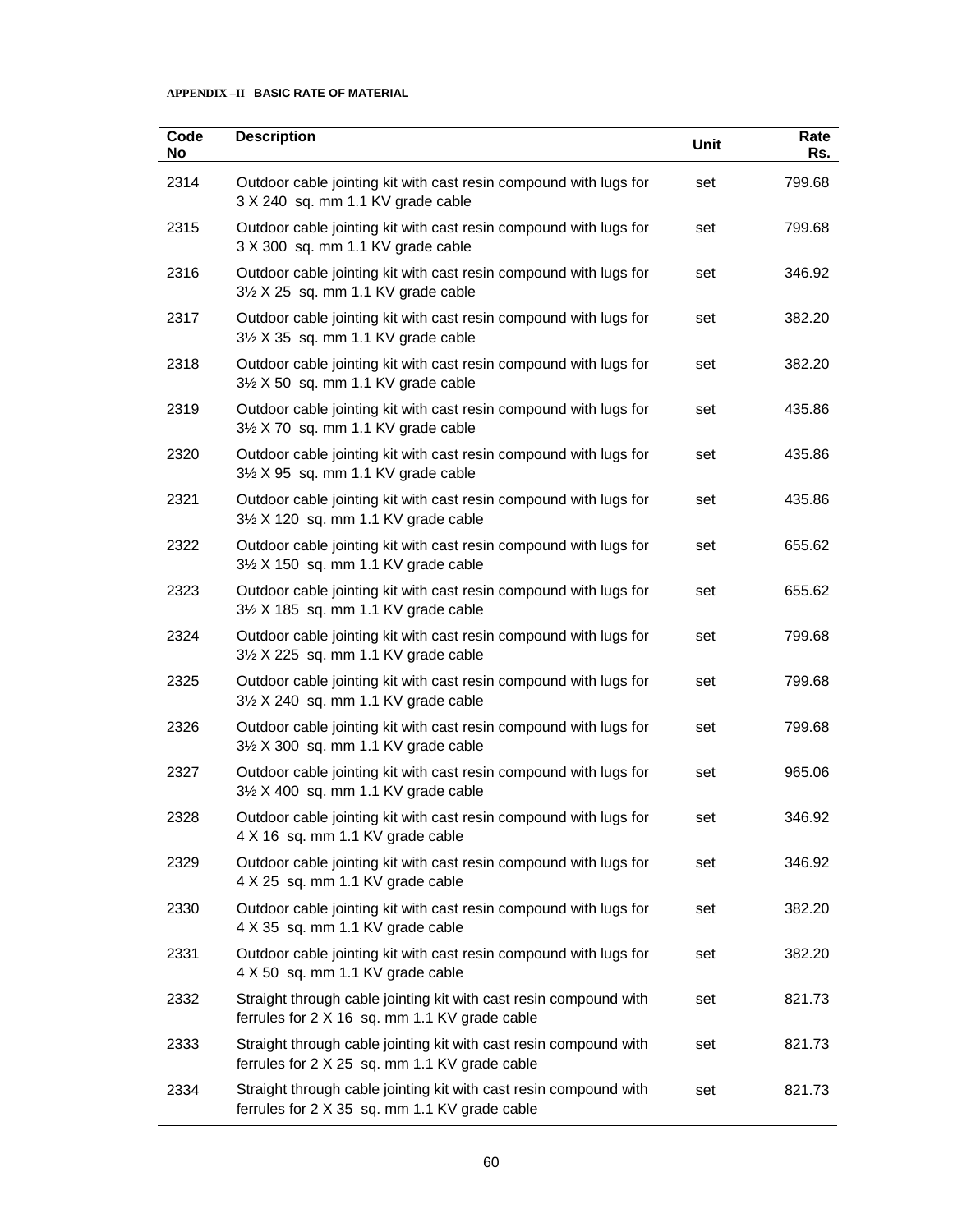**APPENDIX –II BASIC RATE OF MATERIAL**

| Code No | Description | Unit | Rate Rs. |
|---|---|---|---|
| 2314 | Outdoor cable jointing kit with cast resin compound with lugs for 3 X 240 sq. mm 1.1 KV grade cable | set | 799.68 |
| 2315 | Outdoor cable jointing kit with cast resin compound with lugs for 3 X 300 sq. mm 1.1 KV grade cable | set | 799.68 |
| 2316 | Outdoor cable jointing kit with cast resin compound with lugs for 3½ X 25 sq. mm 1.1 KV grade cable | set | 346.92 |
| 2317 | Outdoor cable jointing kit with cast resin compound with lugs for 3½ X 35 sq. mm 1.1 KV grade cable | set | 382.20 |
| 2318 | Outdoor cable jointing kit with cast resin compound with lugs for 3½ X 50 sq. mm 1.1 KV grade cable | set | 382.20 |
| 2319 | Outdoor cable jointing kit with cast resin compound with lugs for 3½ X 70 sq. mm 1.1 KV grade cable | set | 435.86 |
| 2320 | Outdoor cable jointing kit with cast resin compound with lugs for 3½ X 95 sq. mm 1.1 KV grade cable | set | 435.86 |
| 2321 | Outdoor cable jointing kit with cast resin compound with lugs for 3½ X 120 sq. mm 1.1 KV grade cable | set | 435.86 |
| 2322 | Outdoor cable jointing kit with cast resin compound with lugs for 3½ X 150 sq. mm 1.1 KV grade cable | set | 655.62 |
| 2323 | Outdoor cable jointing kit with cast resin compound with lugs for 3½ X 185 sq. mm 1.1 KV grade cable | set | 655.62 |
| 2324 | Outdoor cable jointing kit with cast resin compound with lugs for 3½ X 225 sq. mm 1.1 KV grade cable | set | 799.68 |
| 2325 | Outdoor cable jointing kit with cast resin compound with lugs for 3½ X 240 sq. mm 1.1 KV grade cable | set | 799.68 |
| 2326 | Outdoor cable jointing kit with cast resin compound with lugs for 3½ X 300 sq. mm 1.1 KV grade cable | set | 799.68 |
| 2327 | Outdoor cable jointing kit with cast resin compound with lugs for 3½ X 400 sq. mm 1.1 KV grade cable | set | 965.06 |
| 2328 | Outdoor cable jointing kit with cast resin compound with lugs for 4 X 16 sq. mm 1.1 KV grade cable | set | 346.92 |
| 2329 | Outdoor cable jointing kit with cast resin compound with lugs for 4 X 25 sq. mm 1.1 KV grade cable | set | 346.92 |
| 2330 | Outdoor cable jointing kit with cast resin compound with lugs for 4 X 35 sq. mm 1.1 KV grade cable | set | 382.20 |
| 2331 | Outdoor cable jointing kit with cast resin compound with lugs for 4 X 50 sq. mm 1.1 KV grade cable | set | 382.20 |
| 2332 | Straight through cable jointing kit with cast resin compound with ferrules for 2 X 16 sq. mm 1.1 KV grade cable | set | 821.73 |
| 2333 | Straight through cable jointing kit with cast resin compound with ferrules for 2 X 25 sq. mm 1.1 KV grade cable | set | 821.73 |
| 2334 | Straight through cable jointing kit with cast resin compound with ferrules for 2 X 35 sq. mm 1.1 KV grade cable | set | 821.73 |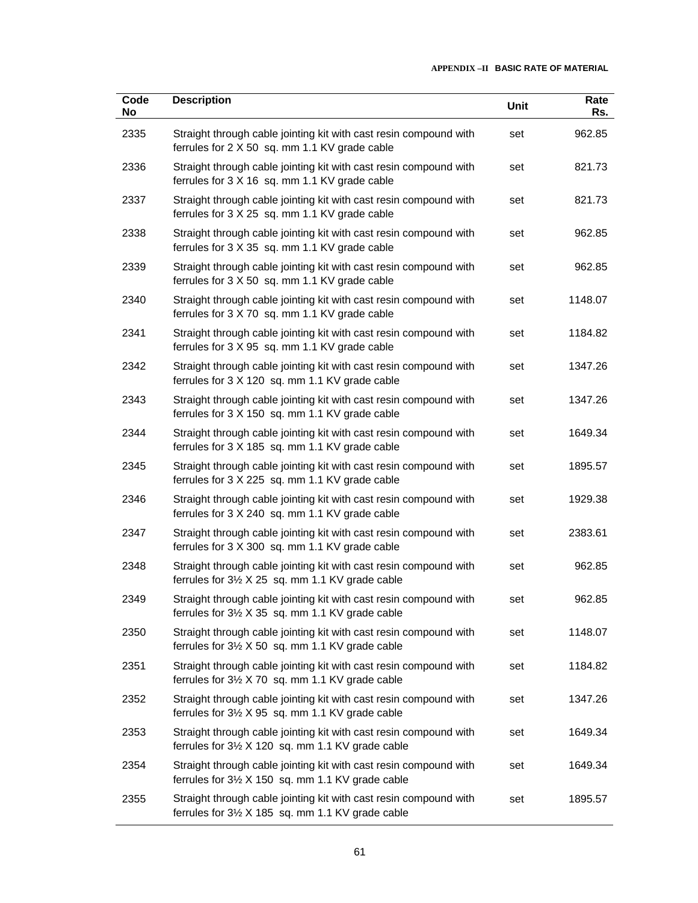| Code No | Description | Unit | Rate Rs. |
|---|---|---|---|
| 2335 | Straight through cable jointing kit with cast resin compound with ferrules for 2 X 50 sq. mm 1.1 KV grade cable | set | 962.85 |
| 2336 | Straight through cable jointing kit with cast resin compound with ferrules for 3 X 16 sq. mm 1.1 KV grade cable | set | 821.73 |
| 2337 | Straight through cable jointing kit with cast resin compound with ferrules for 3 X 25 sq. mm 1.1 KV grade cable | set | 821.73 |
| 2338 | Straight through cable jointing kit with cast resin compound with ferrules for 3 X 35 sq. mm 1.1 KV grade cable | set | 962.85 |
| 2339 | Straight through cable jointing kit with cast resin compound with ferrules for 3 X 50 sq. mm 1.1 KV grade cable | set | 962.85 |
| 2340 | Straight through cable jointing kit with cast resin compound with ferrules for 3 X 70 sq. mm 1.1 KV grade cable | set | 1148.07 |
| 2341 | Straight through cable jointing kit with cast resin compound with ferrules for 3 X 95 sq. mm 1.1 KV grade cable | set | 1184.82 |
| 2342 | Straight through cable jointing kit with cast resin compound with ferrules for 3 X 120 sq. mm 1.1 KV grade cable | set | 1347.26 |
| 2343 | Straight through cable jointing kit with cast resin compound with ferrules for 3 X 150 sq. mm 1.1 KV grade cable | set | 1347.26 |
| 2344 | Straight through cable jointing kit with cast resin compound with ferrules for 3 X 185 sq. mm 1.1 KV grade cable | set | 1649.34 |
| 2345 | Straight through cable jointing kit with cast resin compound with ferrules for 3 X 225 sq. mm 1.1 KV grade cable | set | 1895.57 |
| 2346 | Straight through cable jointing kit with cast resin compound with ferrules for 3 X 240 sq. mm 1.1 KV grade cable | set | 1929.38 |
| 2347 | Straight through cable jointing kit with cast resin compound with ferrules for 3 X 300 sq. mm 1.1 KV grade cable | set | 2383.61 |
| 2348 | Straight through cable jointing kit with cast resin compound with ferrules for 3½ X 25 sq. mm 1.1 KV grade cable | set | 962.85 |
| 2349 | Straight through cable jointing kit with cast resin compound with ferrules for 3½ X 35 sq. mm 1.1 KV grade cable | set | 962.85 |
| 2350 | Straight through cable jointing kit with cast resin compound with ferrules for 3½ X 50 sq. mm 1.1 KV grade cable | set | 1148.07 |
| 2351 | Straight through cable jointing kit with cast resin compound with ferrules for 3½ X 70 sq. mm 1.1 KV grade cable | set | 1184.82 |
| 2352 | Straight through cable jointing kit with cast resin compound with ferrules for 3½ X 95 sq. mm 1.1 KV grade cable | set | 1347.26 |
| 2353 | Straight through cable jointing kit with cast resin compound with ferrules for 3½ X 120 sq. mm 1.1 KV grade cable | set | 1649.34 |
| 2354 | Straight through cable jointing kit with cast resin compound with ferrules for 3½ X 150 sq. mm 1.1 KV grade cable | set | 1649.34 |
| 2355 | Straight through cable jointing kit with cast resin compound with ferrules for 3½ X 185 sq. mm 1.1 KV grade cable | set | 1895.57 |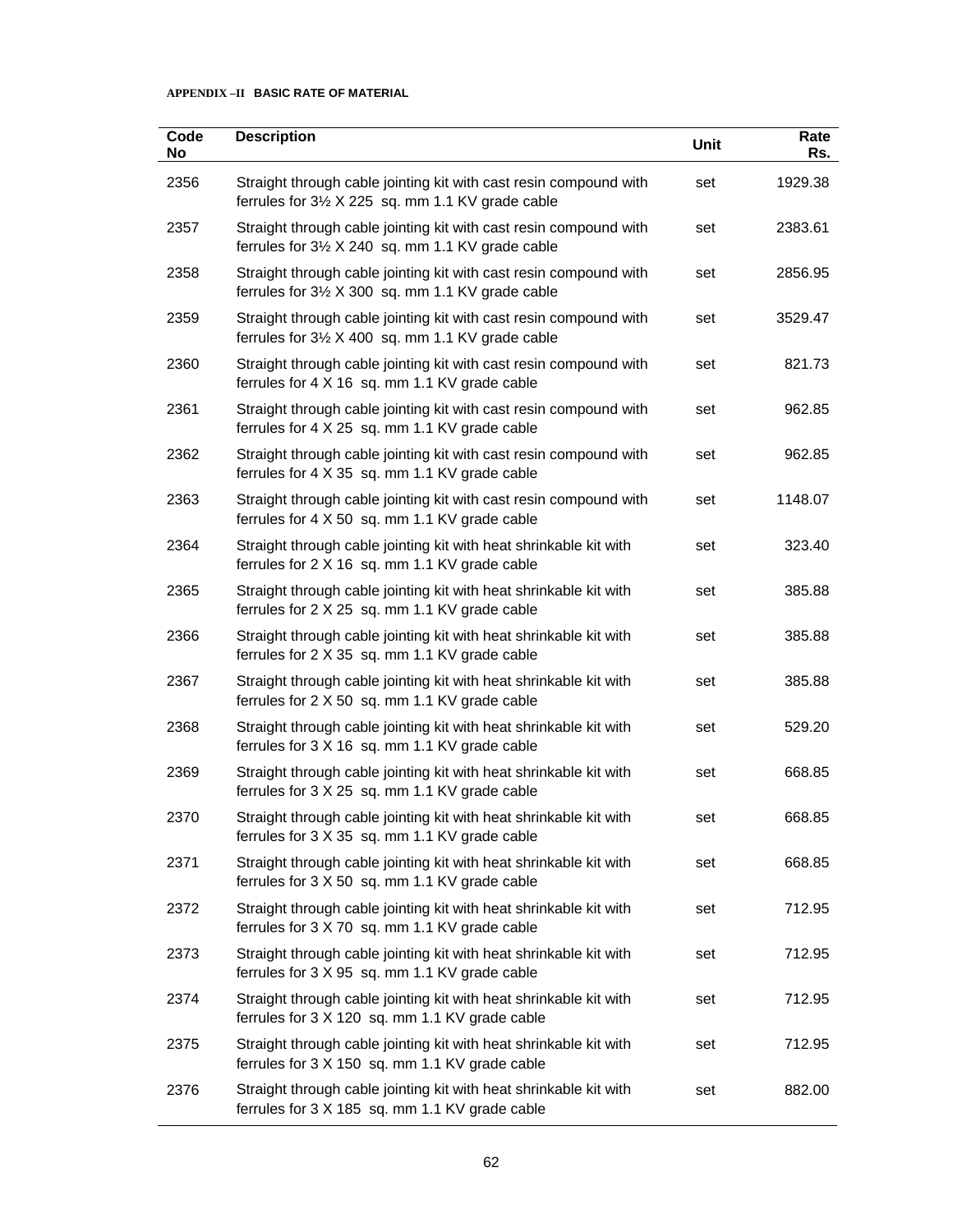**APPENDIX –II BASIC RATE OF MATERIAL**

| Code No | Description | Unit | Rate Rs. |
|---|---|---|---|
| 2356 | Straight through cable jointing kit with cast resin compound with ferrules for 3½ X 225 sq. mm 1.1 KV grade cable | set | 1929.38 |
| 2357 | Straight through cable jointing kit with cast resin compound with ferrules for 3½ X 240 sq. mm 1.1 KV grade cable | set | 2383.61 |
| 2358 | Straight through cable jointing kit with cast resin compound with ferrules for 3½ X 300 sq. mm 1.1 KV grade cable | set | 2856.95 |
| 2359 | Straight through cable jointing kit with cast resin compound with ferrules for 3½ X 400 sq. mm 1.1 KV grade cable | set | 3529.47 |
| 2360 | Straight through cable jointing kit with cast resin compound with ferrules for 4 X 16 sq. mm 1.1 KV grade cable | set | 821.73 |
| 2361 | Straight through cable jointing kit with cast resin compound with ferrules for 4 X 25 sq. mm 1.1 KV grade cable | set | 962.85 |
| 2362 | Straight through cable jointing kit with cast resin compound with ferrules for 4 X 35 sq. mm 1.1 KV grade cable | set | 962.85 |
| 2363 | Straight through cable jointing kit with cast resin compound with ferrules for 4 X 50 sq. mm 1.1 KV grade cable | set | 1148.07 |
| 2364 | Straight through cable jointing kit with heat shrinkable kit with ferrules for 2 X 16 sq. mm 1.1 KV grade cable | set | 323.40 |
| 2365 | Straight through cable jointing kit with heat shrinkable kit with ferrules for 2 X 25 sq. mm 1.1 KV grade cable | set | 385.88 |
| 2366 | Straight through cable jointing kit with heat shrinkable kit with ferrules for 2 X 35 sq. mm 1.1 KV grade cable | set | 385.88 |
| 2367 | Straight through cable jointing kit with heat shrinkable kit with ferrules for 2 X 50 sq. mm 1.1 KV grade cable | set | 385.88 |
| 2368 | Straight through cable jointing kit with heat shrinkable kit with ferrules for 3 X 16 sq. mm 1.1 KV grade cable | set | 529.20 |
| 2369 | Straight through cable jointing kit with heat shrinkable kit with ferrules for 3 X 25 sq. mm 1.1 KV grade cable | set | 668.85 |
| 2370 | Straight through cable jointing kit with heat shrinkable kit with ferrules for 3 X 35 sq. mm 1.1 KV grade cable | set | 668.85 |
| 2371 | Straight through cable jointing kit with heat shrinkable kit with ferrules for 3 X 50 sq. mm 1.1 KV grade cable | set | 668.85 |
| 2372 | Straight through cable jointing kit with heat shrinkable kit with ferrules for 3 X 70 sq. mm 1.1 KV grade cable | set | 712.95 |
| 2373 | Straight through cable jointing kit with heat shrinkable kit with ferrules for 3 X 95 sq. mm 1.1 KV grade cable | set | 712.95 |
| 2374 | Straight through cable jointing kit with heat shrinkable kit with ferrules for 3 X 120 sq. mm 1.1 KV grade cable | set | 712.95 |
| 2375 | Straight through cable jointing kit with heat shrinkable kit with ferrules for 3 X 150 sq. mm 1.1 KV grade cable | set | 712.95 |
| 2376 | Straight through cable jointing kit with heat shrinkable kit with ferrules for 3 X 185 sq. mm 1.1 KV grade cable | set | 882.00 |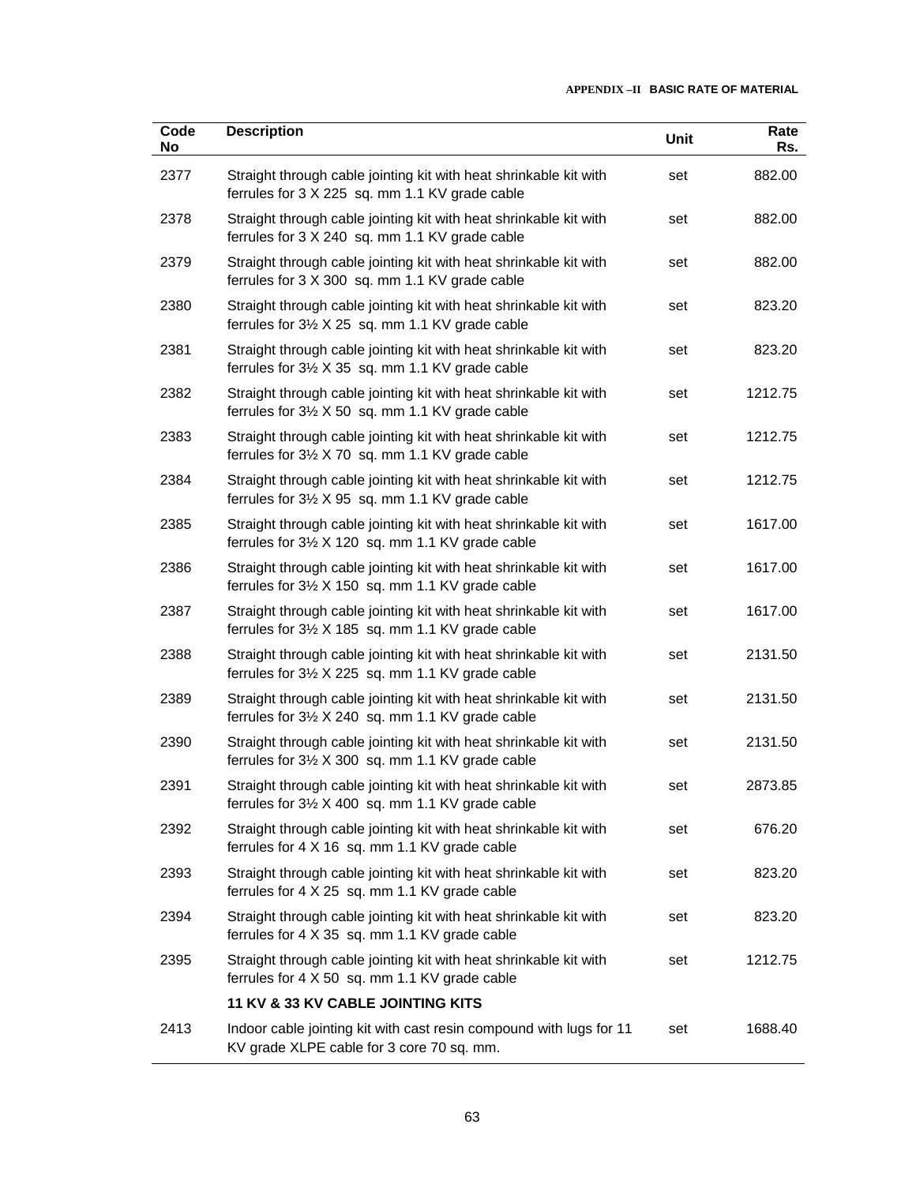| Code No | Description | Unit | Rate Rs. |
|---|---|---|---|
| 2377 | Straight through cable jointing kit with heat shrinkable kit with ferrules for 3 X 225 sq. mm 1.1 KV grade cable | set | 882.00 |
| 2378 | Straight through cable jointing kit with heat shrinkable kit with ferrules for 3 X 240 sq. mm 1.1 KV grade cable | set | 882.00 |
| 2379 | Straight through cable jointing kit with heat shrinkable kit with ferrules for 3 X 300 sq. mm 1.1 KV grade cable | set | 882.00 |
| 2380 | Straight through cable jointing kit with heat shrinkable kit with ferrules for 3½ X 25 sq. mm 1.1 KV grade cable | set | 823.20 |
| 2381 | Straight through cable jointing kit with heat shrinkable kit with ferrules for 3½ X 35 sq. mm 1.1 KV grade cable | set | 823.20 |
| 2382 | Straight through cable jointing kit with heat shrinkable kit with ferrules for 3½ X 50 sq. mm 1.1 KV grade cable | set | 1212.75 |
| 2383 | Straight through cable jointing kit with heat shrinkable kit with ferrules for 3½ X 70 sq. mm 1.1 KV grade cable | set | 1212.75 |
| 2384 | Straight through cable jointing kit with heat shrinkable kit with ferrules for 3½ X 95 sq. mm 1.1 KV grade cable | set | 1212.75 |
| 2385 | Straight through cable jointing kit with heat shrinkable kit with ferrules for 3½ X 120 sq. mm 1.1 KV grade cable | set | 1617.00 |
| 2386 | Straight through cable jointing kit with heat shrinkable kit with ferrules for 3½ X 150 sq. mm 1.1 KV grade cable | set | 1617.00 |
| 2387 | Straight through cable jointing kit with heat shrinkable kit with ferrules for 3½ X 185 sq. mm 1.1 KV grade cable | set | 1617.00 |
| 2388 | Straight through cable jointing kit with heat shrinkable kit with ferrules for 3½ X 225 sq. mm 1.1 KV grade cable | set | 2131.50 |
| 2389 | Straight through cable jointing kit with heat shrinkable kit with ferrules for 3½ X 240 sq. mm 1.1 KV grade cable | set | 2131.50 |
| 2390 | Straight through cable jointing kit with heat shrinkable kit with ferrules for 3½ X 300 sq. mm 1.1 KV grade cable | set | 2131.50 |
| 2391 | Straight through cable jointing kit with heat shrinkable kit with ferrules for 3½ X 400 sq. mm 1.1 KV grade cable | set | 2873.85 |
| 2392 | Straight through cable jointing kit with heat shrinkable kit with ferrules for 4 X 16 sq. mm 1.1 KV grade cable | set | 676.20 |
| 2393 | Straight through cable jointing kit with heat shrinkable kit with ferrules for 4 X 25 sq. mm 1.1 KV grade cable | set | 823.20 |
| 2394 | Straight through cable jointing kit with heat shrinkable kit with ferrules for 4 X 35 sq. mm 1.1 KV grade cable | set | 823.20 |
| 2395 | Straight through cable jointing kit with heat shrinkable kit with ferrules for 4 X 50 sq. mm 1.1 KV grade cable | set | 1212.75 |
| | **11 KV & 33 KV CABLE JOINTING KITS** | | |
| 2413 | Indoor cable jointing kit with cast resin compound with lugs for 11 KV grade XLPE cable for 3 core 70 sq. mm. | set | 1688.40 |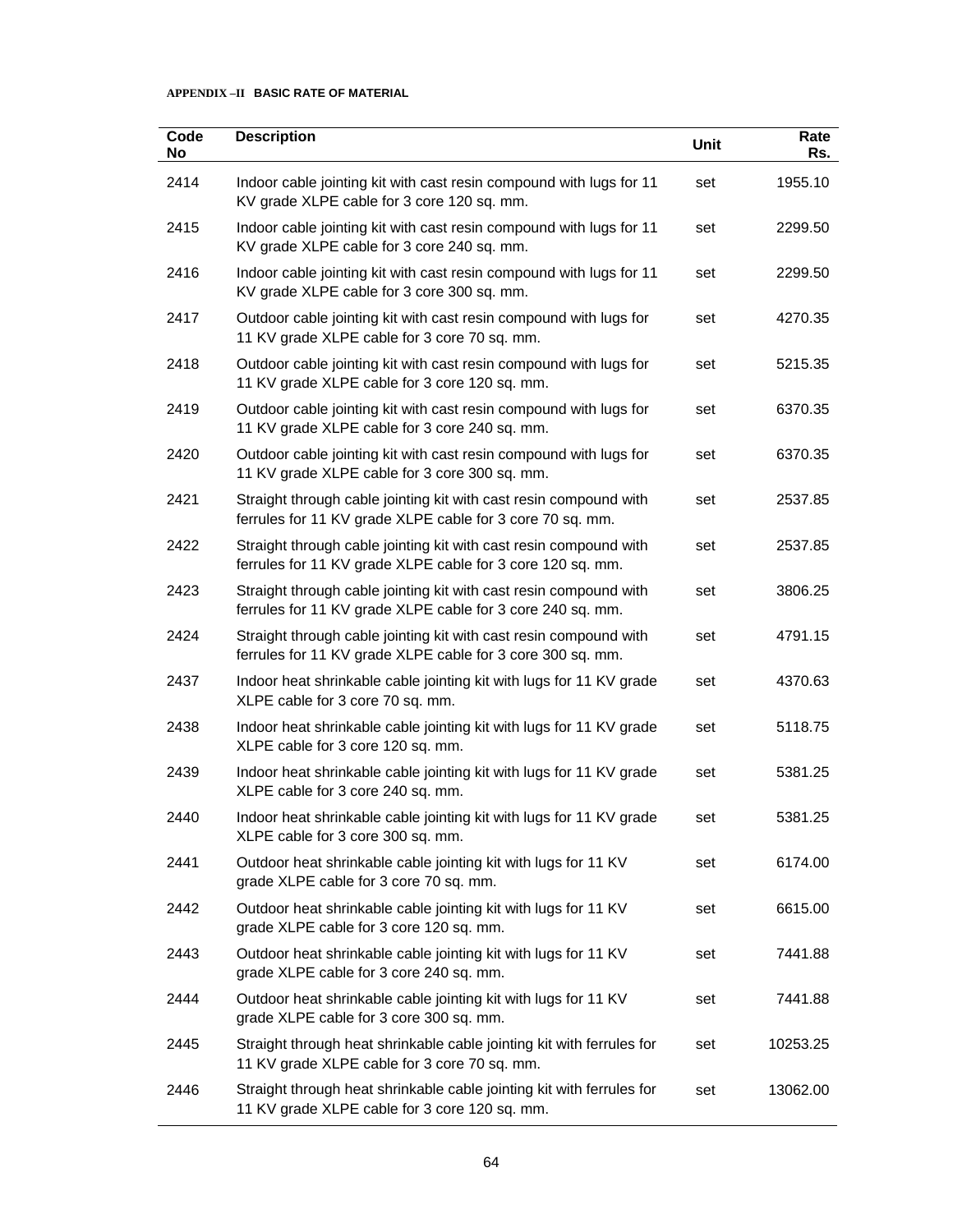**APPENDIX –II BASIC RATE OF MATERIAL**

| Code No | Description | Unit | Rate Rs. |
|---|---|---|---|
| 2414 | Indoor cable jointing kit with cast resin compound with lugs for 11 KV grade XLPE cable for 3 core 120 sq. mm. | set | 1955.10 |
| 2415 | Indoor cable jointing kit with cast resin compound with lugs for 11 KV grade XLPE cable for 3 core 240 sq. mm. | set | 2299.50 |
| 2416 | Indoor cable jointing kit with cast resin compound with lugs for 11 KV grade XLPE cable for 3 core 300 sq. mm. | set | 2299.50 |
| 2417 | Outdoor cable jointing kit with cast resin compound with lugs for 11 KV grade XLPE cable for 3 core 70 sq. mm. | set | 4270.35 |
| 2418 | Outdoor cable jointing kit with cast resin compound with lugs for 11 KV grade XLPE cable for 3 core 120 sq. mm. | set | 5215.35 |
| 2419 | Outdoor cable jointing kit with cast resin compound with lugs for 11 KV grade XLPE cable for 3 core 240 sq. mm. | set | 6370.35 |
| 2420 | Outdoor cable jointing kit with cast resin compound with lugs for 11 KV grade XLPE cable for 3 core 300 sq. mm. | set | 6370.35 |
| 2421 | Straight through cable jointing kit with cast resin compound with ferrules for 11 KV grade XLPE cable for 3 core 70 sq. mm. | set | 2537.85 |
| 2422 | Straight through cable jointing kit with cast resin compound with ferrules for 11 KV grade XLPE cable for 3 core 120 sq. mm. | set | 2537.85 |
| 2423 | Straight through cable jointing kit with cast resin compound with ferrules for 11 KV grade XLPE cable for 3 core 240 sq. mm. | set | 3806.25 |
| 2424 | Straight through cable jointing kit with cast resin compound with ferrules for 11 KV grade XLPE cable for 3 core 300 sq. mm. | set | 4791.15 |
| 2437 | Indoor heat shrinkable cable jointing kit with lugs for 11 KV grade XLPE cable for 3 core 70 sq. mm. | set | 4370.63 |
| 2438 | Indoor heat shrinkable cable jointing kit with lugs for 11 KV grade XLPE cable for 3 core 120 sq. mm. | set | 5118.75 |
| 2439 | Indoor heat shrinkable cable jointing kit with lugs for 11 KV grade XLPE cable for 3 core 240 sq. mm. | set | 5381.25 |
| 2440 | Indoor heat shrinkable cable jointing kit with lugs for 11 KV grade XLPE cable for 3 core 300 sq. mm. | set | 5381.25 |
| 2441 | Outdoor heat shrinkable cable jointing kit with lugs for 11 KV grade XLPE cable for 3 core 70 sq. mm. | set | 6174.00 |
| 2442 | Outdoor heat shrinkable cable jointing kit with lugs for 11 KV grade XLPE cable for 3 core 120 sq. mm. | set | 6615.00 |
| 2443 | Outdoor heat shrinkable cable jointing kit with lugs for 11 KV grade XLPE cable for 3 core 240 sq. mm. | set | 7441.88 |
| 2444 | Outdoor heat shrinkable cable jointing kit with lugs for 11 KV grade XLPE cable for 3 core 300 sq. mm. | set | 7441.88 |
| 2445 | Straight through heat shrinkable cable jointing kit with ferrules for 11 KV grade XLPE cable for 3 core 70 sq. mm. | set | 10253.25 |
| 2446 | Straight through heat shrinkable cable jointing kit with ferrules for 11 KV grade XLPE cable for 3 core 120 sq. mm. | set | 13062.00 |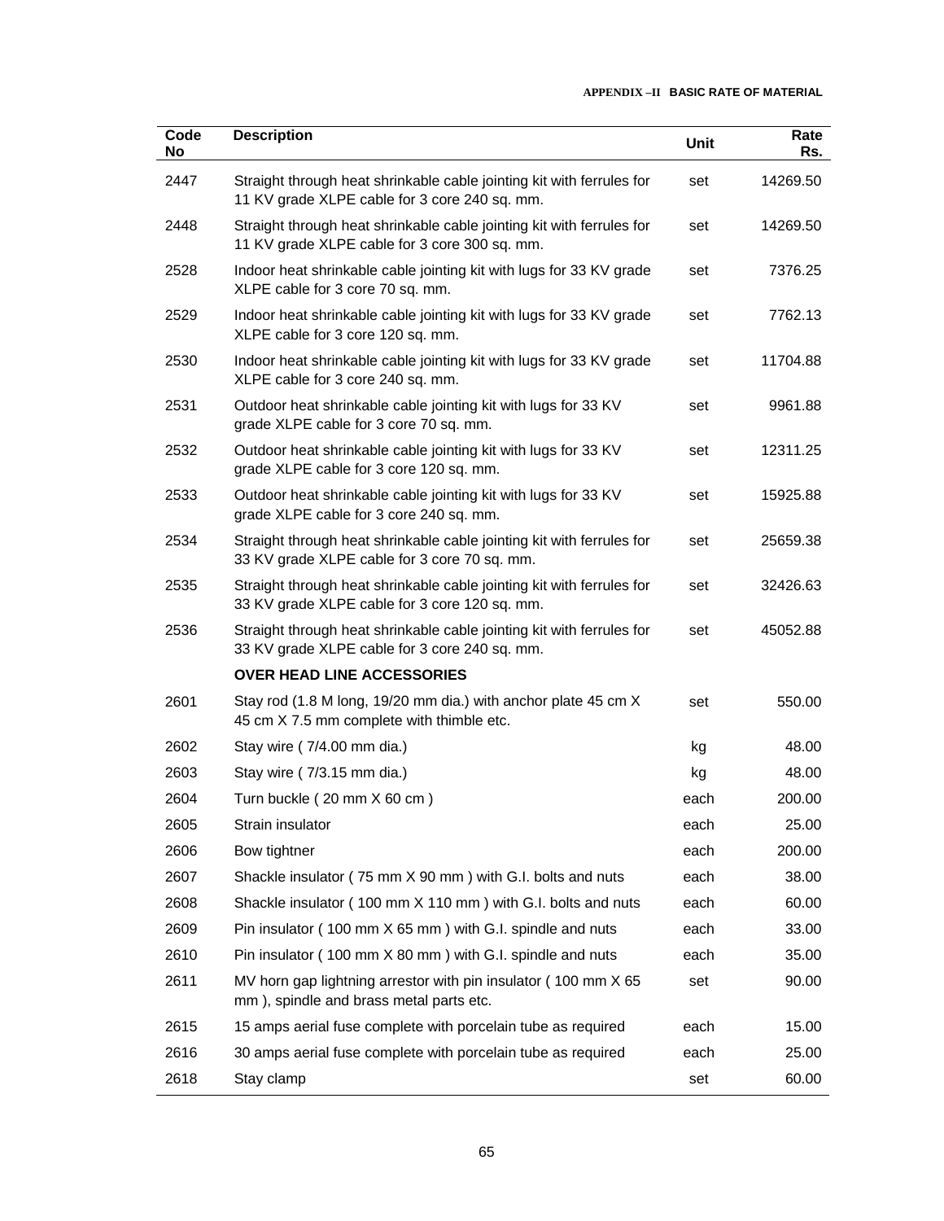| Code No | Description | Unit | Rate Rs. |
|---|---|---|---|
| 2447 | Straight through heat shrinkable cable jointing kit with ferrules for 11 KV grade XLPE cable for 3 core 240 sq. mm. | set | 14269.50 |
| 2448 | Straight through heat shrinkable cable jointing kit with ferrules for 11 KV grade XLPE cable for 3 core 300 sq. mm. | set | 14269.50 |
| 2528 | Indoor heat shrinkable cable jointing kit with lugs for 33 KV grade XLPE cable for 3 core 70 sq. mm. | set | 7376.25 |
| 2529 | Indoor heat shrinkable cable jointing kit with lugs for 33 KV grade XLPE cable for 3 core 120 sq. mm. | set | 7762.13 |
| 2530 | Indoor heat shrinkable cable jointing kit with lugs for 33 KV grade XLPE cable for 3 core 240 sq. mm. | set | 11704.88 |
| 2531 | Outdoor heat shrinkable cable jointing kit with lugs for 33 KV grade XLPE cable for 3 core 70 sq. mm. | set | 9961.88 |
| 2532 | Outdoor heat shrinkable cable jointing kit with lugs for 33 KV grade XLPE cable for 3 core 120 sq. mm. | set | 12311.25 |
| 2533 | Outdoor heat shrinkable cable jointing kit with lugs for 33 KV grade XLPE cable for 3 core 240 sq. mm. | set | 15925.88 |
| 2534 | Straight through heat shrinkable cable jointing kit with ferrules for 33 KV grade XLPE cable for 3 core 70 sq. mm. | set | 25659.38 |
| 2535 | Straight through heat shrinkable cable jointing kit with ferrules for 33 KV grade XLPE cable for 3 core 120 sq. mm. | set | 32426.63 |
| 2536 | Straight through heat shrinkable cable jointing kit with ferrules for 33 KV grade XLPE cable for 3 core 240 sq. mm. | set | 45052.88 |
| | **OVER HEAD LINE ACCESSORIES** | | |
| 2601 | Stay rod (1.8 M long, 19/20 mm dia.) with anchor plate 45 cm X 45 cm X 7.5 mm complete with thimble etc. | set | 550.00 |
| 2602 | Stay wire ( 7/4.00 mm dia.) | kg | 48.00 |
| 2603 | Stay wire ( 7/3.15 mm dia.) | kg | 48.00 |
| 2604 | Turn buckle ( 20 mm X 60 cm ) | each | 200.00 |
| 2605 | Strain insulator | each | 25.00 |
| 2606 | Bow tightner | each | 200.00 |
| 2607 | Shackle insulator ( 75 mm X 90 mm ) with G.I. bolts and nuts | each | 38.00 |
| 2608 | Shackle insulator ( 100 mm X 110 mm ) with G.I. bolts and nuts | each | 60.00 |
| 2609 | Pin insulator ( 100 mm X 65 mm ) with G.I. spindle and nuts | each | 33.00 |
| 2610 | Pin insulator ( 100 mm X 80 mm ) with G.I. spindle and nuts | each | 35.00 |
| 2611 | MV horn gap lightning arrestor with pin insulator ( 100 mm X 65 mm ), spindle and brass metal parts etc. | set | 90.00 |
| 2615 | 15 amps aerial fuse complete with porcelain tube as required | each | 15.00 |
| 2616 | 30 amps aerial fuse complete with porcelain tube as required | each | 25.00 |
| 2618 | Stay clamp | set | 60.00 |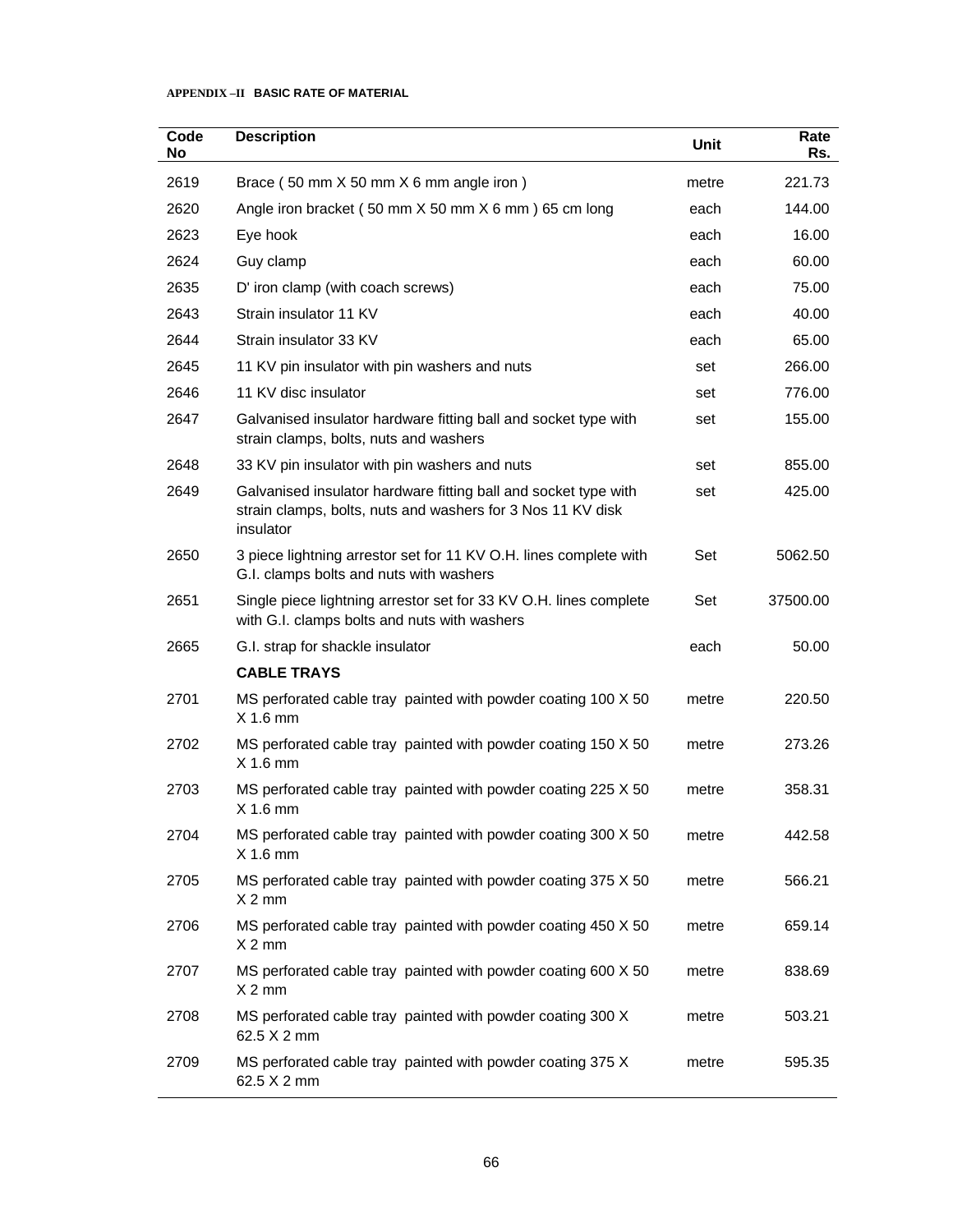**APPENDIX –II BASIC RATE OF MATERIAL**

| Code No | Description | Unit | Rate Rs. |
|---|---|---|---|
| 2619 | Brace ( 50 mm X 50 mm X 6 mm angle iron ) | metre | 221.73 |
| 2620 | Angle iron bracket ( 50 mm X 50 mm X 6 mm ) 65 cm long | each | 144.00 |
| 2623 | Eye hook | each | 16.00 |
| 2624 | Guy clamp | each | 60.00 |
| 2635 | D' iron clamp (with coach screws) | each | 75.00 |
| 2643 | Strain insulator 11 KV | each | 40.00 |
| 2644 | Strain insulator 33 KV | each | 65.00 |
| 2645 | 11 KV pin insulator with pin washers and nuts | set | 266.00 |
| 2646 | 11 KV disc insulator | set | 776.00 |
| 2647 | Galvanised insulator hardware fitting ball and socket type with strain clamps, bolts, nuts and washers | set | 155.00 |
| 2648 | 33 KV pin insulator with pin washers and nuts | set | 855.00 |
| 2649 | Galvanised insulator hardware fitting ball and socket type with strain clamps, bolts, nuts and washers for 3 Nos 11 KV disk insulator | set | 425.00 |
| 2650 | 3 piece lightning arrestor set for 11 KV O.H. lines complete with G.I. clamps bolts and nuts with washers | Set | 5062.50 |
| 2651 | Single piece lightning arrestor set for 33 KV O.H. lines complete with G.I. clamps bolts and nuts with washers | Set | 37500.00 |
| 2665 | G.I. strap for shackle insulator | each | 50.00 |
| | **CABLE TRAYS** | | |
| 2701 | MS perforated cable tray painted with powder coating 100 X 50 X 1.6 mm | metre | 220.50 |
| 2702 | MS perforated cable tray painted with powder coating 150 X 50 X 1.6 mm | metre | 273.26 |
| 2703 | MS perforated cable tray painted with powder coating 225 X 50 X 1.6 mm | metre | 358.31 |
| 2704 | MS perforated cable tray painted with powder coating 300 X 50 X 1.6 mm | metre | 442.58 |
| 2705 | MS perforated cable tray painted with powder coating 375 X 50 X 2 mm | metre | 566.21 |
| 2706 | MS perforated cable tray painted with powder coating 450 X 50 X 2 mm | metre | 659.14 |
| 2707 | MS perforated cable tray painted with powder coating 600 X 50 X 2 mm | metre | 838.69 |
| 2708 | MS perforated cable tray painted with powder coating 300 X 62.5 X 2 mm | metre | 503.21 |
| 2709 | MS perforated cable tray painted with powder coating 375 X 62.5 X 2 mm | metre | 595.35 |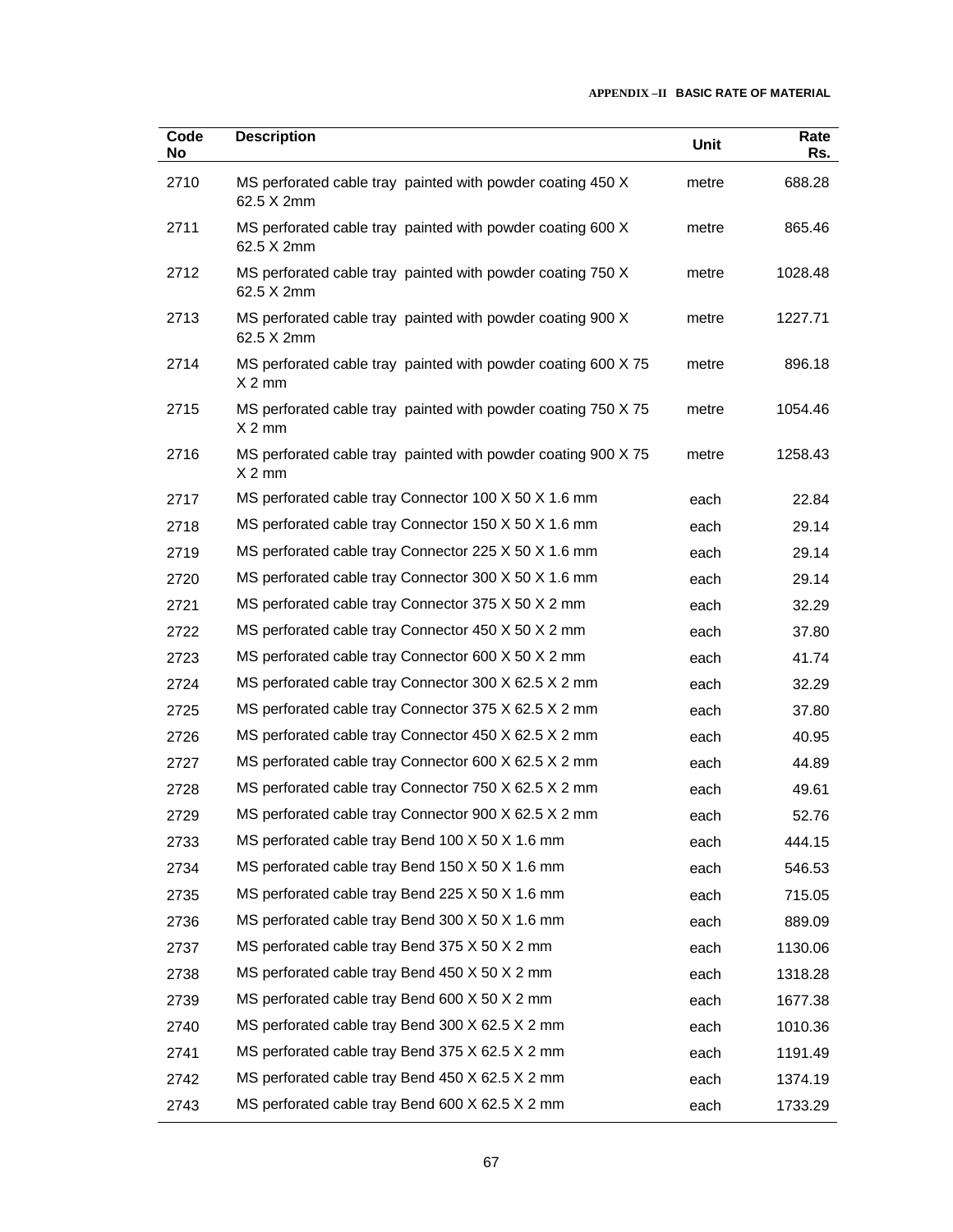| Code No | Description | Unit | Rate Rs. |
|---|---|---|---|
| 2710 | MS perforated cable tray painted with powder coating 450 X 62.5 X 2mm | metre | 688.28 |
| 2711 | MS perforated cable tray painted with powder coating 600 X 62.5 X 2mm | metre | 865.46 |
| 2712 | MS perforated cable tray painted with powder coating 750 X 62.5 X 2mm | metre | 1028.48 |
| 2713 | MS perforated cable tray painted with powder coating 900 X 62.5 X 2mm | metre | 1227.71 |
| 2714 | MS perforated cable tray painted with powder coating 600 X 75 X 2 mm | metre | 896.18 |
| 2715 | MS perforated cable tray painted with powder coating 750 X 75 X 2 mm | metre | 1054.46 |
| 2716 | MS perforated cable tray painted with powder coating 900 X 75 X 2 mm | metre | 1258.43 |
| 2717 | MS perforated cable tray Connector 100 X 50 X 1.6 mm | each | 22.84 |
| 2718 | MS perforated cable tray Connector 150 X 50 X 1.6 mm | each | 29.14 |
| 2719 | MS perforated cable tray Connector 225 X 50 X 1.6 mm | each | 29.14 |
| 2720 | MS perforated cable tray Connector 300 X 50 X 1.6 mm | each | 29.14 |
| 2721 | MS perforated cable tray Connector 375 X 50 X 2 mm | each | 32.29 |
| 2722 | MS perforated cable tray Connector 450 X 50 X 2 mm | each | 37.80 |
| 2723 | MS perforated cable tray Connector 600 X 50 X 2 mm | each | 41.74 |
| 2724 | MS perforated cable tray Connector 300 X 62.5 X 2 mm | each | 32.29 |
| 2725 | MS perforated cable tray Connector 375 X 62.5 X 2 mm | each | 37.80 |
| 2726 | MS perforated cable tray Connector 450 X 62.5 X 2 mm | each | 40.95 |
| 2727 | MS perforated cable tray Connector 600 X 62.5 X 2 mm | each | 44.89 |
| 2728 | MS perforated cable tray Connector 750 X 62.5 X 2 mm | each | 49.61 |
| 2729 | MS perforated cable tray Connector 900 X 62.5 X 2 mm | each | 52.76 |
| 2733 | MS perforated cable tray Bend 100 X 50 X 1.6 mm | each | 444.15 |
| 2734 | MS perforated cable tray Bend 150 X 50 X 1.6 mm | each | 546.53 |
| 2735 | MS perforated cable tray Bend 225 X 50 X 1.6 mm | each | 715.05 |
| 2736 | MS perforated cable tray Bend 300 X 50 X 1.6 mm | each | 889.09 |
| 2737 | MS perforated cable tray Bend 375 X 50 X 2 mm | each | 1130.06 |
| 2738 | MS perforated cable tray Bend 450 X 50 X 2 mm | each | 1318.28 |
| 2739 | MS perforated cable tray Bend 600 X 50 X 2 mm | each | 1677.38 |
| 2740 | MS perforated cable tray Bend 300 X 62.5 X 2 mm | each | 1010.36 |
| 2741 | MS perforated cable tray Bend 375 X 62.5 X 2 mm | each | 1191.49 |
| 2742 | MS perforated cable tray Bend 450 X 62.5 X 2 mm | each | 1374.19 |
| 2743 | MS perforated cable tray Bend 600 X 62.5 X 2 mm | each | 1733.29 |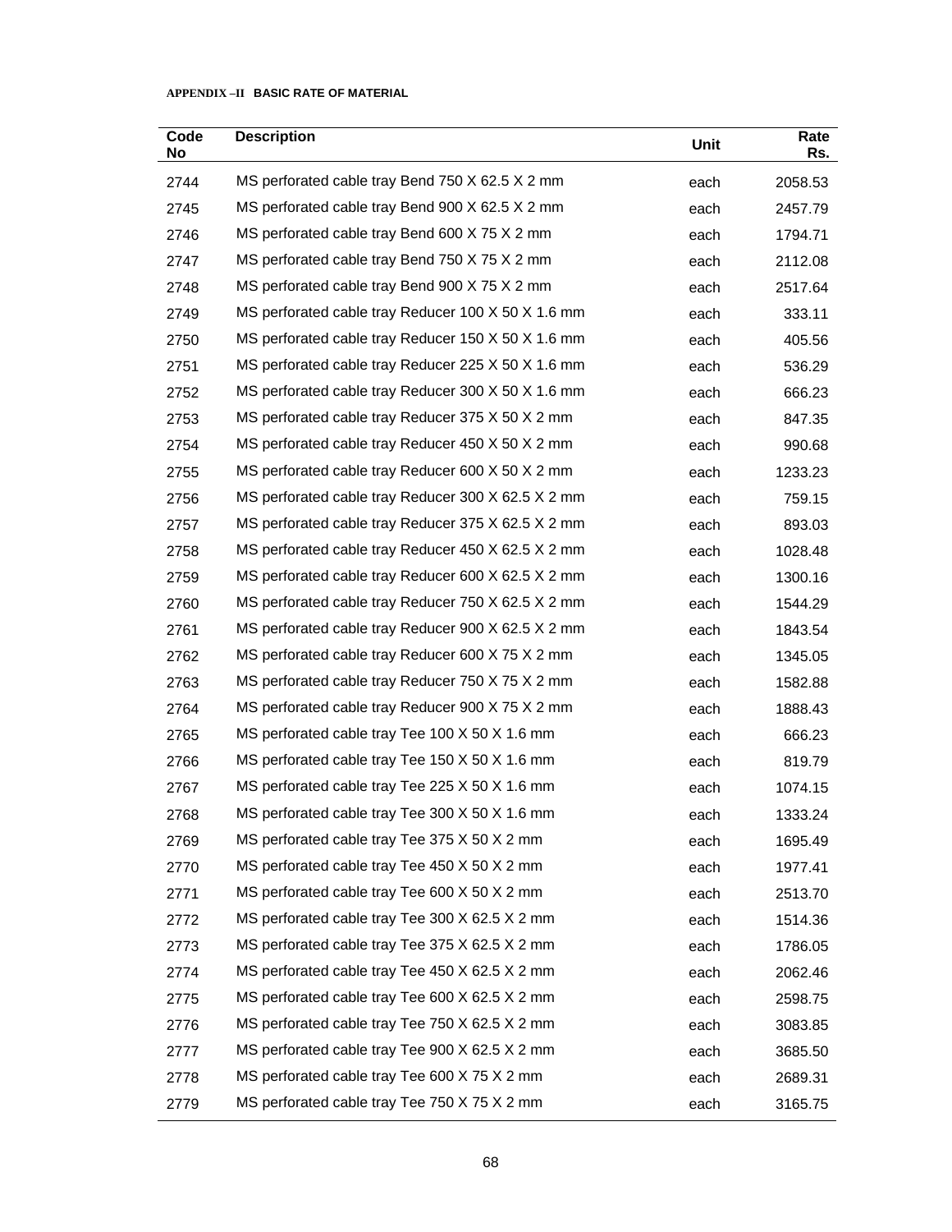**APPENDIX –II BASIC RATE OF MATERIAL**

| Code No | Description | Unit | Rate Rs. |
|---|---|---|---|
| 2744 | MS perforated cable tray Bend 750 X 62.5 X 2 mm | each | 2058.53 |
| 2745 | MS perforated cable tray Bend 900 X 62.5 X 2 mm | each | 2457.79 |
| 2746 | MS perforated cable tray Bend 600 X 75 X 2 mm | each | 1794.71 |
| 2747 | MS perforated cable tray Bend 750 X 75 X 2 mm | each | 2112.08 |
| 2748 | MS perforated cable tray Bend 900 X 75 X 2 mm | each | 2517.64 |
| 2749 | MS perforated cable tray Reducer 100 X 50 X 1.6 mm | each | 333.11 |
| 2750 | MS perforated cable tray Reducer 150 X 50 X 1.6 mm | each | 405.56 |
| 2751 | MS perforated cable tray Reducer 225 X 50 X 1.6 mm | each | 536.29 |
| 2752 | MS perforated cable tray Reducer 300 X 50 X 1.6 mm | each | 666.23 |
| 2753 | MS perforated cable tray Reducer 375 X 50 X 2 mm | each | 847.35 |
| 2754 | MS perforated cable tray Reducer 450 X 50 X 2 mm | each | 990.68 |
| 2755 | MS perforated cable tray Reducer 600 X 50 X 2 mm | each | 1233.23 |
| 2756 | MS perforated cable tray Reducer 300 X 62.5 X 2 mm | each | 759.15 |
| 2757 | MS perforated cable tray Reducer 375 X 62.5 X 2 mm | each | 893.03 |
| 2758 | MS perforated cable tray Reducer 450 X 62.5 X 2 mm | each | 1028.48 |
| 2759 | MS perforated cable tray Reducer 600 X 62.5 X 2 mm | each | 1300.16 |
| 2760 | MS perforated cable tray Reducer 750 X 62.5 X 2 mm | each | 1544.29 |
| 2761 | MS perforated cable tray Reducer 900 X 62.5 X 2 mm | each | 1843.54 |
| 2762 | MS perforated cable tray Reducer 600 X 75 X 2 mm | each | 1345.05 |
| 2763 | MS perforated cable tray Reducer 750 X 75 X 2 mm | each | 1582.88 |
| 2764 | MS perforated cable tray Reducer 900 X 75 X 2 mm | each | 1888.43 |
| 2765 | MS perforated cable tray Tee 100 X 50 X 1.6 mm | each | 666.23 |
| 2766 | MS perforated cable tray Tee 150 X 50 X 1.6 mm | each | 819.79 |
| 2767 | MS perforated cable tray Tee 225 X 50 X 1.6 mm | each | 1074.15 |
| 2768 | MS perforated cable tray Tee 300 X 50 X 1.6 mm | each | 1333.24 |
| 2769 | MS perforated cable tray Tee 375 X 50 X 2 mm | each | 1695.49 |
| 2770 | MS perforated cable tray Tee 450 X 50 X 2 mm | each | 1977.41 |
| 2771 | MS perforated cable tray Tee 600 X 50 X 2 mm | each | 2513.70 |
| 2772 | MS perforated cable tray Tee 300 X 62.5 X 2 mm | each | 1514.36 |
| 2773 | MS perforated cable tray Tee 375 X 62.5 X 2 mm | each | 1786.05 |
| 2774 | MS perforated cable tray Tee 450 X 62.5 X 2 mm | each | 2062.46 |
| 2775 | MS perforated cable tray Tee 600 X 62.5 X 2 mm | each | 2598.75 |
| 2776 | MS perforated cable tray Tee 750 X 62.5 X 2 mm | each | 3083.85 |
| 2777 | MS perforated cable tray Tee 900 X 62.5 X 2 mm | each | 3685.50 |
| 2778 | MS perforated cable tray Tee 600 X 75 X 2 mm | each | 2689.31 |
| 2779 | MS perforated cable tray Tee 750 X 75 X 2 mm | each | 3165.75 |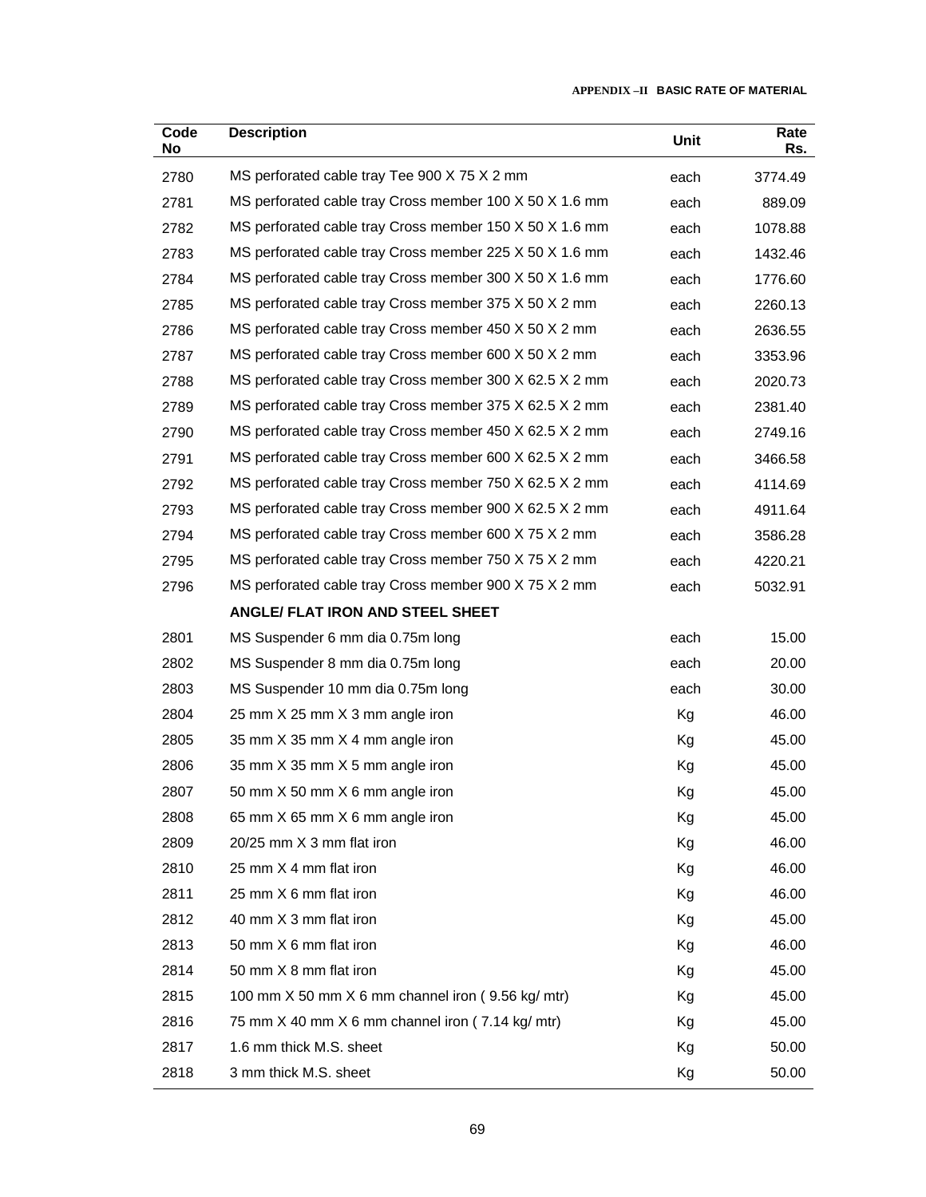| Code No | Description | Unit | Rate Rs. |
|---|---|---|---|
| 2780 | MS perforated cable tray Tee 900 X 75 X 2 mm | each | 3774.49 |
| 2781 | MS perforated cable tray Cross member 100 X 50 X 1.6 mm | each | 889.09 |
| 2782 | MS perforated cable tray Cross member 150 X 50 X 1.6 mm | each | 1078.88 |
| 2783 | MS perforated cable tray Cross member 225 X 50 X 1.6 mm | each | 1432.46 |
| 2784 | MS perforated cable tray Cross member 300 X 50 X 1.6 mm | each | 1776.60 |
| 2785 | MS perforated cable tray Cross member 375 X 50 X 2 mm | each | 2260.13 |
| 2786 | MS perforated cable tray Cross member 450 X 50 X 2 mm | each | 2636.55 |
| 2787 | MS perforated cable tray Cross member 600 X 50 X 2 mm | each | 3353.96 |
| 2788 | MS perforated cable tray Cross member 300 X 62.5 X 2 mm | each | 2020.73 |
| 2789 | MS perforated cable tray Cross member 375 X 62.5 X 2 mm | each | 2381.40 |
| 2790 | MS perforated cable tray Cross member 450 X 62.5 X 2 mm | each | 2749.16 |
| 2791 | MS perforated cable tray Cross member 600 X 62.5 X 2 mm | each | 3466.58 |
| 2792 | MS perforated cable tray Cross member 750 X 62.5 X 2 mm | each | 4114.69 |
| 2793 | MS perforated cable tray Cross member 900 X 62.5 X 2 mm | each | 4911.64 |
| 2794 | MS perforated cable tray Cross member 600 X 75 X 2 mm | each | 3586.28 |
| 2795 | MS perforated cable tray Cross member 750 X 75 X 2 mm | each | 4220.21 |
| 2796 | MS perforated cable tray Cross member 900 X 75 X 2 mm | each | 5032.91 |
| | **ANGLE/ FLAT IRON AND STEEL SHEET** | | |
| 2801 | MS Suspender 6 mm dia 0.75m long | each | 15.00 |
| 2802 | MS Suspender 8 mm dia 0.75m long | each | 20.00 |
| 2803 | MS Suspender 10 mm dia 0.75m long | each | 30.00 |
| 2804 | 25 mm X 25 mm X 3 mm angle iron | Kg | 46.00 |
| 2805 | 35 mm X 35 mm X 4 mm angle iron | Kg | 45.00 |
| 2806 | 35 mm X 35 mm X 5 mm angle iron | Kg | 45.00 |
| 2807 | 50 mm X 50 mm X 6 mm angle iron | Kg | 45.00 |
| 2808 | 65 mm X 65 mm X 6 mm angle iron | Kg | 45.00 |
| 2809 | 20/25 mm X 3 mm flat iron | Kg | 46.00 |
| 2810 | 25 mm X 4 mm flat iron | Kg | 46.00 |
| 2811 | 25 mm X 6 mm flat iron | Kg | 46.00 |
| 2812 | 40 mm X 3 mm flat iron | Kg | 45.00 |
| 2813 | 50 mm X 6 mm flat iron | Kg | 46.00 |
| 2814 | 50 mm X 8 mm flat iron | Kg | 45.00 |
| 2815 | 100 mm X 50 mm X 6 mm channel iron ( 9.56 kg/ mtr) | Kg | 45.00 |
| 2816 | 75 mm X 40 mm X 6 mm channel iron ( 7.14 kg/ mtr) | Kg | 45.00 |
| 2817 | 1.6 mm thick M.S. sheet | Kg | 50.00 |
| 2818 | 3 mm thick M.S. sheet | Kg | 50.00 |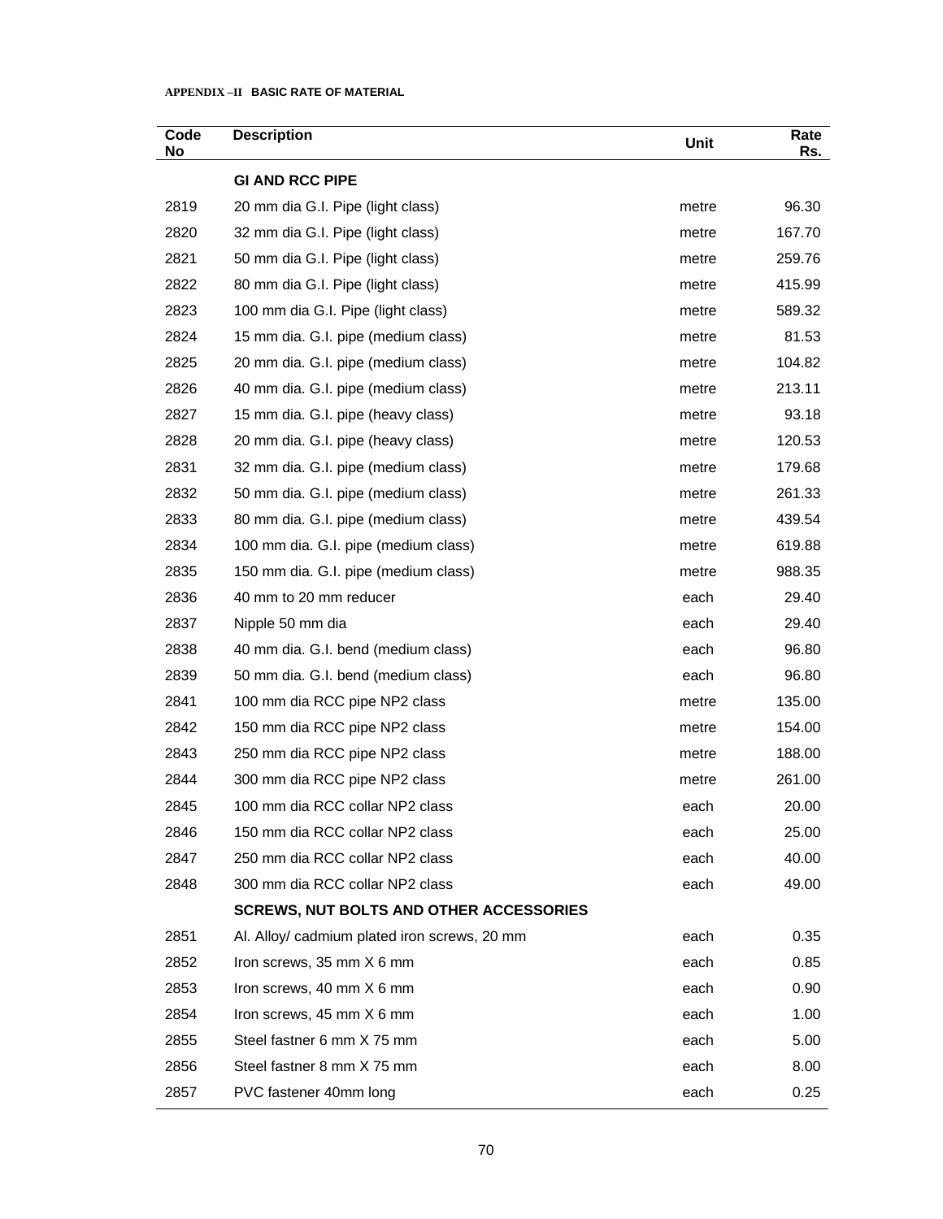**APPENDIX –II BASIC RATE OF MATERIAL**

| Code No | Description | Unit | Rate Rs. |
|---|---|---|---|
| | **GI AND RCC PIPE** | | |
| 2819 | 20 mm dia G.I. Pipe (light class) | metre | 96.30 |
| 2820 | 32 mm dia G.I. Pipe (light class) | metre | 167.70 |
| 2821 | 50 mm dia G.I. Pipe (light class) | metre | 259.76 |
| 2822 | 80 mm dia G.I. Pipe (light class) | metre | 415.99 |
| 2823 | 100 mm dia G.I. Pipe (light class) | metre | 589.32 |
| 2824 | 15 mm dia. G.I. pipe (medium class) | metre | 81.53 |
| 2825 | 20 mm dia. G.I. pipe (medium class) | metre | 104.82 |
| 2826 | 40 mm dia. G.I. pipe (medium class) | metre | 213.11 |
| 2827 | 15 mm dia. G.I. pipe (heavy class) | metre | 93.18 |
| 2828 | 20 mm dia. G.I. pipe (heavy class) | metre | 120.53 |
| 2831 | 32 mm dia. G.I. pipe (medium class) | metre | 179.68 |
| 2832 | 50 mm dia. G.I. pipe (medium class) | metre | 261.33 |
| 2833 | 80 mm dia. G.I. pipe (medium class) | metre | 439.54 |
| 2834 | 100 mm dia. G.I. pipe (medium class) | metre | 619.88 |
| 2835 | 150 mm dia. G.I. pipe (medium class) | metre | 988.35 |
| 2836 | 40 mm to 20 mm reducer | each | 29.40 |
| 2837 | Nipple 50 mm dia | each | 29.40 |
| 2838 | 40 mm dia. G.I. bend (medium class) | each | 96.80 |
| 2839 | 50 mm dia. G.I. bend (medium class) | each | 96.80 |
| 2841 | 100 mm dia RCC pipe NP2 class | metre | 135.00 |
| 2842 | 150 mm dia RCC pipe NP2 class | metre | 154.00 |
| 2843 | 250 mm dia RCC pipe NP2 class | metre | 188.00 |
| 2844 | 300 mm dia RCC pipe NP2 class | metre | 261.00 |
| 2845 | 100 mm dia RCC collar NP2 class | each | 20.00 |
| 2846 | 150 mm dia RCC collar NP2 class | each | 25.00 |
| 2847 | 250 mm dia RCC collar NP2 class | each | 40.00 |
| 2848 | 300 mm dia RCC collar NP2 class | each | 49.00 |
| | **SCREWS, NUT BOLTS AND OTHER ACCESSORIES** | | |
| 2851 | Al. Alloy/ cadmium plated iron screws, 20 mm | each | 0.35 |
| 2852 | Iron screws, 35 mm X 6 mm | each | 0.85 |
| 2853 | Iron screws, 40 mm X 6 mm | each | 0.90 |
| 2854 | Iron screws, 45 mm X 6 mm | each | 1.00 |
| 2855 | Steel fastner 6 mm X 75 mm | each | 5.00 |
| 2856 | Steel fastner 8 mm X 75 mm | each | 8.00 |
| 2857 | PVC fastener 40mm long | each | 0.25 |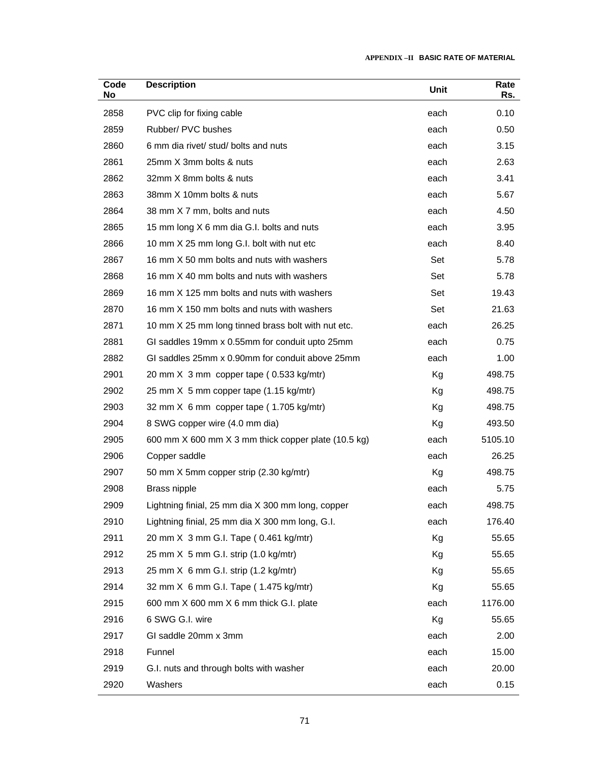**APPENDIX –II BASIC RATE OF MATERIAL**

| Code No | Description | Unit | Rate Rs. |
|---|---|---|---|
| 2858 | PVC clip for fixing cable | each | 0.10 |
| 2859 | Rubber/ PVC bushes | each | 0.50 |
| 2860 | 6 mm dia rivet/ stud/ bolts and nuts | each | 3.15 |
| 2861 | 25mm X 3mm bolts & nuts | each | 2.63 |
| 2862 | 32mm X 8mm bolts & nuts | each | 3.41 |
| 2863 | 38mm X 10mm bolts & nuts | each | 5.67 |
| 2864 | 38 mm X 7 mm, bolts and nuts | each | 4.50 |
| 2865 | 15 mm long X 6 mm dia G.I. bolts and nuts | each | 3.95 |
| 2866 | 10 mm X 25 mm long G.I. bolt with nut etc | each | 8.40 |
| 2867 | 16 mm X 50 mm bolts and nuts with washers | Set | 5.78 |
| 2868 | 16 mm X 40 mm bolts and nuts with washers | Set | 5.78 |
| 2869 | 16 mm X 125 mm bolts and nuts with washers | Set | 19.43 |
| 2870 | 16 mm X 150 mm bolts and nuts with washers | Set | 21.63 |
| 2871 | 10 mm X 25 mm long tinned brass bolt with nut etc. | each | 26.25 |
| 2881 | GI saddles 19mm x 0.55mm for conduit upto 25mm | each | 0.75 |
| 2882 | GI saddles 25mm x 0.90mm for conduit above 25mm | each | 1.00 |
| 2901 | 20 mm X 3 mm copper tape ( 0.533 kg/mtr) | Kg | 498.75 |
| 2902 | 25 mm X 5 mm copper tape (1.15 kg/mtr) | Kg | 498.75 |
| 2903 | 32 mm X 6 mm copper tape ( 1.705 kg/mtr) | Kg | 498.75 |
| 2904 | 8 SWG copper wire (4.0 mm dia) | Kg | 493.50 |
| 2905 | 600 mm X 600 mm X 3 mm thick copper plate (10.5 kg) | each | 5105.10 |
| 2906 | Copper saddle | each | 26.25 |
| 2907 | 50 mm X 5mm copper strip (2.30 kg/mtr) | Kg | 498.75 |
| 2908 | Brass nipple | each | 5.75 |
| 2909 | Lightning finial, 25 mm dia X 300 mm long, copper | each | 498.75 |
| 2910 | Lightning finial, 25 mm dia X 300 mm long, G.I. | each | 176.40 |
| 2911 | 20 mm X 3 mm G.I. Tape ( 0.461 kg/mtr) | Kg | 55.65 |
| 2912 | 25 mm X 5 mm G.I. strip (1.0 kg/mtr) | Kg | 55.65 |
| 2913 | 25 mm X 6 mm G.I. strip (1.2 kg/mtr) | Kg | 55.65 |
| 2914 | 32 mm X 6 mm G.I. Tape ( 1.475 kg/mtr) | Kg | 55.65 |
| 2915 | 600 mm X 600 mm X 6 mm thick G.I. plate | each | 1176.00 |
| 2916 | 6 SWG G.I. wire | Kg | 55.65 |
| 2917 | GI saddle 20mm x 3mm | each | 2.00 |
| 2918 | Funnel | each | 15.00 |
| 2919 | G.I. nuts and through bolts with washer | each | 20.00 |
| 2920 | Washers | each | 0.15 |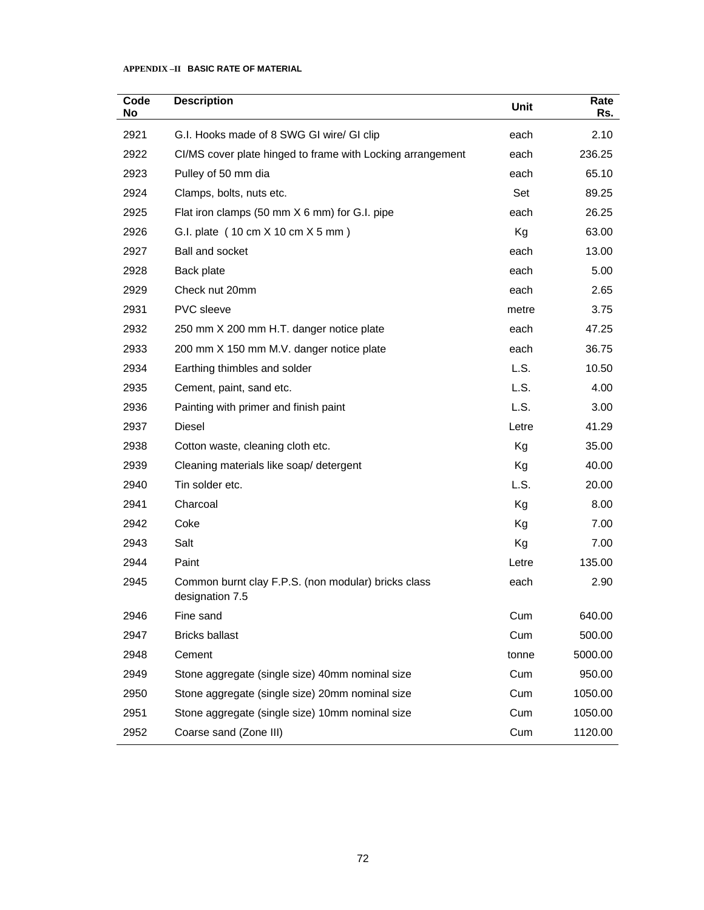**APPENDIX –II BASIC RATE OF MATERIAL**

| Code No | Description | Unit | Rate Rs. |
|---|---|---|---|
| 2921 | G.I. Hooks made of 8 SWG GI wire/ GI clip | each | 2.10 |
| 2922 | CI/MS cover plate hinged to frame with Locking arrangement | each | 236.25 |
| 2923 | Pulley of 50 mm dia | each | 65.10 |
| 2924 | Clamps, bolts, nuts etc. | Set | 89.25 |
| 2925 | Flat iron clamps (50 mm X 6 mm) for G.I. pipe | each | 26.25 |
| 2926 | G.I. plate ( 10 cm X 10 cm X 5 mm ) | Kg | 63.00 |
| 2927 | Ball and socket | each | 13.00 |
| 2928 | Back plate | each | 5.00 |
| 2929 | Check nut 20mm | each | 2.65 |
| 2931 | PVC sleeve | metre | 3.75 |
| 2932 | 250 mm X 200 mm H.T. danger notice plate | each | 47.25 |
| 2933 | 200 mm X 150 mm M.V. danger notice plate | each | 36.75 |
| 2934 | Earthing thimbles and solder | L.S. | 10.50 |
| 2935 | Cement, paint, sand etc. | L.S. | 4.00 |
| 2936 | Painting with primer and finish paint | L.S. | 3.00 |
| 2937 | Diesel | Letre | 41.29 |
| 2938 | Cotton waste, cleaning cloth etc. | Kg | 35.00 |
| 2939 | Cleaning materials like soap/ detergent | Kg | 40.00 |
| 2940 | Tin solder etc. | L.S. | 20.00 |
| 2941 | Charcoal | Kg | 8.00 |
| 2942 | Coke | Kg | 7.00 |
| 2943 | Salt | Kg | 7.00 |
| 2944 | Paint | Letre | 135.00 |
| 2945 | Common burnt clay F.P.S. (non modular) bricks class designation 7.5 | each | 2.90 |
| 2946 | Fine sand | Cum | 640.00 |
| 2947 | Bricks ballast | Cum | 500.00 |
| 2948 | Cement | tonne | 5000.00 |
| 2949 | Stone aggregate (single size) 40mm nominal size | Cum | 950.00 |
| 2950 | Stone aggregate (single size) 20mm nominal size | Cum | 1050.00 |
| 2951 | Stone aggregate (single size) 10mm nominal size | Cum | 1050.00 |
| 2952 | Coarse sand (Zone III) | Cum | 1120.00 |